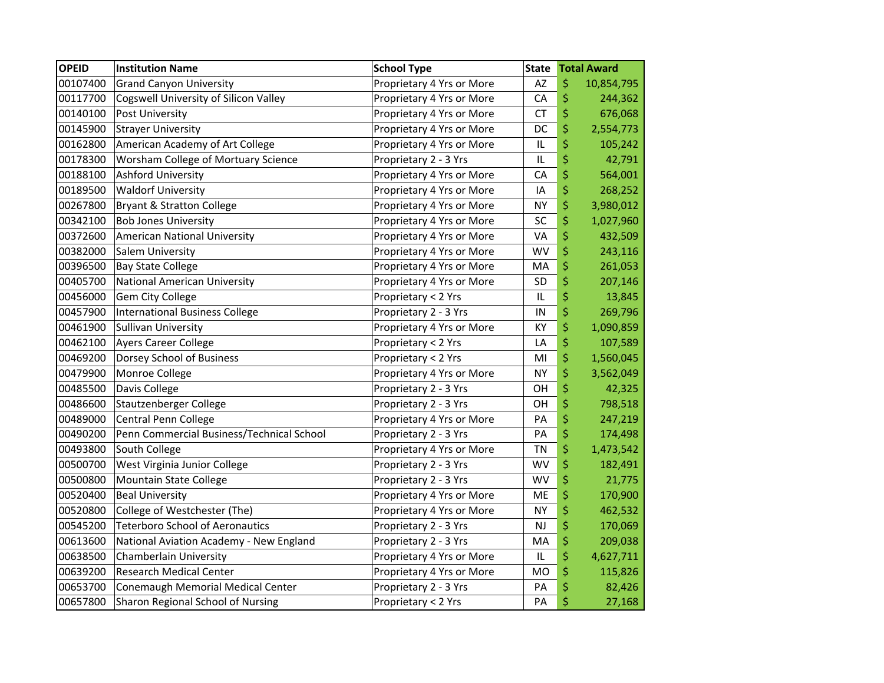| OPEID | Institution Name | School Type | State | Total Award |
|---|---|---|---|---|
| 00107400 | Grand Canyon University | Proprietary 4 Yrs or More | AZ | $ 10,854,795 |
| 00117700 | Cogswell University of Silicon Valley | Proprietary 4 Yrs or More | CA | $ 244,362 |
| 00140100 | Post University | Proprietary 4 Yrs or More | CT | $ 676,068 |
| 00145900 | Strayer University | Proprietary 4 Yrs or More | DC | $ 2,554,773 |
| 00162800 | American Academy of Art College | Proprietary 4 Yrs or More | IL | $ 105,242 |
| 00178300 | Worsham College of Mortuary Science | Proprietary 2 - 3 Yrs | IL | $ 42,791 |
| 00188100 | Ashford University | Proprietary 4 Yrs or More | CA | $ 564,001 |
| 00189500 | Waldorf University | Proprietary 4 Yrs or More | IA | $ 268,252 |
| 00267800 | Bryant & Stratton College | Proprietary 4 Yrs or More | NY | $ 3,980,012 |
| 00342100 | Bob Jones University | Proprietary 4 Yrs or More | SC | $ 1,027,960 |
| 00372600 | American National University | Proprietary 4 Yrs or More | VA | $ 432,509 |
| 00382000 | Salem University | Proprietary 4 Yrs or More | WV | $ 243,116 |
| 00396500 | Bay State College | Proprietary 4 Yrs or More | MA | $ 261,053 |
| 00405700 | National American University | Proprietary 4 Yrs or More | SD | $ 207,146 |
| 00456000 | Gem City College | Proprietary < 2 Yrs | IL | $ 13,845 |
| 00457900 | International Business College | Proprietary 2 - 3 Yrs | IN | $ 269,796 |
| 00461900 | Sullivan University | Proprietary 4 Yrs or More | KY | $ 1,090,859 |
| 00462100 | Ayers Career College | Proprietary < 2 Yrs | LA | $ 107,589 |
| 00469200 | Dorsey School of Business | Proprietary < 2 Yrs | MI | $ 1,560,045 |
| 00479900 | Monroe College | Proprietary 4 Yrs or More | NY | $ 3,562,049 |
| 00485500 | Davis College | Proprietary 2 - 3 Yrs | OH | $ 42,325 |
| 00486600 | Stautzenberger College | Proprietary 2 - 3 Yrs | OH | $ 798,518 |
| 00489000 | Central Penn College | Proprietary 4 Yrs or More | PA | $ 247,219 |
| 00490200 | Penn Commercial Business/Technical School | Proprietary 2 - 3 Yrs | PA | $ 174,498 |
| 00493800 | South College | Proprietary 4 Yrs or More | TN | $ 1,473,542 |
| 00500700 | West Virginia Junior College | Proprietary 2 - 3 Yrs | WV | $ 182,491 |
| 00500800 | Mountain State College | Proprietary 2 - 3 Yrs | WV | $ 21,775 |
| 00520400 | Beal University | Proprietary 4 Yrs or More | ME | $ 170,900 |
| 00520800 | College of Westchester (The) | Proprietary 4 Yrs or More | NY | $ 462,532 |
| 00545200 | Teterboro School of Aeronautics | Proprietary 2 - 3 Yrs | NJ | $ 170,069 |
| 00613600 | National Aviation Academy - New England | Proprietary 2 - 3 Yrs | MA | $ 209,038 |
| 00638500 | Chamberlain University | Proprietary 4 Yrs or More | IL | $ 4,627,711 |
| 00639200 | Research Medical Center | Proprietary 4 Yrs or More | MO | $ 115,826 |
| 00653700 | Conemaugh Memorial Medical Center | Proprietary 2 - 3 Yrs | PA | $ 82,426 |
| 00657800 | Sharon Regional School of Nursing | Proprietary < 2 Yrs | PA | $ 27,168 |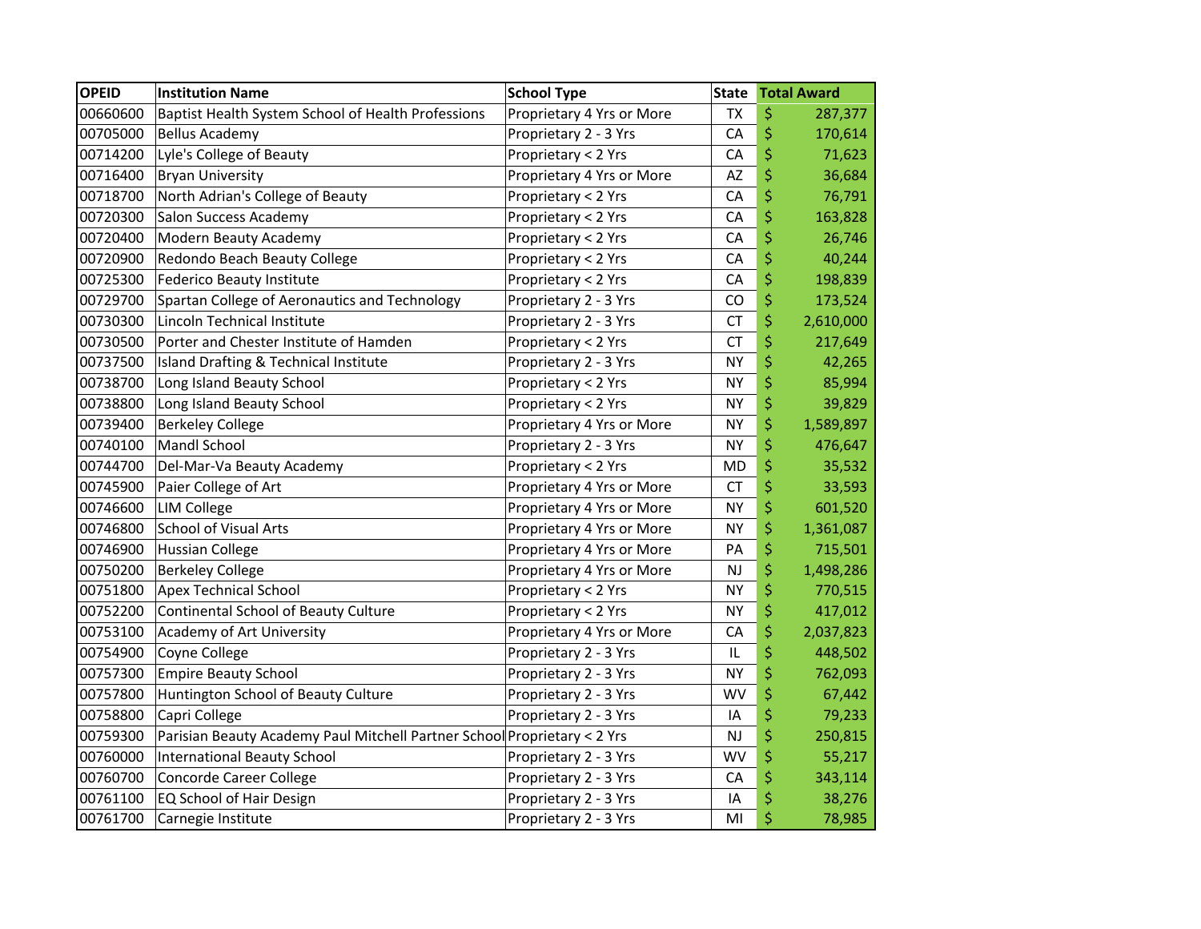| OPEID | Institution Name | School Type | State | Total Award |
|---|---|---|---|---|
| 00660600 | Baptist Health System School of Health Professions | Proprietary 4 Yrs or More | TX | $ 287,377 |
| 00705000 | Bellus Academy | Proprietary 2 - 3 Yrs | CA | $ 170,614 |
| 00714200 | Lyle's College of Beauty | Proprietary < 2 Yrs | CA | $ 71,623 |
| 00716400 | Bryan University | Proprietary 4 Yrs or More | AZ | $ 36,684 |
| 00718700 | North Adrian's College of Beauty | Proprietary < 2 Yrs | CA | $ 76,791 |
| 00720300 | Salon Success Academy | Proprietary < 2 Yrs | CA | $ 163,828 |
| 00720400 | Modern Beauty Academy | Proprietary < 2 Yrs | CA | $ 26,746 |
| 00720900 | Redondo Beach Beauty College | Proprietary < 2 Yrs | CA | $ 40,244 |
| 00725300 | Federico Beauty Institute | Proprietary < 2 Yrs | CA | $ 198,839 |
| 00729700 | Spartan College of Aeronautics and Technology | Proprietary 2 - 3 Yrs | CO | $ 173,524 |
| 00730300 | Lincoln Technical Institute | Proprietary 2 - 3 Yrs | CT | $ 2,610,000 |
| 00730500 | Porter and Chester Institute of Hamden | Proprietary < 2 Yrs | CT | $ 217,649 |
| 00737500 | Island Drafting & Technical Institute | Proprietary 2 - 3 Yrs | NY | $ 42,265 |
| 00738700 | Long Island Beauty School | Proprietary < 2 Yrs | NY | $ 85,994 |
| 00738800 | Long Island Beauty School | Proprietary < 2 Yrs | NY | $ 39,829 |
| 00739400 | Berkeley College | Proprietary 4 Yrs or More | NY | $ 1,589,897 |
| 00740100 | Mandl School | Proprietary 2 - 3 Yrs | NY | $ 476,647 |
| 00744700 | Del-Mar-Va Beauty Academy | Proprietary < 2 Yrs | MD | $ 35,532 |
| 00745900 | Paier College of Art | Proprietary 4 Yrs or More | CT | $ 33,593 |
| 00746600 | LIM College | Proprietary 4 Yrs or More | NY | $ 601,520 |
| 00746800 | School of Visual Arts | Proprietary 4 Yrs or More | NY | $ 1,361,087 |
| 00746900 | Hussian College | Proprietary 4 Yrs or More | PA | $ 715,501 |
| 00750200 | Berkeley College | Proprietary 4 Yrs or More | NJ | $ 1,498,286 |
| 00751800 | Apex Technical School | Proprietary < 2 Yrs | NY | $ 770,515 |
| 00752200 | Continental School of Beauty Culture | Proprietary < 2 Yrs | NY | $ 417,012 |
| 00753100 | Academy of Art University | Proprietary 4 Yrs or More | CA | $ 2,037,823 |
| 00754900 | Coyne College | Proprietary 2 - 3 Yrs | IL | $ 448,502 |
| 00757300 | Empire Beauty School | Proprietary 2 - 3 Yrs | NY | $ 762,093 |
| 00757800 | Huntington School of Beauty Culture | Proprietary 2 - 3 Yrs | WV | $ 67,442 |
| 00758800 | Capri College | Proprietary 2 - 3 Yrs | IA | $ 79,233 |
| 00759300 | Parisian Beauty Academy Paul Mitchell Partner School | Proprietary < 2 Yrs | NJ | $ 250,815 |
| 00760000 | International Beauty School | Proprietary 2 - 3 Yrs | WV | $ 55,217 |
| 00760700 | Concorde Career College | Proprietary 2 - 3 Yrs | CA | $ 343,114 |
| 00761100 | EQ School of Hair Design | Proprietary 2 - 3 Yrs | IA | $ 38,276 |
| 00761700 | Carnegie Institute | Proprietary 2 - 3 Yrs | MI | $ 78,985 |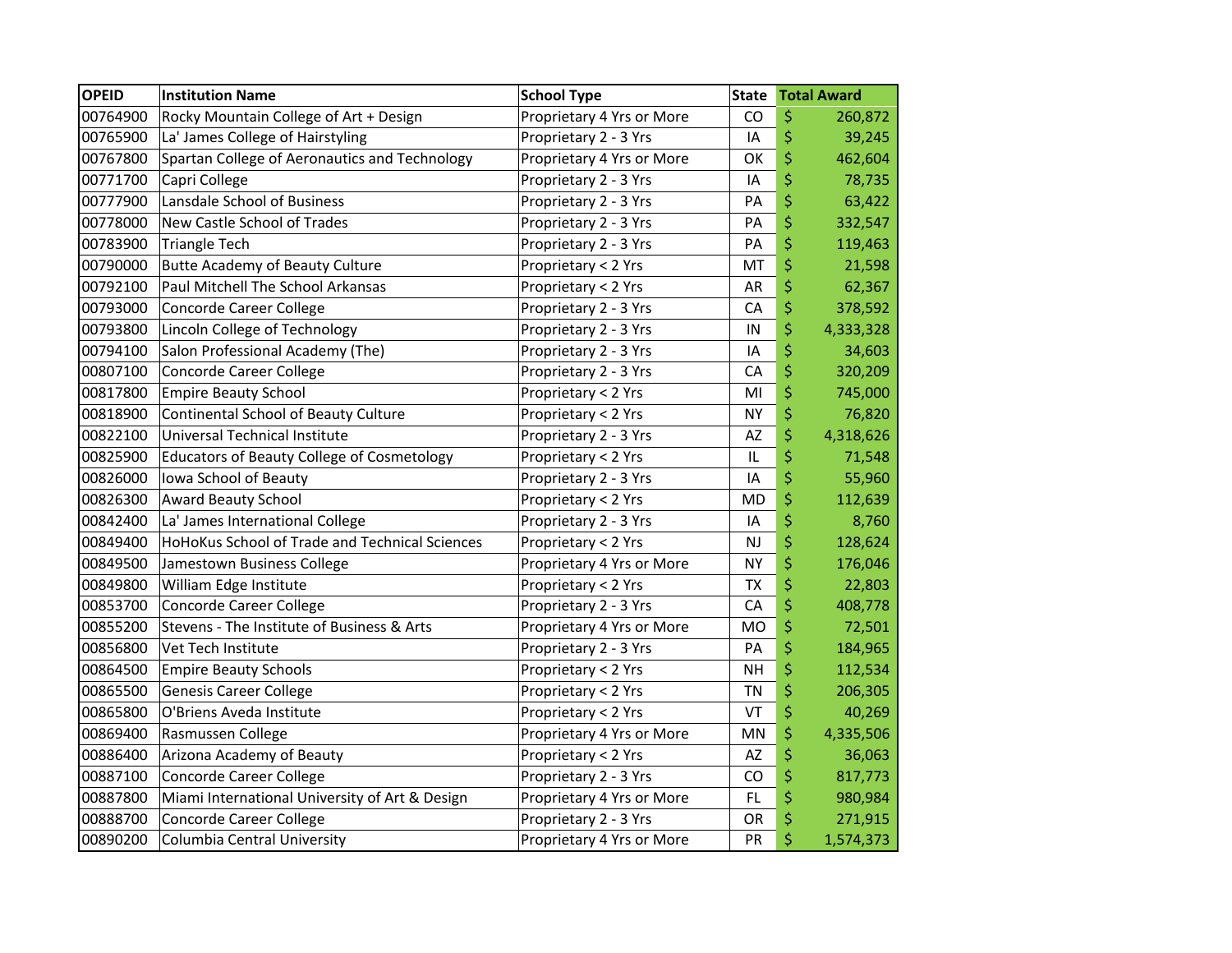| OPEID | Institution Name | School Type | State | Total Award |
|---|---|---|---|---|
| 00764900 | Rocky Mountain College of Art + Design | Proprietary 4 Yrs or More | CO | $ 260,872 |
| 00765900 | La' James College of Hairstyling | Proprietary 2 - 3 Yrs | IA | $ 39,245 |
| 00767800 | Spartan College of Aeronautics and Technology | Proprietary 4 Yrs or More | OK | $ 462,604 |
| 00771700 | Capri College | Proprietary 2 - 3 Yrs | IA | $ 78,735 |
| 00777900 | Lansdale School of Business | Proprietary 2 - 3 Yrs | PA | $ 63,422 |
| 00778000 | New Castle School of Trades | Proprietary 2 - 3 Yrs | PA | $ 332,547 |
| 00783900 | Triangle Tech | Proprietary 2 - 3 Yrs | PA | $ 119,463 |
| 00790000 | Butte Academy of Beauty Culture | Proprietary < 2 Yrs | MT | $ 21,598 |
| 00792100 | Paul Mitchell The School Arkansas | Proprietary < 2 Yrs | AR | $ 62,367 |
| 00793000 | Concorde Career College | Proprietary 2 - 3 Yrs | CA | $ 378,592 |
| 00793800 | Lincoln College of Technology | Proprietary 2 - 3 Yrs | IN | $ 4,333,328 |
| 00794100 | Salon Professional Academy (The) | Proprietary 2 - 3 Yrs | IA | $ 34,603 |
| 00807100 | Concorde Career College | Proprietary 2 - 3 Yrs | CA | $ 320,209 |
| 00817800 | Empire Beauty School | Proprietary < 2 Yrs | MI | $ 745,000 |
| 00818900 | Continental School of Beauty Culture | Proprietary < 2 Yrs | NY | $ 76,820 |
| 00822100 | Universal Technical Institute | Proprietary 2 - 3 Yrs | AZ | $ 4,318,626 |
| 00825900 | Educators of Beauty College of Cosmetology | Proprietary < 2 Yrs | IL | $ 71,548 |
| 00826000 | Iowa School of Beauty | Proprietary 2 - 3 Yrs | IA | $ 55,960 |
| 00826300 | Award Beauty School | Proprietary < 2 Yrs | MD | $ 112,639 |
| 00842400 | La' James International College | Proprietary 2 - 3 Yrs | IA | $ 8,760 |
| 00849400 | HoHoKus School of Trade and Technical Sciences | Proprietary < 2 Yrs | NJ | $ 128,624 |
| 00849500 | Jamestown Business College | Proprietary 4 Yrs or More | NY | $ 176,046 |
| 00849800 | William Edge Institute | Proprietary < 2 Yrs | TX | $ 22,803 |
| 00853700 | Concorde Career College | Proprietary 2 - 3 Yrs | CA | $ 408,778 |
| 00855200 | Stevens - The Institute of Business & Arts | Proprietary 4 Yrs or More | MO | $ 72,501 |
| 00856800 | Vet Tech Institute | Proprietary 2 - 3 Yrs | PA | $ 184,965 |
| 00864500 | Empire Beauty Schools | Proprietary < 2 Yrs | NH | $ 112,534 |
| 00865500 | Genesis Career College | Proprietary < 2 Yrs | TN | $ 206,305 |
| 00865800 | O'Briens Aveda Institute | Proprietary < 2 Yrs | VT | $ 40,269 |
| 00869400 | Rasmussen College | Proprietary 4 Yrs or More | MN | $ 4,335,506 |
| 00886400 | Arizona Academy of Beauty | Proprietary < 2 Yrs | AZ | $ 36,063 |
| 00887100 | Concorde Career College | Proprietary 2 - 3 Yrs | CO | $ 817,773 |
| 00887800 | Miami International University of Art & Design | Proprietary 4 Yrs or More | FL | $ 980,984 |
| 00888700 | Concorde Career College | Proprietary 2 - 3 Yrs | OR | $ 271,915 |
| 00890200 | Columbia Central University | Proprietary 4 Yrs or More | PR | $ 1,574,373 |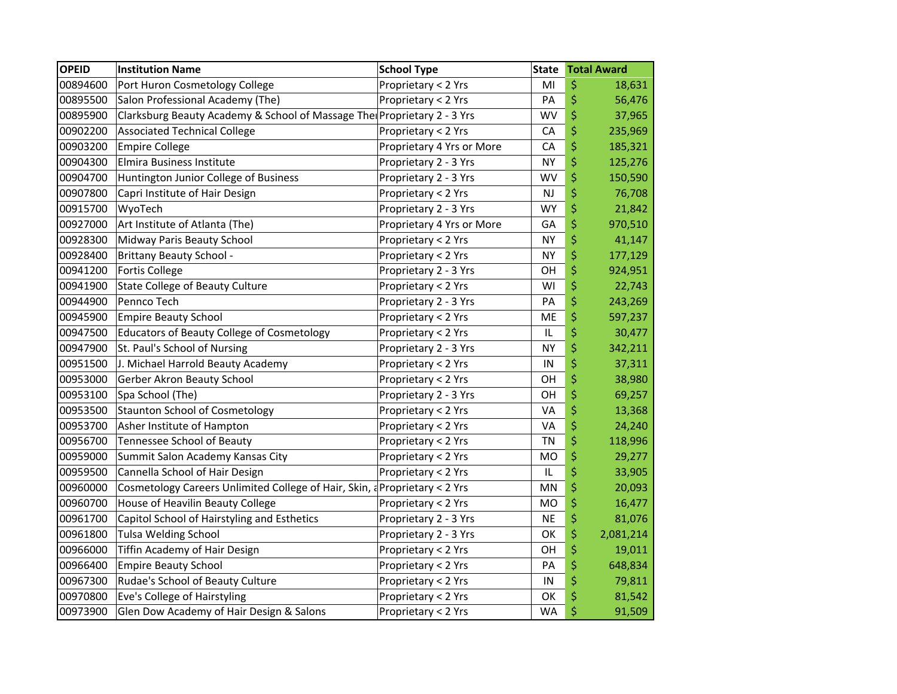| OPEID | Institution Name | School Type | State | Total Award |
|---|---|---|---|---|
| 00894600 | Port Huron Cosmetology College | Proprietary < 2 Yrs | MI | $ 18,631 |
| 00895500 | Salon Professional Academy (The) | Proprietary < 2 Yrs | PA | $ 56,476 |
| 00895900 | Clarksburg Beauty Academy & School of Massage Ther | Proprietary 2 - 3 Yrs | WV | $ 37,965 |
| 00902200 | Associated Technical College | Proprietary < 2 Yrs | CA | $ 235,969 |
| 00903200 | Empire College | Proprietary 4 Yrs or More | CA | $ 185,321 |
| 00904300 | Elmira Business Institute | Proprietary 2 - 3 Yrs | NY | $ 125,276 |
| 00904700 | Huntington Junior College of Business | Proprietary 2 - 3 Yrs | WV | $ 150,590 |
| 00907800 | Capri Institute of Hair Design | Proprietary < 2 Yrs | NJ | $ 76,708 |
| 00915700 | WyoTech | Proprietary 2 - 3 Yrs | WY | $ 21,842 |
| 00927000 | Art Institute of Atlanta (The) | Proprietary 4 Yrs or More | GA | $ 970,510 |
| 00928300 | Midway Paris Beauty School | Proprietary < 2 Yrs | NY | $ 41,147 |
| 00928400 | Brittany Beauty School - | Proprietary < 2 Yrs | NY | $ 177,129 |
| 00941200 | Fortis College | Proprietary 2 - 3 Yrs | OH | $ 924,951 |
| 00941900 | State College of Beauty Culture | Proprietary < 2 Yrs | WI | $ 22,743 |
| 00944900 | Pennco Tech | Proprietary 2 - 3 Yrs | PA | $ 243,269 |
| 00945900 | Empire Beauty School | Proprietary < 2 Yrs | ME | $ 597,237 |
| 00947500 | Educators of Beauty College of Cosmetology | Proprietary < 2 Yrs | IL | $ 30,477 |
| 00947900 | St. Paul's School of Nursing | Proprietary 2 - 3 Yrs | NY | $ 342,211 |
| 00951500 | J. Michael Harrold Beauty Academy | Proprietary < 2 Yrs | IN | $ 37,311 |
| 00953000 | Gerber Akron Beauty School | Proprietary < 2 Yrs | OH | $ 38,980 |
| 00953100 | Spa School (The) | Proprietary 2 - 3 Yrs | OH | $ 69,257 |
| 00953500 | Staunton School of Cosmetology | Proprietary < 2 Yrs | VA | $ 13,368 |
| 00953700 | Asher Institute of Hampton | Proprietary < 2 Yrs | VA | $ 24,240 |
| 00956700 | Tennessee School of Beauty | Proprietary < 2 Yrs | TN | $ 118,996 |
| 00959000 | Summit Salon Academy Kansas City | Proprietary < 2 Yrs | MO | $ 29,277 |
| 00959500 | Cannella School of Hair Design | Proprietary < 2 Yrs | IL | $ 33,905 |
| 00960000 | Cosmetology Careers Unlimited College of Hair, Skin, a | Proprietary < 2 Yrs | MN | $ 20,093 |
| 00960700 | House of Heavilin Beauty College | Proprietary < 2 Yrs | MO | $ 16,477 |
| 00961700 | Capitol School of Hairstyling and Esthetics | Proprietary 2 - 3 Yrs | NE | $ 81,076 |
| 00961800 | Tulsa Welding School | Proprietary 2 - 3 Yrs | OK | $ 2,081,214 |
| 00966000 | Tiffin Academy of Hair Design | Proprietary < 2 Yrs | OH | $ 19,011 |
| 00966400 | Empire Beauty School | Proprietary < 2 Yrs | PA | $ 648,834 |
| 00967300 | Rudae's School of Beauty Culture | Proprietary < 2 Yrs | IN | $ 79,811 |
| 00970800 | Eve's College of Hairstyling | Proprietary < 2 Yrs | OK | $ 81,542 |
| 00973900 | Glen Dow Academy of Hair Design & Salons | Proprietary < 2 Yrs | WA | $ 91,509 |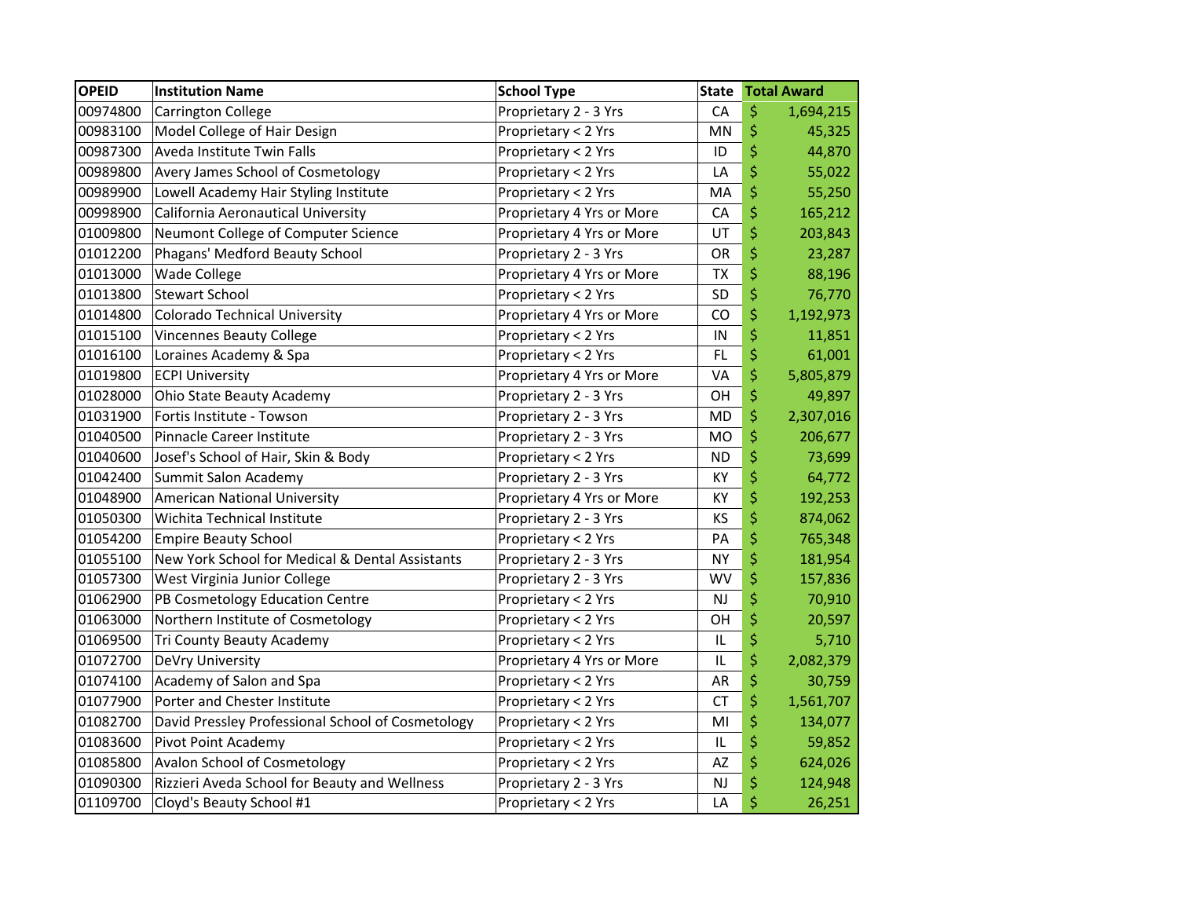| OPEID | Institution Name | School Type | State | Total Award |
|---|---|---|---|---|
| 00974800 | Carrington College | Proprietary 2 - 3 Yrs | CA | $ 1,694,215 |
| 00983100 | Model College of Hair Design | Proprietary < 2 Yrs | MN | $ 45,325 |
| 00987300 | Aveda Institute Twin Falls | Proprietary < 2 Yrs | ID | $ 44,870 |
| 00989800 | Avery James School of Cosmetology | Proprietary < 2 Yrs | LA | $ 55,022 |
| 00989900 | Lowell Academy Hair Styling Institute | Proprietary < 2 Yrs | MA | $ 55,250 |
| 00998900 | California Aeronautical University | Proprietary 4 Yrs or More | CA | $ 165,212 |
| 01009800 | Neumont College of Computer Science | Proprietary 4 Yrs or More | UT | $ 203,843 |
| 01012200 | Phagans' Medford Beauty School | Proprietary 2 - 3 Yrs | OR | $ 23,287 |
| 01013000 | Wade College | Proprietary 4 Yrs or More | TX | $ 88,196 |
| 01013800 | Stewart School | Proprietary < 2 Yrs | SD | $ 76,770 |
| 01014800 | Colorado Technical University | Proprietary 4 Yrs or More | CO | $ 1,192,973 |
| 01015100 | Vincennes Beauty College | Proprietary < 2 Yrs | IN | $ 11,851 |
| 01016100 | Loraines Academy & Spa | Proprietary < 2 Yrs | FL | $ 61,001 |
| 01019800 | ECPI University | Proprietary 4 Yrs or More | VA | $ 5,805,879 |
| 01028000 | Ohio State Beauty Academy | Proprietary 2 - 3 Yrs | OH | $ 49,897 |
| 01031900 | Fortis Institute - Towson | Proprietary 2 - 3 Yrs | MD | $ 2,307,016 |
| 01040500 | Pinnacle Career Institute | Proprietary 2 - 3 Yrs | MO | $ 206,677 |
| 01040600 | Josef's School of Hair, Skin & Body | Proprietary < 2 Yrs | ND | $ 73,699 |
| 01042400 | Summit Salon Academy | Proprietary 2 - 3 Yrs | KY | $ 64,772 |
| 01048900 | American National University | Proprietary 4 Yrs or More | KY | $ 192,253 |
| 01050300 | Wichita Technical Institute | Proprietary 2 - 3 Yrs | KS | $ 874,062 |
| 01054200 | Empire Beauty School | Proprietary < 2 Yrs | PA | $ 765,348 |
| 01055100 | New York School for Medical & Dental Assistants | Proprietary 2 - 3 Yrs | NY | $ 181,954 |
| 01057300 | West Virginia Junior College | Proprietary 2 - 3 Yrs | WV | $ 157,836 |
| 01062900 | PB Cosmetology Education Centre | Proprietary < 2 Yrs | NJ | $ 70,910 |
| 01063000 | Northern Institute of Cosmetology | Proprietary < 2 Yrs | OH | $ 20,597 |
| 01069500 | Tri County Beauty Academy | Proprietary < 2 Yrs | IL | $ 5,710 |
| 01072700 | DeVry University | Proprietary 4 Yrs or More | IL | $ 2,082,379 |
| 01074100 | Academy of Salon and Spa | Proprietary < 2 Yrs | AR | $ 30,759 |
| 01077900 | Porter and Chester Institute | Proprietary < 2 Yrs | CT | $ 1,561,707 |
| 01082700 | David Pressley Professional School of Cosmetology | Proprietary < 2 Yrs | MI | $ 134,077 |
| 01083600 | Pivot Point Academy | Proprietary < 2 Yrs | IL | $ 59,852 |
| 01085800 | Avalon School of Cosmetology | Proprietary < 2 Yrs | AZ | $ 624,026 |
| 01090300 | Rizzieri Aveda School for Beauty and Wellness | Proprietary 2 - 3 Yrs | NJ | $ 124,948 |
| 01109700 | Cloyd's Beauty School #1 | Proprietary < 2 Yrs | LA | $ 26,251 |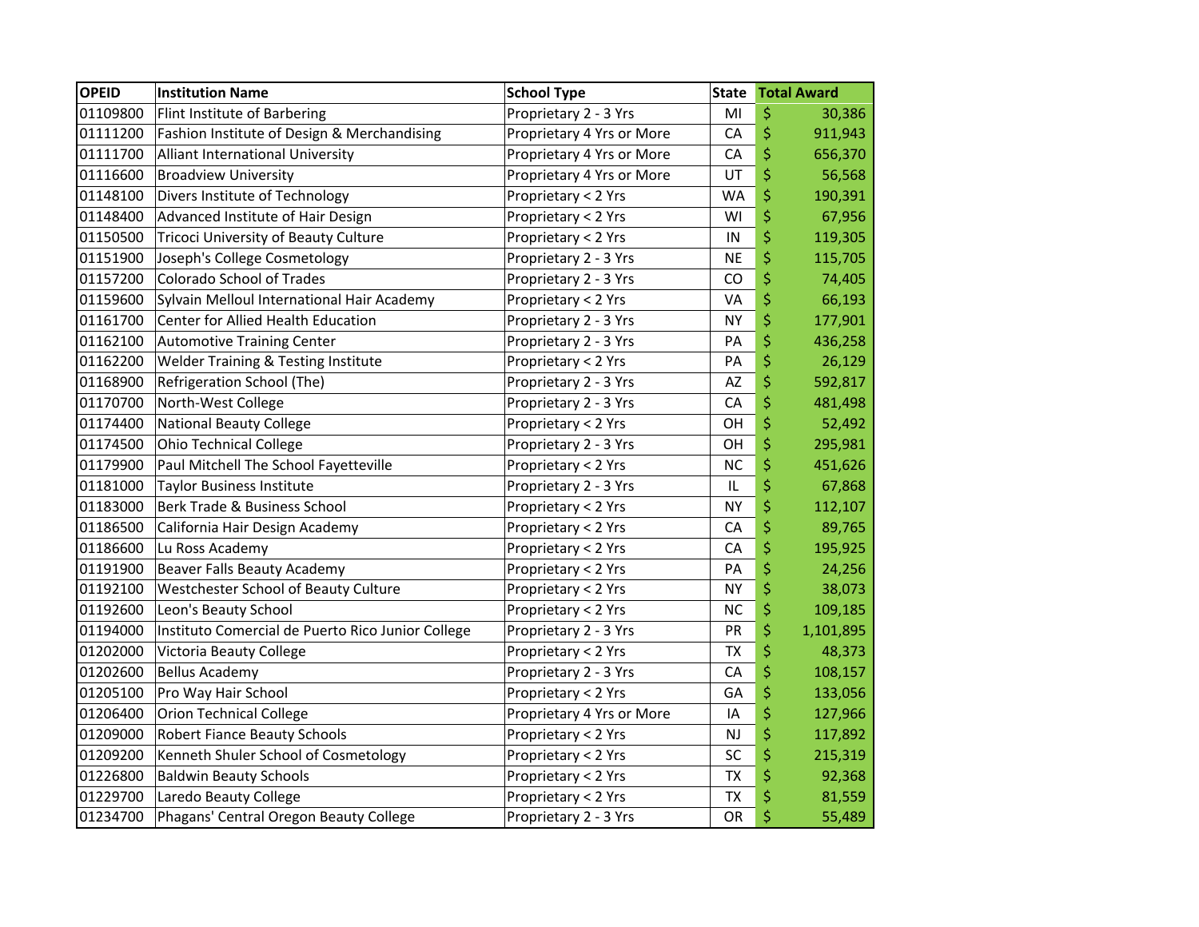| OPEID | Institution Name | School Type | State | Total Award |
|---|---|---|---|---|
| 01109800 | Flint Institute of Barbering | Proprietary 2 - 3 Yrs | MI | $ 30,386 |
| 01111200 | Fashion Institute of Design & Merchandising | Proprietary 4 Yrs or More | CA | $ 911,943 |
| 01111700 | Alliant International University | Proprietary 4 Yrs or More | CA | $ 656,370 |
| 01116600 | Broadview University | Proprietary 4 Yrs or More | UT | $ 56,568 |
| 01148100 | Divers Institute of Technology | Proprietary < 2 Yrs | WA | $ 190,391 |
| 01148400 | Advanced Institute of Hair Design | Proprietary < 2 Yrs | WI | $ 67,956 |
| 01150500 | Tricoci University of Beauty Culture | Proprietary < 2 Yrs | IN | $ 119,305 |
| 01151900 | Joseph's College Cosmetology | Proprietary 2 - 3 Yrs | NE | $ 115,705 |
| 01157200 | Colorado School of Trades | Proprietary 2 - 3 Yrs | CO | $ 74,405 |
| 01159600 | Sylvain Melloul International Hair Academy | Proprietary < 2 Yrs | VA | $ 66,193 |
| 01161700 | Center for Allied Health Education | Proprietary 2 - 3 Yrs | NY | $ 177,901 |
| 01162100 | Automotive Training Center | Proprietary 2 - 3 Yrs | PA | $ 436,258 |
| 01162200 | Welder Training & Testing Institute | Proprietary < 2 Yrs | PA | $ 26,129 |
| 01168900 | Refrigeration School (The) | Proprietary 2 - 3 Yrs | AZ | $ 592,817 |
| 01170700 | North-West College | Proprietary 2 - 3 Yrs | CA | $ 481,498 |
| 01174400 | National Beauty College | Proprietary < 2 Yrs | OH | $ 52,492 |
| 01174500 | Ohio Technical College | Proprietary 2 - 3 Yrs | OH | $ 295,981 |
| 01179900 | Paul Mitchell The School Fayetteville | Proprietary < 2 Yrs | NC | $ 451,626 |
| 01181000 | Taylor Business Institute | Proprietary 2 - 3 Yrs | IL | $ 67,868 |
| 01183000 | Berk Trade & Business School | Proprietary < 2 Yrs | NY | $ 112,107 |
| 01186500 | California Hair Design Academy | Proprietary < 2 Yrs | CA | $ 89,765 |
| 01186600 | Lu Ross Academy | Proprietary < 2 Yrs | CA | $ 195,925 |
| 01191900 | Beaver Falls Beauty Academy | Proprietary < 2 Yrs | PA | $ 24,256 |
| 01192100 | Westchester School of Beauty Culture | Proprietary < 2 Yrs | NY | $ 38,073 |
| 01192600 | Leon's Beauty School | Proprietary < 2 Yrs | NC | $ 109,185 |
| 01194000 | Instituto Comercial de Puerto Rico Junior College | Proprietary 2 - 3 Yrs | PR | $ 1,101,895 |
| 01202000 | Victoria Beauty College | Proprietary < 2 Yrs | TX | $ 48,373 |
| 01202600 | Bellus Academy | Proprietary 2 - 3 Yrs | CA | $ 108,157 |
| 01205100 | Pro Way Hair School | Proprietary < 2 Yrs | GA | $ 133,056 |
| 01206400 | Orion Technical College | Proprietary 4 Yrs or More | IA | $ 127,966 |
| 01209000 | Robert Fiance Beauty Schools | Proprietary < 2 Yrs | NJ | $ 117,892 |
| 01209200 | Kenneth Shuler School of Cosmetology | Proprietary < 2 Yrs | SC | $ 215,319 |
| 01226800 | Baldwin Beauty Schools | Proprietary < 2 Yrs | TX | $ 92,368 |
| 01229700 | Laredo Beauty College | Proprietary < 2 Yrs | TX | $ 81,559 |
| 01234700 | Phagans' Central Oregon Beauty College | Proprietary 2 - 3 Yrs | OR | $ 55,489 |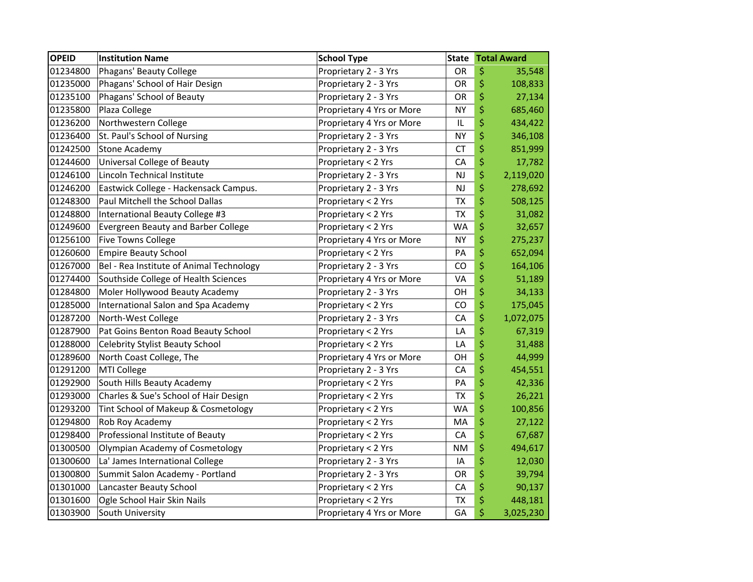| OPEID | Institution Name | School Type | State | Total Award |
|---|---|---|---|---|
| 01234800 | Phagans' Beauty College | Proprietary 2 - 3 Yrs | OR | $ 35,548 |
| 01235000 | Phagans' School of Hair Design | Proprietary 2 - 3 Yrs | OR | $ 108,833 |
| 01235100 | Phagans' School of Beauty | Proprietary 2 - 3 Yrs | OR | $ 27,134 |
| 01235800 | Plaza College | Proprietary 4 Yrs or More | NY | $ 685,460 |
| 01236200 | Northwestern College | Proprietary 4 Yrs or More | IL | $ 434,422 |
| 01236400 | St. Paul's School of Nursing | Proprietary 2 - 3 Yrs | NY | $ 346,108 |
| 01242500 | Stone Academy | Proprietary 2 - 3 Yrs | CT | $ 851,999 |
| 01244600 | Universal College of Beauty | Proprietary < 2 Yrs | CA | $ 17,782 |
| 01246100 | Lincoln Technical Institute | Proprietary 2 - 3 Yrs | NJ | $ 2,119,020 |
| 01246200 | Eastwick College - Hackensack Campus. | Proprietary 2 - 3 Yrs | NJ | $ 278,692 |
| 01248300 | Paul Mitchell the School Dallas | Proprietary < 2 Yrs | TX | $ 508,125 |
| 01248800 | International Beauty College #3 | Proprietary < 2 Yrs | TX | $ 31,082 |
| 01249600 | Evergreen Beauty and Barber College | Proprietary < 2 Yrs | WA | $ 32,657 |
| 01256100 | Five Towns College | Proprietary 4 Yrs or More | NY | $ 275,237 |
| 01260600 | Empire Beauty School | Proprietary < 2 Yrs | PA | $ 652,094 |
| 01267000 | Bel - Rea Institute of Animal Technology | Proprietary 2 - 3 Yrs | CO | $ 164,106 |
| 01274400 | Southside College of Health Sciences | Proprietary 4 Yrs or More | VA | $ 51,189 |
| 01284800 | Moler Hollywood Beauty Academy | Proprietary 2 - 3 Yrs | OH | $ 34,133 |
| 01285000 | International Salon and Spa Academy | Proprietary < 2 Yrs | CO | $ 175,045 |
| 01287200 | North-West College | Proprietary 2 - 3 Yrs | CA | $ 1,072,075 |
| 01287900 | Pat Goins Benton Road Beauty School | Proprietary < 2 Yrs | LA | $ 67,319 |
| 01288000 | Celebrity Stylist Beauty School | Proprietary < 2 Yrs | LA | $ 31,488 |
| 01289600 | North Coast College, The | Proprietary 4 Yrs or More | OH | $ 44,999 |
| 01291200 | MTI College | Proprietary 2 - 3 Yrs | CA | $ 454,551 |
| 01292900 | South Hills Beauty Academy | Proprietary < 2 Yrs | PA | $ 42,336 |
| 01293000 | Charles & Sue's School of Hair Design | Proprietary < 2 Yrs | TX | $ 26,221 |
| 01293200 | Tint School of Makeup & Cosmetology | Proprietary < 2 Yrs | WA | $ 100,856 |
| 01294800 | Rob Roy Academy | Proprietary < 2 Yrs | MA | $ 27,122 |
| 01298400 | Professional Institute of Beauty | Proprietary < 2 Yrs | CA | $ 67,687 |
| 01300500 | Olympian Academy of Cosmetology | Proprietary < 2 Yrs | NM | $ 494,617 |
| 01300600 | La' James International College | Proprietary 2 - 3 Yrs | IA | $ 12,030 |
| 01300800 | Summit Salon Academy - Portland | Proprietary 2 - 3 Yrs | OR | $ 39,794 |
| 01301000 | Lancaster Beauty School | Proprietary < 2 Yrs | CA | $ 90,137 |
| 01301600 | Ogle School Hair Skin Nails | Proprietary < 2 Yrs | TX | $ 448,181 |
| 01303900 | South University | Proprietary 4 Yrs or More | GA | $ 3,025,230 |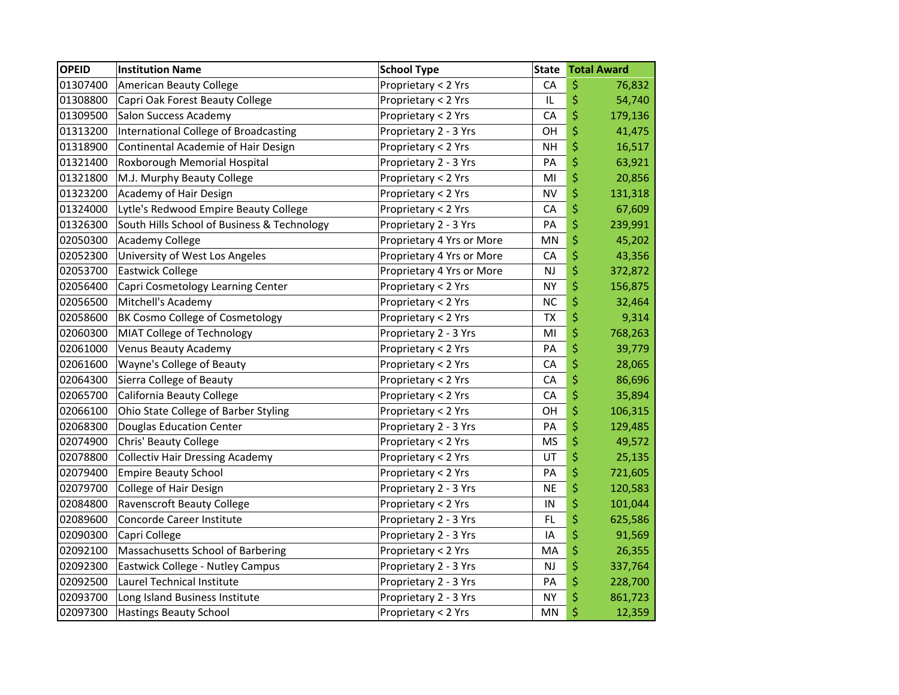| OPEID | Institution Name | School Type | State | Total Award |
|---|---|---|---|---|
| 01307400 | American Beauty College | Proprietary < 2 Yrs | CA | $ 76,832 |
| 01308800 | Capri Oak Forest Beauty College | Proprietary < 2 Yrs | IL | $ 54,740 |
| 01309500 | Salon Success Academy | Proprietary < 2 Yrs | CA | $ 179,136 |
| 01313200 | International College of Broadcasting | Proprietary 2 - 3 Yrs | OH | $ 41,475 |
| 01318900 | Continental Academie of Hair Design | Proprietary < 2 Yrs | NH | $ 16,517 |
| 01321400 | Roxborough Memorial Hospital | Proprietary 2 - 3 Yrs | PA | $ 63,921 |
| 01321800 | M.J. Murphy Beauty College | Proprietary < 2 Yrs | MI | $ 20,856 |
| 01323200 | Academy of Hair Design | Proprietary < 2 Yrs | NV | $ 131,318 |
| 01324000 | Lytle's Redwood Empire Beauty College | Proprietary < 2 Yrs | CA | $ 67,609 |
| 01326300 | South Hills School of Business & Technology | Proprietary 2 - 3 Yrs | PA | $ 239,991 |
| 02050300 | Academy College | Proprietary 4 Yrs or More | MN | $ 45,202 |
| 02052300 | University of West Los Angeles | Proprietary 4 Yrs or More | CA | $ 43,356 |
| 02053700 | Eastwick College | Proprietary 4 Yrs or More | NJ | $ 372,872 |
| 02056400 | Capri Cosmetology Learning Center | Proprietary < 2 Yrs | NY | $ 156,875 |
| 02056500 | Mitchell's Academy | Proprietary < 2 Yrs | NC | $ 32,464 |
| 02058600 | BK Cosmo College of Cosmetology | Proprietary < 2 Yrs | TX | $ 9,314 |
| 02060300 | MIAT College of Technology | Proprietary 2 - 3 Yrs | MI | $ 768,263 |
| 02061000 | Venus Beauty Academy | Proprietary < 2 Yrs | PA | $ 39,779 |
| 02061600 | Wayne's College of Beauty | Proprietary < 2 Yrs | CA | $ 28,065 |
| 02064300 | Sierra College of Beauty | Proprietary < 2 Yrs | CA | $ 86,696 |
| 02065700 | California Beauty College | Proprietary < 2 Yrs | CA | $ 35,894 |
| 02066100 | Ohio State College of Barber Styling | Proprietary < 2 Yrs | OH | $ 106,315 |
| 02068300 | Douglas Education Center | Proprietary 2 - 3 Yrs | PA | $ 129,485 |
| 02074900 | Chris' Beauty College | Proprietary < 2 Yrs | MS | $ 49,572 |
| 02078800 | Collectiv Hair Dressing Academy | Proprietary < 2 Yrs | UT | $ 25,135 |
| 02079400 | Empire Beauty School | Proprietary < 2 Yrs | PA | $ 721,605 |
| 02079700 | College of Hair Design | Proprietary 2 - 3 Yrs | NE | $ 120,583 |
| 02084800 | Ravenscroft Beauty College | Proprietary < 2 Yrs | IN | $ 101,044 |
| 02089600 | Concorde Career Institute | Proprietary 2 - 3 Yrs | FL | $ 625,586 |
| 02090300 | Capri College | Proprietary 2 - 3 Yrs | IA | $ 91,569 |
| 02092100 | Massachusetts School of Barbering | Proprietary < 2 Yrs | MA | $ 26,355 |
| 02092300 | Eastwick College - Nutley Campus | Proprietary 2 - 3 Yrs | NJ | $ 337,764 |
| 02092500 | Laurel Technical Institute | Proprietary 2 - 3 Yrs | PA | $ 228,700 |
| 02093700 | Long Island Business Institute | Proprietary 2 - 3 Yrs | NY | $ 861,723 |
| 02097300 | Hastings Beauty School | Proprietary < 2 Yrs | MN | $ 12,359 |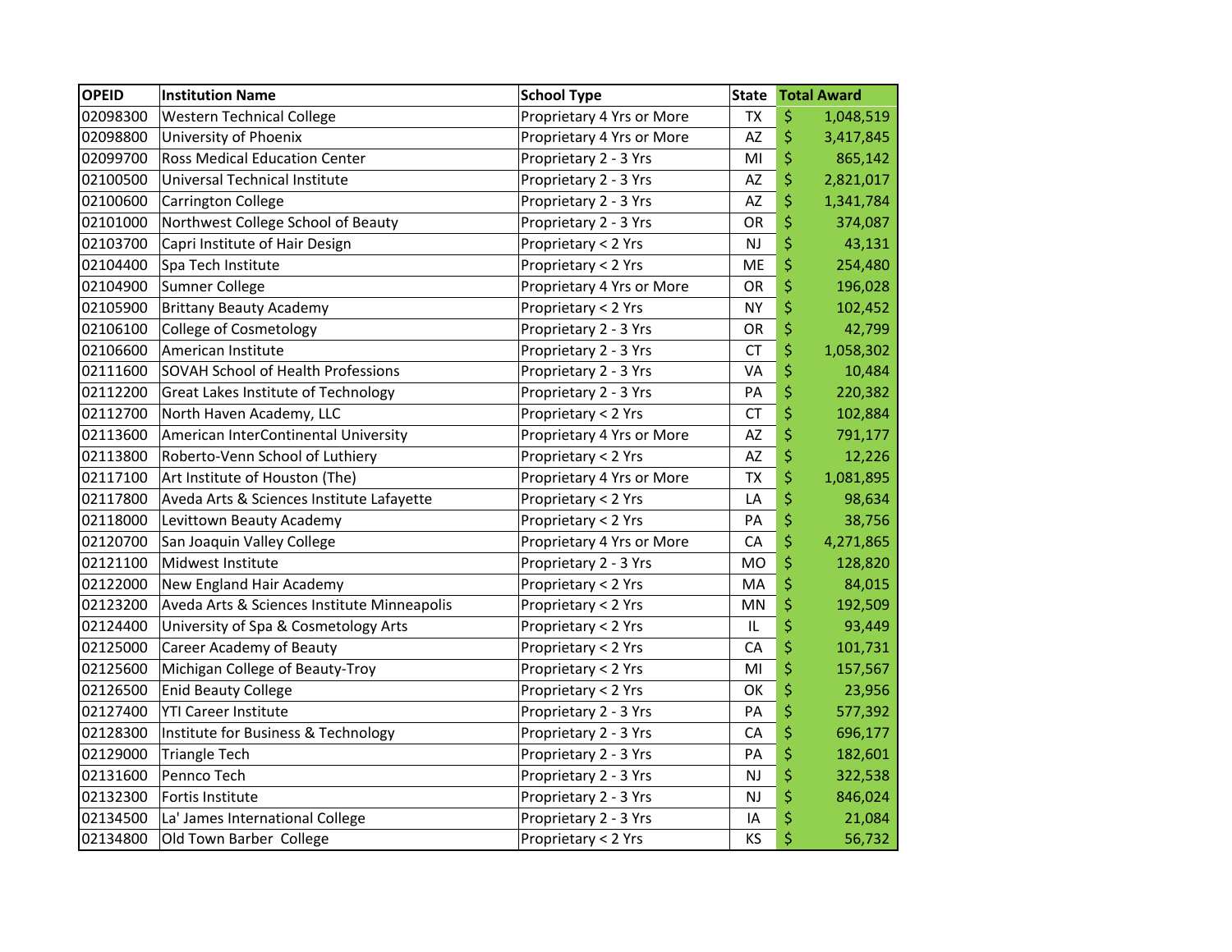| OPEID | Institution Name | School Type | State | Total Award |
|---|---|---|---|---|
| 02098300 | Western Technical College | Proprietary 4 Yrs or More | TX | $ 1,048,519 |
| 02098800 | University of Phoenix | Proprietary 4 Yrs or More | AZ | $ 3,417,845 |
| 02099700 | Ross Medical Education Center | Proprietary 2 - 3 Yrs | MI | $ 865,142 |
| 02100500 | Universal Technical Institute | Proprietary 2 - 3 Yrs | AZ | $ 2,821,017 |
| 02100600 | Carrington College | Proprietary 2 - 3 Yrs | AZ | $ 1,341,784 |
| 02101000 | Northwest College School of Beauty | Proprietary 2 - 3 Yrs | OR | $ 374,087 |
| 02103700 | Capri Institute of Hair Design | Proprietary < 2 Yrs | NJ | $ 43,131 |
| 02104400 | Spa Tech Institute | Proprietary < 2 Yrs | ME | $ 254,480 |
| 02104900 | Sumner College | Proprietary 4 Yrs or More | OR | $ 196,028 |
| 02105900 | Brittany Beauty Academy | Proprietary < 2 Yrs | NY | $ 102,452 |
| 02106100 | College of Cosmetology | Proprietary 2 - 3 Yrs | OR | $ 42,799 |
| 02106600 | American Institute | Proprietary 2 - 3 Yrs | CT | $ 1,058,302 |
| 02111600 | SOVAH School of Health Professions | Proprietary 2 - 3 Yrs | VA | $ 10,484 |
| 02112200 | Great Lakes Institute of Technology | Proprietary 2 - 3 Yrs | PA | $ 220,382 |
| 02112700 | North Haven Academy, LLC | Proprietary < 2 Yrs | CT | $ 102,884 |
| 02113600 | American InterContinental University | Proprietary 4 Yrs or More | AZ | $ 791,177 |
| 02113800 | Roberto-Venn School of Luthiery | Proprietary < 2 Yrs | AZ | $ 12,226 |
| 02117100 | Art Institute of Houston (The) | Proprietary 4 Yrs or More | TX | $ 1,081,895 |
| 02117800 | Aveda Arts & Sciences Institute Lafayette | Proprietary < 2 Yrs | LA | $ 98,634 |
| 02118000 | Levittown Beauty Academy | Proprietary < 2 Yrs | PA | $ 38,756 |
| 02120700 | San Joaquin Valley College | Proprietary 4 Yrs or More | CA | $ 4,271,865 |
| 02121100 | Midwest Institute | Proprietary 2 - 3 Yrs | MO | $ 128,820 |
| 02122000 | New England Hair Academy | Proprietary < 2 Yrs | MA | $ 84,015 |
| 02123200 | Aveda Arts & Sciences Institute Minneapolis | Proprietary < 2 Yrs | MN | $ 192,509 |
| 02124400 | University of Spa & Cosmetology Arts | Proprietary < 2 Yrs | IL | $ 93,449 |
| 02125000 | Career Academy of Beauty | Proprietary < 2 Yrs | CA | $ 101,731 |
| 02125600 | Michigan College of Beauty-Troy | Proprietary < 2 Yrs | MI | $ 157,567 |
| 02126500 | Enid Beauty College | Proprietary < 2 Yrs | OK | $ 23,956 |
| 02127400 | YTI Career Institute | Proprietary 2 - 3 Yrs | PA | $ 577,392 |
| 02128300 | Institute for Business & Technology | Proprietary 2 - 3 Yrs | CA | $ 696,177 |
| 02129000 | Triangle Tech | Proprietary 2 - 3 Yrs | PA | $ 182,601 |
| 02131600 | Pennco Tech | Proprietary 2 - 3 Yrs | NJ | $ 322,538 |
| 02132300 | Fortis Institute | Proprietary 2 - 3 Yrs | NJ | $ 846,024 |
| 02134500 | La' James International College | Proprietary 2 - 3 Yrs | IA | $ 21,084 |
| 02134800 | Old Town Barber College | Proprietary < 2 Yrs | KS | $ 56,732 |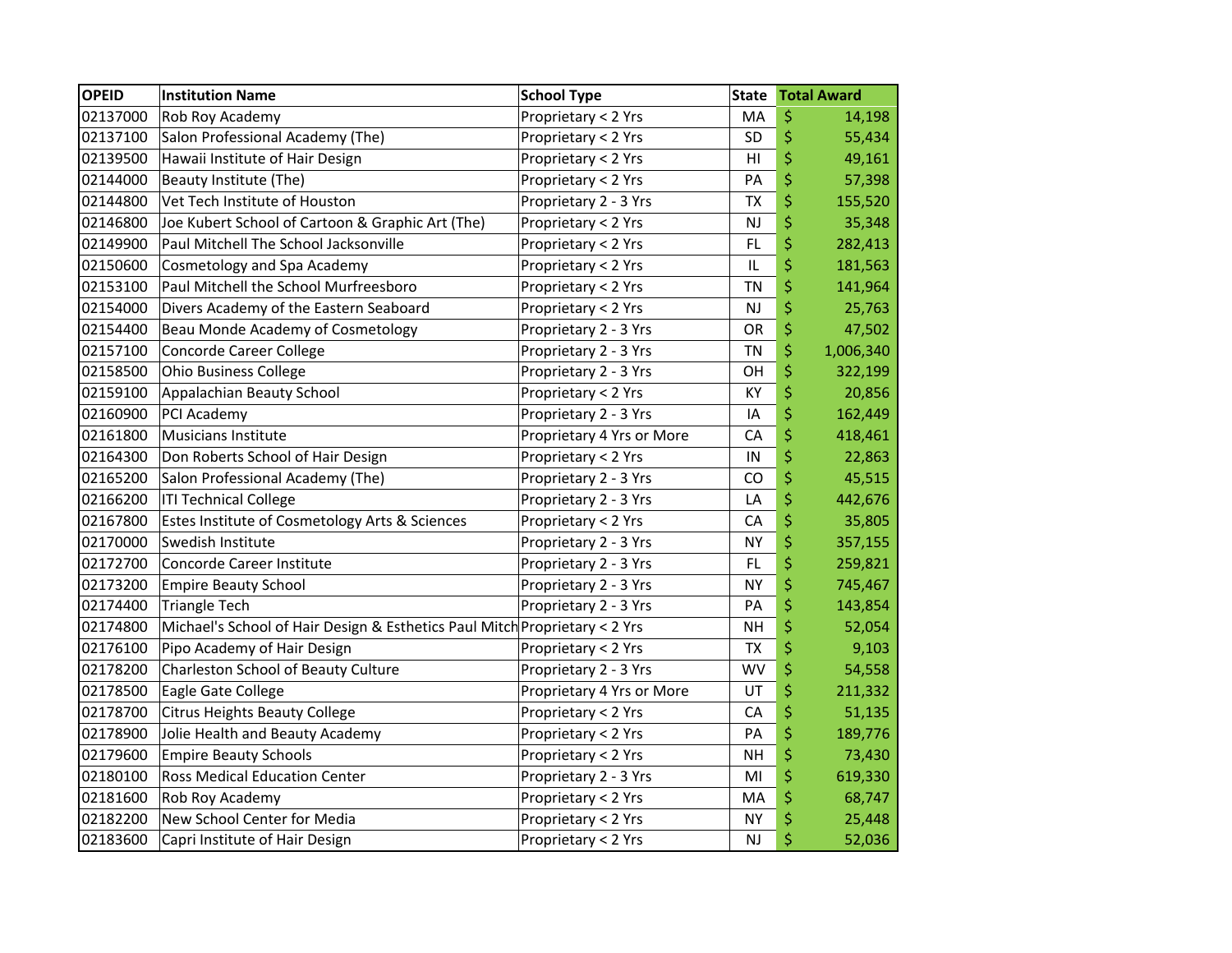| OPEID | Institution Name | School Type | State | Total Award |
|---|---|---|---|---|
| 02137000 | Rob Roy Academy | Proprietary < 2 Yrs | MA | $ 14,198 |
| 02137100 | Salon Professional Academy (The) | Proprietary < 2 Yrs | SD | $ 55,434 |
| 02139500 | Hawaii Institute of Hair Design | Proprietary < 2 Yrs | HI | $ 49,161 |
| 02144000 | Beauty Institute (The) | Proprietary < 2 Yrs | PA | $ 57,398 |
| 02144800 | Vet Tech Institute of Houston | Proprietary 2 - 3 Yrs | TX | $ 155,520 |
| 02146800 | Joe Kubert School of Cartoon & Graphic Art (The) | Proprietary < 2 Yrs | NJ | $ 35,348 |
| 02149900 | Paul Mitchell The School Jacksonville | Proprietary < 2 Yrs | FL | $ 282,413 |
| 02150600 | Cosmetology and Spa Academy | Proprietary < 2 Yrs | IL | $ 181,563 |
| 02153100 | Paul Mitchell the School Murfreesboro | Proprietary < 2 Yrs | TN | $ 141,964 |
| 02154000 | Divers Academy of the Eastern Seaboard | Proprietary < 2 Yrs | NJ | $ 25,763 |
| 02154400 | Beau Monde Academy of Cosmetology | Proprietary 2 - 3 Yrs | OR | $ 47,502 |
| 02157100 | Concorde Career College | Proprietary 2 - 3 Yrs | TN | $ 1,006,340 |
| 02158500 | Ohio Business College | Proprietary 2 - 3 Yrs | OH | $ 322,199 |
| 02159100 | Appalachian Beauty School | Proprietary < 2 Yrs | KY | $ 20,856 |
| 02160900 | PCI Academy | Proprietary 2 - 3 Yrs | IA | $ 162,449 |
| 02161800 | Musicians Institute | Proprietary 4 Yrs or More | CA | $ 418,461 |
| 02164300 | Don Roberts School of Hair Design | Proprietary < 2 Yrs | IN | $ 22,863 |
| 02165200 | Salon Professional Academy (The) | Proprietary 2 - 3 Yrs | CO | $ 45,515 |
| 02166200 | ITI Technical College | Proprietary 2 - 3 Yrs | LA | $ 442,676 |
| 02167800 | Estes Institute of Cosmetology Arts & Sciences | Proprietary < 2 Yrs | CA | $ 35,805 |
| 02170000 | Swedish Institute | Proprietary 2 - 3 Yrs | NY | $ 357,155 |
| 02172700 | Concorde Career Institute | Proprietary 2 - 3 Yrs | FL | $ 259,821 |
| 02173200 | Empire Beauty School | Proprietary 2 - 3 Yrs | NY | $ 745,467 |
| 02174400 | Triangle Tech | Proprietary 2 - 3 Yrs | PA | $ 143,854 |
| 02174800 | Michael's School of Hair Design & Esthetics Paul Mitch | Proprietary < 2 Yrs | NH | $ 52,054 |
| 02176100 | Pipo Academy of Hair Design | Proprietary < 2 Yrs | TX | $ 9,103 |
| 02178200 | Charleston School of Beauty Culture | Proprietary 2 - 3 Yrs | WV | $ 54,558 |
| 02178500 | Eagle Gate College | Proprietary 4 Yrs or More | UT | $ 211,332 |
| 02178700 | Citrus Heights Beauty College | Proprietary < 2 Yrs | CA | $ 51,135 |
| 02178900 | Jolie Health and Beauty Academy | Proprietary < 2 Yrs | PA | $ 189,776 |
| 02179600 | Empire Beauty Schools | Proprietary < 2 Yrs | NH | $ 73,430 |
| 02180100 | Ross Medical Education Center | Proprietary 2 - 3 Yrs | MI | $ 619,330 |
| 02181600 | Rob Roy Academy | Proprietary < 2 Yrs | MA | $ 68,747 |
| 02182200 | New School Center for Media | Proprietary < 2 Yrs | NY | $ 25,448 |
| 02183600 | Capri Institute of Hair Design | Proprietary < 2 Yrs | NJ | $ 52,036 |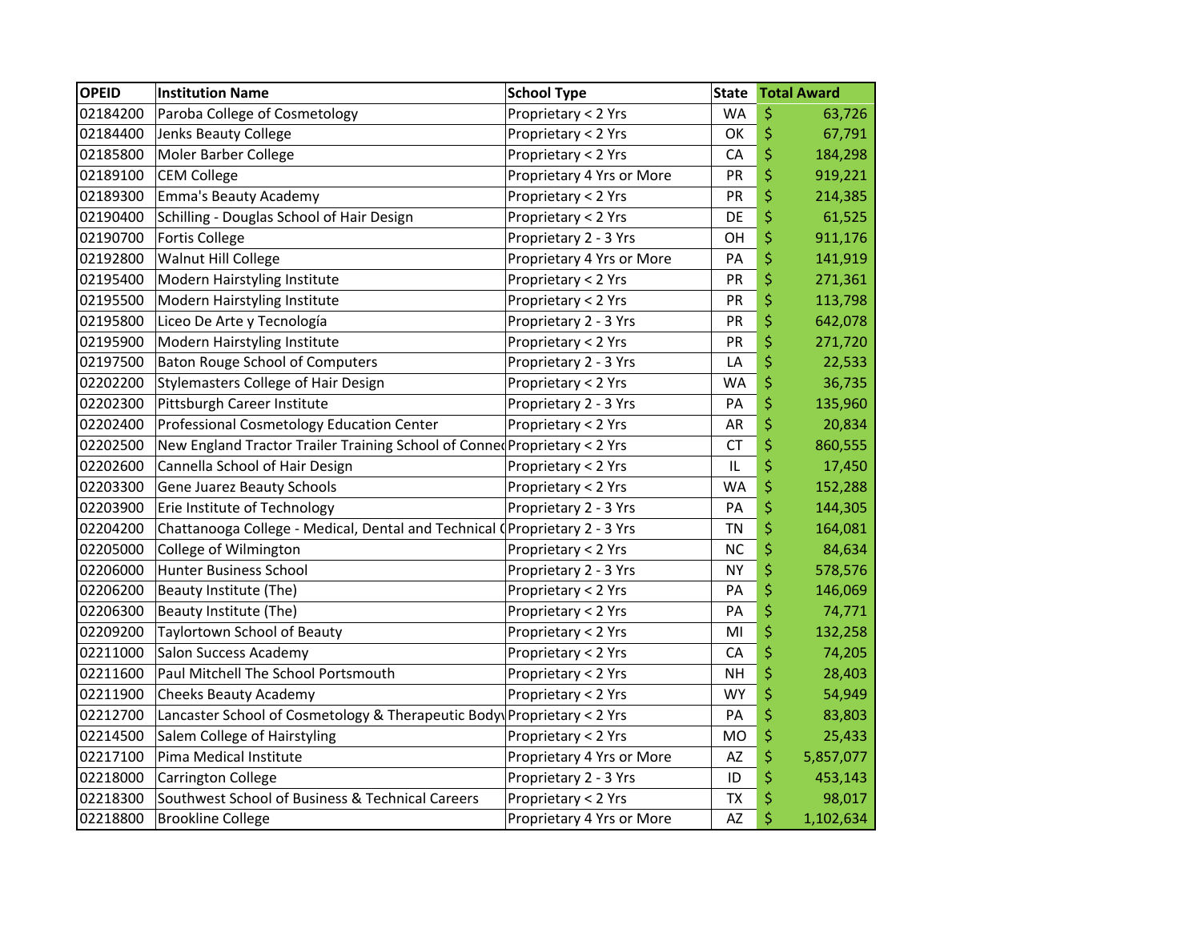| OPEID | Institution Name | School Type | State | Total Award |
|---|---|---|---|---|
| 02184200 | Paroba College of Cosmetology | Proprietary < 2 Yrs | WA | $ 63,726 |
| 02184400 | Jenks Beauty College | Proprietary < 2 Yrs | OK | $ 67,791 |
| 02185800 | Moler Barber College | Proprietary < 2 Yrs | CA | $ 184,298 |
| 02189100 | CEM College | Proprietary 4 Yrs or More | PR | $ 919,221 |
| 02189300 | Emma's Beauty Academy | Proprietary < 2 Yrs | PR | $ 214,385 |
| 02190400 | Schilling - Douglas School of Hair Design | Proprietary < 2 Yrs | DE | $ 61,525 |
| 02190700 | Fortis College | Proprietary 2 - 3 Yrs | OH | $ 911,176 |
| 02192800 | Walnut Hill College | Proprietary 4 Yrs or More | PA | $ 141,919 |
| 02195400 | Modern Hairstyling Institute | Proprietary < 2 Yrs | PR | $ 271,361 |
| 02195500 | Modern Hairstyling Institute | Proprietary < 2 Yrs | PR | $ 113,798 |
| 02195800 | Liceo De Arte y Tecnología | Proprietary 2 - 3 Yrs | PR | $ 642,078 |
| 02195900 | Modern Hairstyling Institute | Proprietary < 2 Yrs | PR | $ 271,720 |
| 02197500 | Baton Rouge School of Computers | Proprietary 2 - 3 Yrs | LA | $ 22,533 |
| 02202200 | Stylemasters College of Hair Design | Proprietary < 2 Yrs | WA | $ 36,735 |
| 02202300 | Pittsburgh Career Institute | Proprietary 2 - 3 Yrs | PA | $ 135,960 |
| 02202400 | Professional Cosmetology Education Center | Proprietary < 2 Yrs | AR | $ 20,834 |
| 02202500 | New England Tractor Trailer Training School of Connec | Proprietary < 2 Yrs | CT | $ 860,555 |
| 02202600 | Cannella School of Hair Design | Proprietary < 2 Yrs | IL | $ 17,450 |
| 02203300 | Gene Juarez Beauty Schools | Proprietary < 2 Yrs | WA | $ 152,288 |
| 02203900 | Erie Institute of Technology | Proprietary 2 - 3 Yrs | PA | $ 144,305 |
| 02204200 | Chattanooga College - Medical, Dental and Technical ( | Proprietary 2 - 3 Yrs | TN | $ 164,081 |
| 02205000 | College of Wilmington | Proprietary < 2 Yrs | NC | $ 84,634 |
| 02206000 | Hunter Business School | Proprietary 2 - 3 Yrs | NY | $ 578,576 |
| 02206200 | Beauty Institute (The) | Proprietary < 2 Yrs | PA | $ 146,069 |
| 02206300 | Beauty Institute (The) | Proprietary < 2 Yrs | PA | $ 74,771 |
| 02209200 | Taylortown School of Beauty | Proprietary < 2 Yrs | MI | $ 132,258 |
| 02211000 | Salon Success Academy | Proprietary < 2 Yrs | CA | $ 74,205 |
| 02211600 | Paul Mitchell The School Portsmouth | Proprietary < 2 Yrs | NH | $ 28,403 |
| 02211900 | Cheeks Beauty Academy | Proprietary < 2 Yrs | WY | $ 54,949 |
| 02212700 | Lancaster School of Cosmetology & Therapeutic Bodyv | Proprietary < 2 Yrs | PA | $ 83,803 |
| 02214500 | Salem College of Hairstyling | Proprietary < 2 Yrs | MO | $ 25,433 |
| 02217100 | Pima Medical Institute | Proprietary 4 Yrs or More | AZ | $ 5,857,077 |
| 02218000 | Carrington College | Proprietary 2 - 3 Yrs | ID | $ 453,143 |
| 02218300 | Southwest School of Business & Technical Careers | Proprietary < 2 Yrs | TX | $ 98,017 |
| 02218800 | Brookline College | Proprietary 4 Yrs or More | AZ | $ 1,102,634 |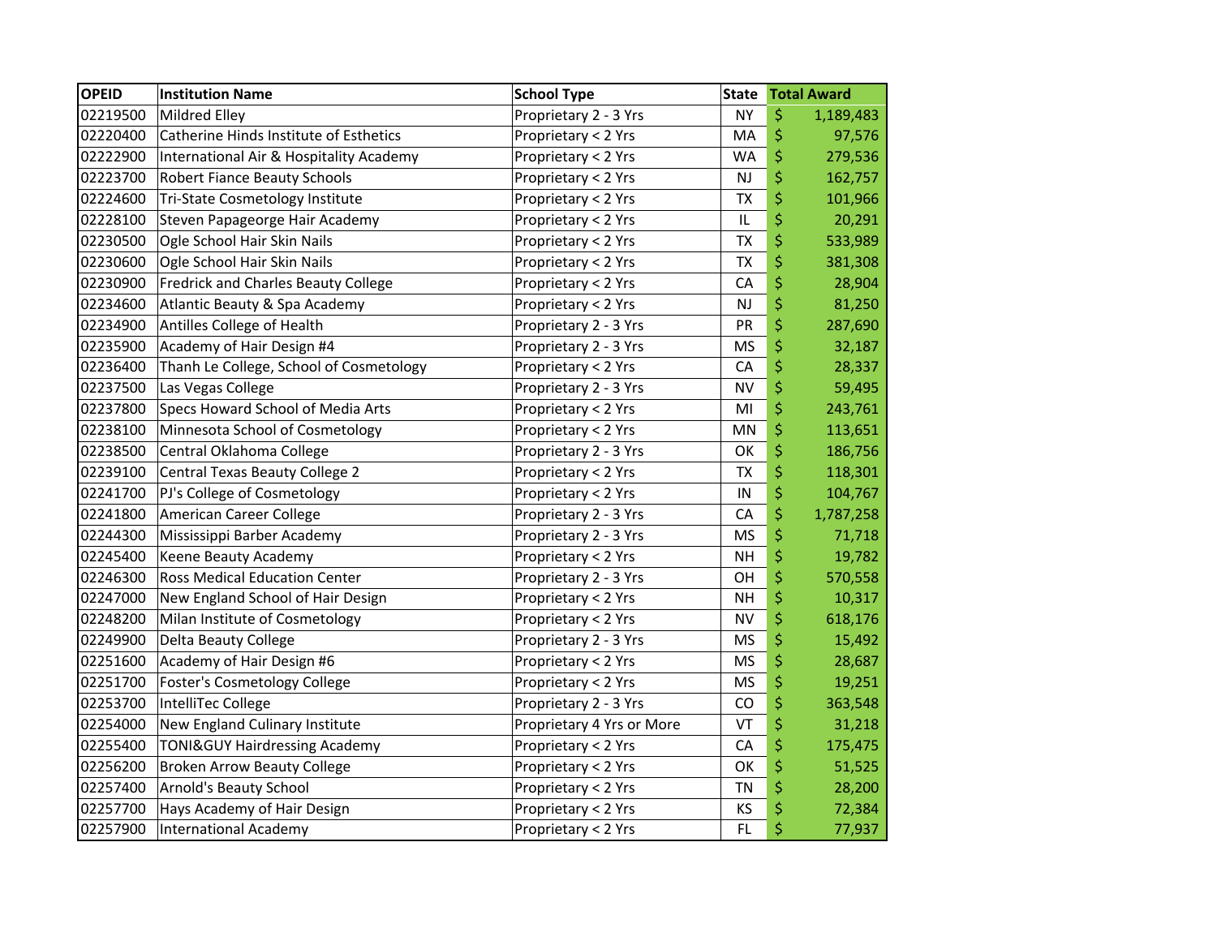| OPEID | Institution Name | School Type | State | Total Award |
|---|---|---|---|---|
| 02219500 | Mildred Elley | Proprietary 2 - 3 Yrs | NY | $ 1,189,483 |
| 02220400 | Catherine Hinds Institute of Esthetics | Proprietary < 2 Yrs | MA | $ 97,576 |
| 02222900 | International Air & Hospitality Academy | Proprietary < 2 Yrs | WA | $ 279,536 |
| 02223700 | Robert Fiance Beauty Schools | Proprietary < 2 Yrs | NJ | $ 162,757 |
| 02224600 | Tri-State Cosmetology Institute | Proprietary < 2 Yrs | TX | $ 101,966 |
| 02228100 | Steven Papageorge Hair Academy | Proprietary < 2 Yrs | IL | $ 20,291 |
| 02230500 | Ogle School Hair Skin Nails | Proprietary < 2 Yrs | TX | $ 533,989 |
| 02230600 | Ogle School Hair Skin Nails | Proprietary < 2 Yrs | TX | $ 381,308 |
| 02230900 | Fredrick and Charles Beauty College | Proprietary < 2 Yrs | CA | $ 28,904 |
| 02234600 | Atlantic Beauty & Spa Academy | Proprietary < 2 Yrs | NJ | $ 81,250 |
| 02234900 | Antilles College of Health | Proprietary 2 - 3 Yrs | PR | $ 287,690 |
| 02235900 | Academy of Hair Design #4 | Proprietary 2 - 3 Yrs | MS | $ 32,187 |
| 02236400 | Thanh Le College, School of Cosmetology | Proprietary < 2 Yrs | CA | $ 28,337 |
| 02237500 | Las Vegas College | Proprietary 2 - 3 Yrs | NV | $ 59,495 |
| 02237800 | Specs Howard School of Media Arts | Proprietary < 2 Yrs | MI | $ 243,761 |
| 02238100 | Minnesota School of Cosmetology | Proprietary < 2 Yrs | MN | $ 113,651 |
| 02238500 | Central Oklahoma College | Proprietary 2 - 3 Yrs | OK | $ 186,756 |
| 02239100 | Central Texas Beauty College 2 | Proprietary < 2 Yrs | TX | $ 118,301 |
| 02241700 | PJ's College of Cosmetology | Proprietary < 2 Yrs | IN | $ 104,767 |
| 02241800 | American Career College | Proprietary 2 - 3 Yrs | CA | $ 1,787,258 |
| 02244300 | Mississippi Barber Academy | Proprietary 2 - 3 Yrs | MS | $ 71,718 |
| 02245400 | Keene Beauty Academy | Proprietary < 2 Yrs | NH | $ 19,782 |
| 02246300 | Ross Medical Education Center | Proprietary 2 - 3 Yrs | OH | $ 570,558 |
| 02247000 | New England School of Hair Design | Proprietary < 2 Yrs | NH | $ 10,317 |
| 02248200 | Milan Institute of Cosmetology | Proprietary < 2 Yrs | NV | $ 618,176 |
| 02249900 | Delta Beauty College | Proprietary 2 - 3 Yrs | MS | $ 15,492 |
| 02251600 | Academy of Hair Design #6 | Proprietary < 2 Yrs | MS | $ 28,687 |
| 02251700 | Foster's Cosmetology College | Proprietary < 2 Yrs | MS | $ 19,251 |
| 02253700 | IntelliTec College | Proprietary 2 - 3 Yrs | CO | $ 363,548 |
| 02254000 | New England Culinary Institute | Proprietary 4 Yrs or More | VT | $ 31,218 |
| 02255400 | TONI&GUY Hairdressing Academy | Proprietary < 2 Yrs | CA | $ 175,475 |
| 02256200 | Broken Arrow Beauty College | Proprietary < 2 Yrs | OK | $ 51,525 |
| 02257400 | Arnold's Beauty School | Proprietary < 2 Yrs | TN | $ 28,200 |
| 02257700 | Hays Academy of Hair Design | Proprietary < 2 Yrs | KS | $ 72,384 |
| 02257900 | International Academy | Proprietary < 2 Yrs | FL | $ 77,937 |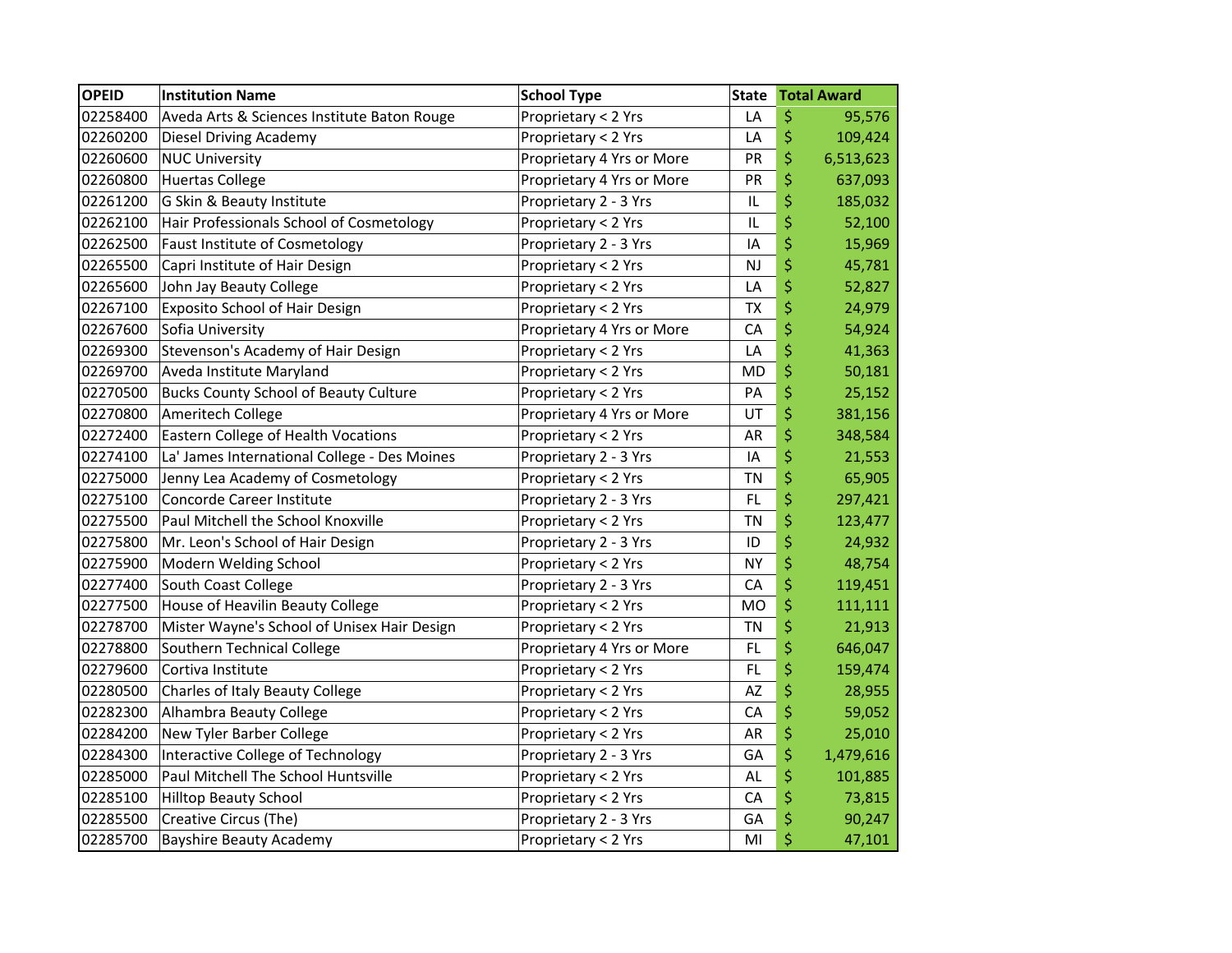| OPEID | Institution Name | School Type | State | Total Award |
|---|---|---|---|---|
| 02258400 | Aveda Arts & Sciences Institute Baton Rouge | Proprietary < 2 Yrs | LA | $ 95,576 |
| 02260200 | Diesel Driving Academy | Proprietary < 2 Yrs | LA | $ 109,424 |
| 02260600 | NUC University | Proprietary 4 Yrs or More | PR | $ 6,513,623 |
| 02260800 | Huertas College | Proprietary 4 Yrs or More | PR | $ 637,093 |
| 02261200 | G Skin & Beauty Institute | Proprietary 2 - 3 Yrs | IL | $ 185,032 |
| 02262100 | Hair Professionals School of Cosmetology | Proprietary < 2 Yrs | IL | $ 52,100 |
| 02262500 | Faust Institute of Cosmetology | Proprietary 2 - 3 Yrs | IA | $ 15,969 |
| 02265500 | Capri Institute of Hair Design | Proprietary < 2 Yrs | NJ | $ 45,781 |
| 02265600 | John Jay Beauty College | Proprietary < 2 Yrs | LA | $ 52,827 |
| 02267100 | Exposito School of Hair Design | Proprietary < 2 Yrs | TX | $ 24,979 |
| 02267600 | Sofia University | Proprietary 4 Yrs or More | CA | $ 54,924 |
| 02269300 | Stevenson's Academy of Hair Design | Proprietary < 2 Yrs | LA | $ 41,363 |
| 02269700 | Aveda Institute Maryland | Proprietary < 2 Yrs | MD | $ 50,181 |
| 02270500 | Bucks County School of Beauty Culture | Proprietary < 2 Yrs | PA | $ 25,152 |
| 02270800 | Ameritech College | Proprietary 4 Yrs or More | UT | $ 381,156 |
| 02272400 | Eastern College of Health Vocations | Proprietary < 2 Yrs | AR | $ 348,584 |
| 02274100 | La' James International College - Des Moines | Proprietary 2 - 3 Yrs | IA | $ 21,553 |
| 02275000 | Jenny Lea Academy of Cosmetology | Proprietary < 2 Yrs | TN | $ 65,905 |
| 02275100 | Concorde Career Institute | Proprietary 2 - 3 Yrs | FL | $ 297,421 |
| 02275500 | Paul Mitchell the School Knoxville | Proprietary < 2 Yrs | TN | $ 123,477 |
| 02275800 | Mr. Leon's School of Hair Design | Proprietary 2 - 3 Yrs | ID | $ 24,932 |
| 02275900 | Modern Welding School | Proprietary < 2 Yrs | NY | $ 48,754 |
| 02277400 | South Coast College | Proprietary 2 - 3 Yrs | CA | $ 119,451 |
| 02277500 | House of Heavilin Beauty College | Proprietary < 2 Yrs | MO | $ 111,111 |
| 02278700 | Mister Wayne's School of Unisex Hair Design | Proprietary < 2 Yrs | TN | $ 21,913 |
| 02278800 | Southern Technical College | Proprietary 4 Yrs or More | FL | $ 646,047 |
| 02279600 | Cortiva Institute | Proprietary < 2 Yrs | FL | $ 159,474 |
| 02280500 | Charles of Italy Beauty College | Proprietary < 2 Yrs | AZ | $ 28,955 |
| 02282300 | Alhambra Beauty College | Proprietary < 2 Yrs | CA | $ 59,052 |
| 02284200 | New Tyler Barber College | Proprietary < 2 Yrs | AR | $ 25,010 |
| 02284300 | Interactive College of Technology | Proprietary 2 - 3 Yrs | GA | $ 1,479,616 |
| 02285000 | Paul Mitchell The School Huntsville | Proprietary < 2 Yrs | AL | $ 101,885 |
| 02285100 | Hilltop Beauty School | Proprietary < 2 Yrs | CA | $ 73,815 |
| 02285500 | Creative Circus (The) | Proprietary 2 - 3 Yrs | GA | $ 90,247 |
| 02285700 | Bayshire Beauty Academy | Proprietary < 2 Yrs | MI | $ 47,101 |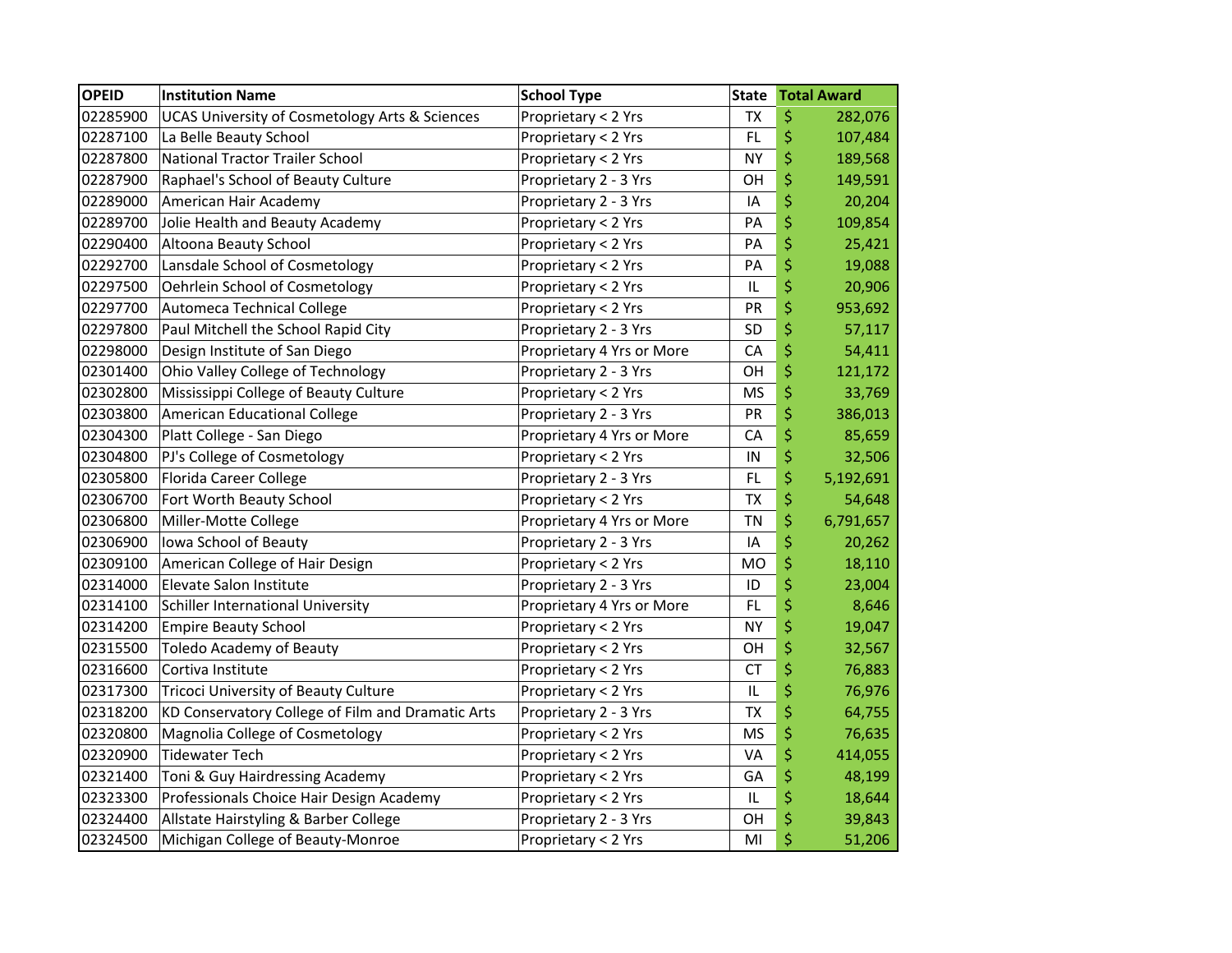| OPEID | Institution Name | School Type | State | Total Award |
|---|---|---|---|---|
| 02285900 | UCAS University of Cosmetology Arts & Sciences | Proprietary < 2 Yrs | TX | $ 282,076 |
| 02287100 | La Belle Beauty School | Proprietary < 2 Yrs | FL | $ 107,484 |
| 02287800 | National Tractor Trailer School | Proprietary < 2 Yrs | NY | $ 189,568 |
| 02287900 | Raphael's School of Beauty Culture | Proprietary 2 - 3 Yrs | OH | $ 149,591 |
| 02289000 | American Hair Academy | Proprietary 2 - 3 Yrs | IA | $ 20,204 |
| 02289700 | Jolie Health and Beauty Academy | Proprietary < 2 Yrs | PA | $ 109,854 |
| 02290400 | Altoona Beauty School | Proprietary < 2 Yrs | PA | $ 25,421 |
| 02292700 | Lansdale School of Cosmetology | Proprietary < 2 Yrs | PA | $ 19,088 |
| 02297500 | Oehrlein School of Cosmetology | Proprietary < 2 Yrs | IL | $ 20,906 |
| 02297700 | Automeca Technical College | Proprietary < 2 Yrs | PR | $ 953,692 |
| 02297800 | Paul Mitchell the School Rapid City | Proprietary 2 - 3 Yrs | SD | $ 57,117 |
| 02298000 | Design Institute of San Diego | Proprietary 4 Yrs or More | CA | $ 54,411 |
| 02301400 | Ohio Valley College of Technology | Proprietary 2 - 3 Yrs | OH | $ 121,172 |
| 02302800 | Mississippi College of Beauty Culture | Proprietary < 2 Yrs | MS | $ 33,769 |
| 02303800 | American Educational College | Proprietary 2 - 3 Yrs | PR | $ 386,013 |
| 02304300 | Platt College - San Diego | Proprietary 4 Yrs or More | CA | $ 85,659 |
| 02304800 | PJ's College of Cosmetology | Proprietary < 2 Yrs | IN | $ 32,506 |
| 02305800 | Florida Career College | Proprietary 2 - 3 Yrs | FL | $ 5,192,691 |
| 02306700 | Fort Worth Beauty School | Proprietary < 2 Yrs | TX | $ 54,648 |
| 02306800 | Miller-Motte College | Proprietary 4 Yrs or More | TN | $ 6,791,657 |
| 02306900 | Iowa School of Beauty | Proprietary 2 - 3 Yrs | IA | $ 20,262 |
| 02309100 | American College of Hair Design | Proprietary < 2 Yrs | MO | $ 18,110 |
| 02314000 | Elevate Salon Institute | Proprietary 2 - 3 Yrs | ID | $ 23,004 |
| 02314100 | Schiller International University | Proprietary 4 Yrs or More | FL | $ 8,646 |
| 02314200 | Empire Beauty School | Proprietary < 2 Yrs | NY | $ 19,047 |
| 02315500 | Toledo Academy of Beauty | Proprietary < 2 Yrs | OH | $ 32,567 |
| 02316600 | Cortiva Institute | Proprietary < 2 Yrs | CT | $ 76,883 |
| 02317300 | Tricoci University of Beauty Culture | Proprietary < 2 Yrs | IL | $ 76,976 |
| 02318200 | KD Conservatory College of Film and Dramatic Arts | Proprietary 2 - 3 Yrs | TX | $ 64,755 |
| 02320800 | Magnolia College of Cosmetology | Proprietary < 2 Yrs | MS | $ 76,635 |
| 02320900 | Tidewater Tech | Proprietary < 2 Yrs | VA | $ 414,055 |
| 02321400 | Toni & Guy Hairdressing Academy | Proprietary < 2 Yrs | GA | $ 48,199 |
| 02323300 | Professionals Choice Hair Design Academy | Proprietary < 2 Yrs | IL | $ 18,644 |
| 02324400 | Allstate Hairstyling & Barber College | Proprietary 2 - 3 Yrs | OH | $ 39,843 |
| 02324500 | Michigan College of Beauty-Monroe | Proprietary < 2 Yrs | MI | $ 51,206 |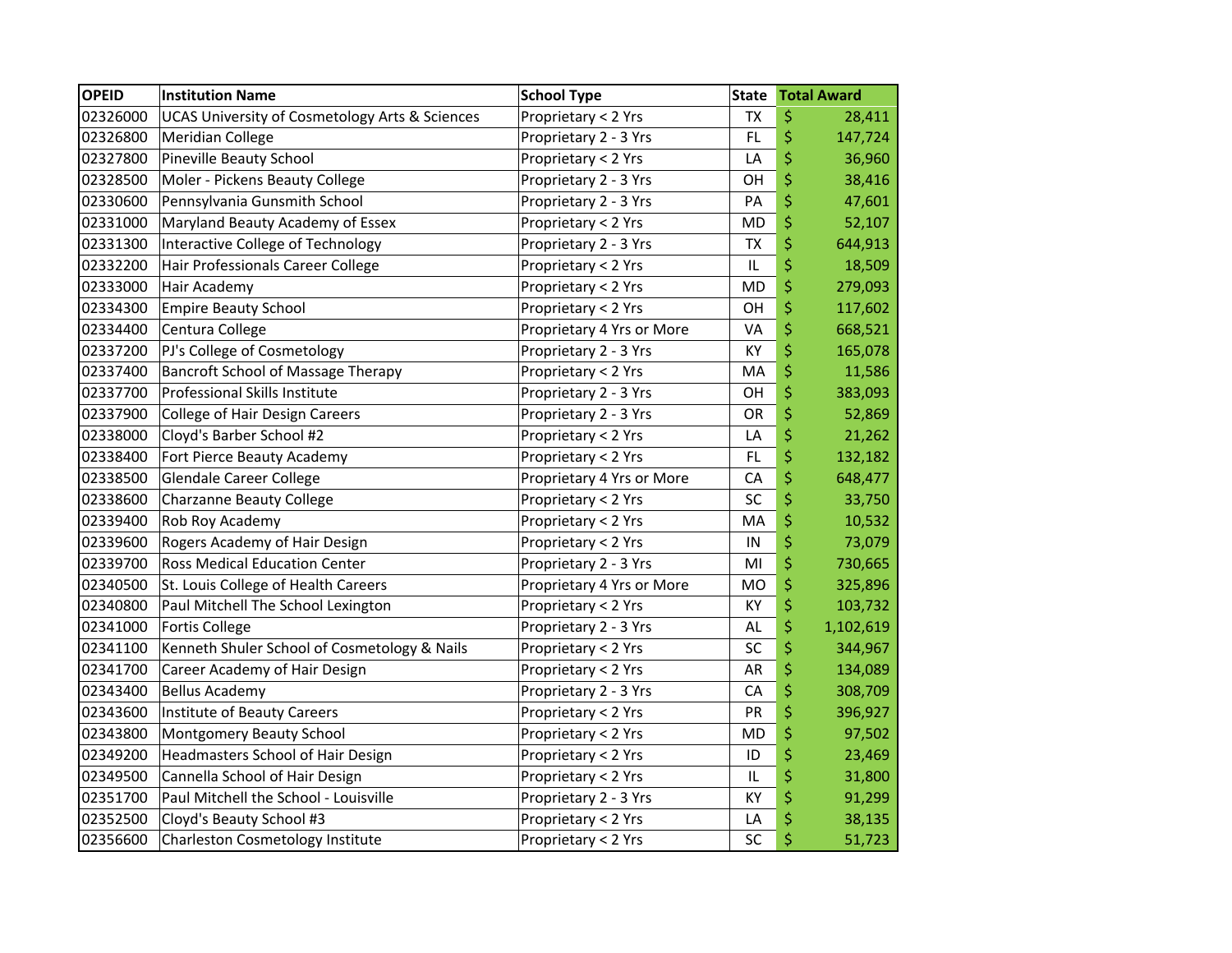| OPEID | Institution Name | School Type | State | Total Award |
|---|---|---|---|---|
| 02326000 | UCAS University of Cosmetology Arts & Sciences | Proprietary < 2 Yrs | TX | $ 28,411 |
| 02326800 | Meridian College | Proprietary 2 - 3 Yrs | FL | $ 147,724 |
| 02327800 | Pineville Beauty School | Proprietary < 2 Yrs | LA | $ 36,960 |
| 02328500 | Moler - Pickens Beauty College | Proprietary 2 - 3 Yrs | OH | $ 38,416 |
| 02330600 | Pennsylvania Gunsmith School | Proprietary 2 - 3 Yrs | PA | $ 47,601 |
| 02331000 | Maryland Beauty Academy of Essex | Proprietary < 2 Yrs | MD | $ 52,107 |
| 02331300 | Interactive College of Technology | Proprietary 2 - 3 Yrs | TX | $ 644,913 |
| 02332200 | Hair Professionals Career College | Proprietary < 2 Yrs | IL | $ 18,509 |
| 02333000 | Hair Academy | Proprietary < 2 Yrs | MD | $ 279,093 |
| 02334300 | Empire Beauty School | Proprietary < 2 Yrs | OH | $ 117,602 |
| 02334400 | Centura College | Proprietary 4 Yrs or More | VA | $ 668,521 |
| 02337200 | PJ's College of Cosmetology | Proprietary 2 - 3 Yrs | KY | $ 165,078 |
| 02337400 | Bancroft School of Massage Therapy | Proprietary < 2 Yrs | MA | $ 11,586 |
| 02337700 | Professional Skills Institute | Proprietary 2 - 3 Yrs | OH | $ 383,093 |
| 02337900 | College of Hair Design Careers | Proprietary 2 - 3 Yrs | OR | $ 52,869 |
| 02338000 | Cloyd's Barber School #2 | Proprietary < 2 Yrs | LA | $ 21,262 |
| 02338400 | Fort Pierce Beauty Academy | Proprietary < 2 Yrs | FL | $ 132,182 |
| 02338500 | Glendale Career College | Proprietary 4 Yrs or More | CA | $ 648,477 |
| 02338600 | Charzanne Beauty College | Proprietary < 2 Yrs | SC | $ 33,750 |
| 02339400 | Rob Roy Academy | Proprietary < 2 Yrs | MA | $ 10,532 |
| 02339600 | Rogers Academy of Hair Design | Proprietary < 2 Yrs | IN | $ 73,079 |
| 02339700 | Ross Medical Education Center | Proprietary 2 - 3 Yrs | MI | $ 730,665 |
| 02340500 | St. Louis College of Health Careers | Proprietary 4 Yrs or More | MO | $ 325,896 |
| 02340800 | Paul Mitchell The School Lexington | Proprietary < 2 Yrs | KY | $ 103,732 |
| 02341000 | Fortis College | Proprietary 2 - 3 Yrs | AL | $ 1,102,619 |
| 02341100 | Kenneth Shuler School of Cosmetology & Nails | Proprietary < 2 Yrs | SC | $ 344,967 |
| 02341700 | Career Academy of Hair Design | Proprietary < 2 Yrs | AR | $ 134,089 |
| 02343400 | Bellus Academy | Proprietary 2 - 3 Yrs | CA | $ 308,709 |
| 02343600 | Institute of Beauty Careers | Proprietary < 2 Yrs | PR | $ 396,927 |
| 02343800 | Montgomery Beauty School | Proprietary < 2 Yrs | MD | $ 97,502 |
| 02349200 | Headmasters School of Hair Design | Proprietary < 2 Yrs | ID | $ 23,469 |
| 02349500 | Cannella School of Hair Design | Proprietary < 2 Yrs | IL | $ 31,800 |
| 02351700 | Paul Mitchell the School - Louisville | Proprietary 2 - 3 Yrs | KY | $ 91,299 |
| 02352500 | Cloyd's Beauty School #3 | Proprietary < 2 Yrs | LA | $ 38,135 |
| 02356600 | Charleston Cosmetology Institute | Proprietary < 2 Yrs | SC | $ 51,723 |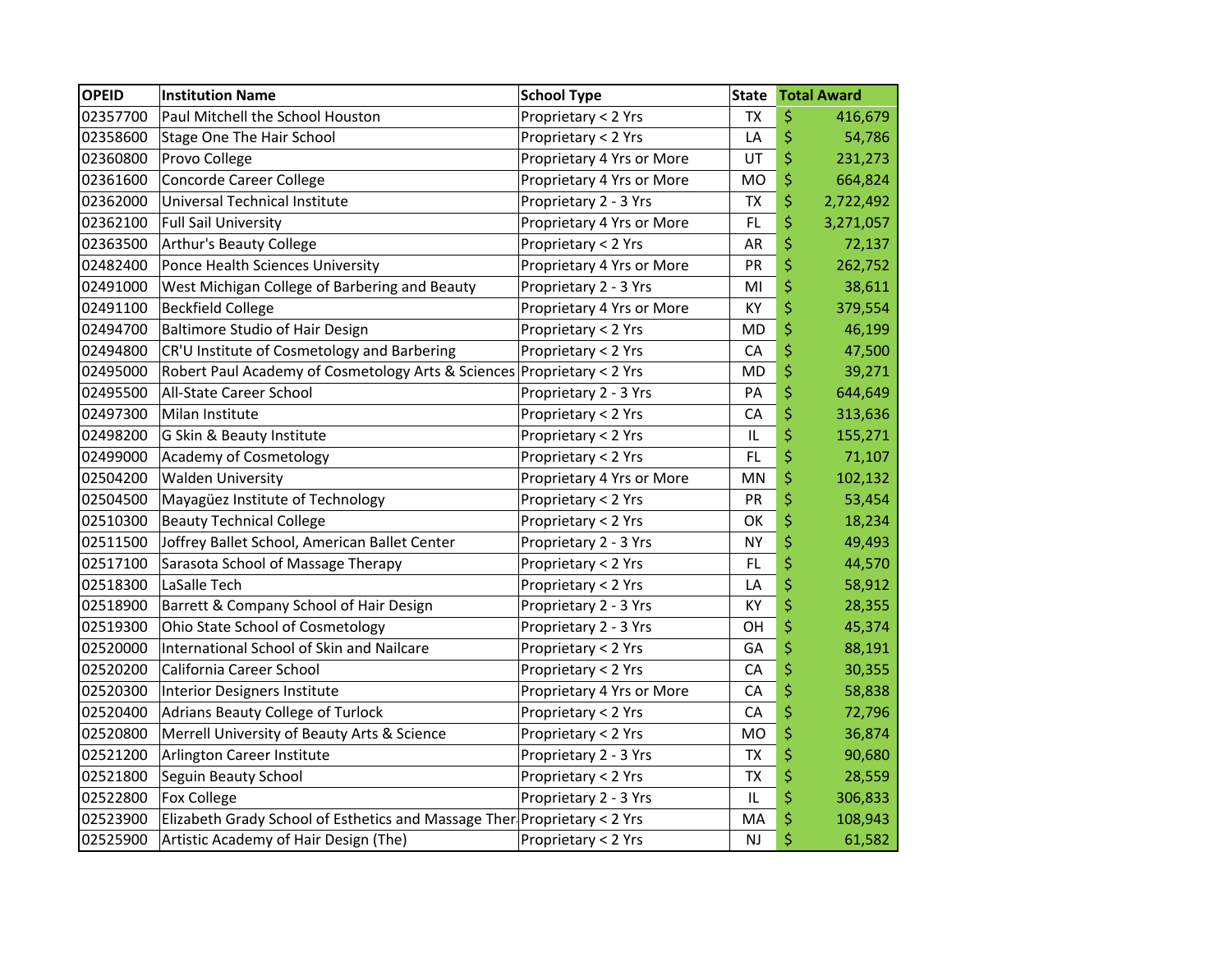| OPEID | Institution Name | School Type | State | Total Award |
|---|---|---|---|---|
| 02357700 | Paul Mitchell the School Houston | Proprietary < 2 Yrs | TX | $ 416,679 |
| 02358600 | Stage One The Hair School | Proprietary < 2 Yrs | LA | $ 54,786 |
| 02360800 | Provo College | Proprietary 4 Yrs or More | UT | $ 231,273 |
| 02361600 | Concorde Career College | Proprietary 4 Yrs or More | MO | $ 664,824 |
| 02362000 | Universal Technical Institute | Proprietary 2 - 3 Yrs | TX | $ 2,722,492 |
| 02362100 | Full Sail University | Proprietary 4 Yrs or More | FL | $ 3,271,057 |
| 02363500 | Arthur's Beauty College | Proprietary < 2 Yrs | AR | $ 72,137 |
| 02482400 | Ponce Health Sciences University | Proprietary 4 Yrs or More | PR | $ 262,752 |
| 02491000 | West Michigan College of Barbering and Beauty | Proprietary 2 - 3 Yrs | MI | $ 38,611 |
| 02491100 | Beckfield College | Proprietary 4 Yrs or More | KY | $ 379,554 |
| 02494700 | Baltimore Studio of Hair Design | Proprietary < 2 Yrs | MD | $ 46,199 |
| 02494800 | CR'U Institute of Cosmetology and Barbering | Proprietary < 2 Yrs | CA | $ 47,500 |
| 02495000 | Robert Paul Academy of Cosmetology Arts & Sciences | Proprietary < 2 Yrs | MD | $ 39,271 |
| 02495500 | All-State Career School | Proprietary 2 - 3 Yrs | PA | $ 644,649 |
| 02497300 | Milan Institute | Proprietary < 2 Yrs | CA | $ 313,636 |
| 02498200 | G Skin & Beauty Institute | Proprietary < 2 Yrs | IL | $ 155,271 |
| 02499000 | Academy of Cosmetology | Proprietary < 2 Yrs | FL | $ 71,107 |
| 02504200 | Walden University | Proprietary 4 Yrs or More | MN | $ 102,132 |
| 02504500 | Mayagüez Institute of Technology | Proprietary < 2 Yrs | PR | $ 53,454 |
| 02510300 | Beauty Technical College | Proprietary < 2 Yrs | OK | $ 18,234 |
| 02511500 | Joffrey Ballet School, American Ballet Center | Proprietary 2 - 3 Yrs | NY | $ 49,493 |
| 02517100 | Sarasota School of Massage Therapy | Proprietary < 2 Yrs | FL | $ 44,570 |
| 02518300 | LaSalle Tech | Proprietary < 2 Yrs | LA | $ 58,912 |
| 02518900 | Barrett & Company School of Hair Design | Proprietary 2 - 3 Yrs | KY | $ 28,355 |
| 02519300 | Ohio State School of Cosmetology | Proprietary 2 - 3 Yrs | OH | $ 45,374 |
| 02520000 | International School of Skin and Nailcare | Proprietary < 2 Yrs | GA | $ 88,191 |
| 02520200 | California Career School | Proprietary < 2 Yrs | CA | $ 30,355 |
| 02520300 | Interior Designers Institute | Proprietary 4 Yrs or More | CA | $ 58,838 |
| 02520400 | Adrians Beauty College of Turlock | Proprietary < 2 Yrs | CA | $ 72,796 |
| 02520800 | Merrell University of Beauty Arts & Science | Proprietary < 2 Yrs | MO | $ 36,874 |
| 02521200 | Arlington Career Institute | Proprietary 2 - 3 Yrs | TX | $ 90,680 |
| 02521800 | Seguin Beauty School | Proprietary < 2 Yrs | TX | $ 28,559 |
| 02522800 | Fox College | Proprietary 2 - 3 Yrs | IL | $ 306,833 |
| 02523900 | Elizabeth Grady School of Esthetics and Massage Ther | Proprietary < 2 Yrs | MA | $ 108,943 |
| 02525900 | Artistic Academy of Hair Design (The) | Proprietary < 2 Yrs | NJ | $ 61,582 |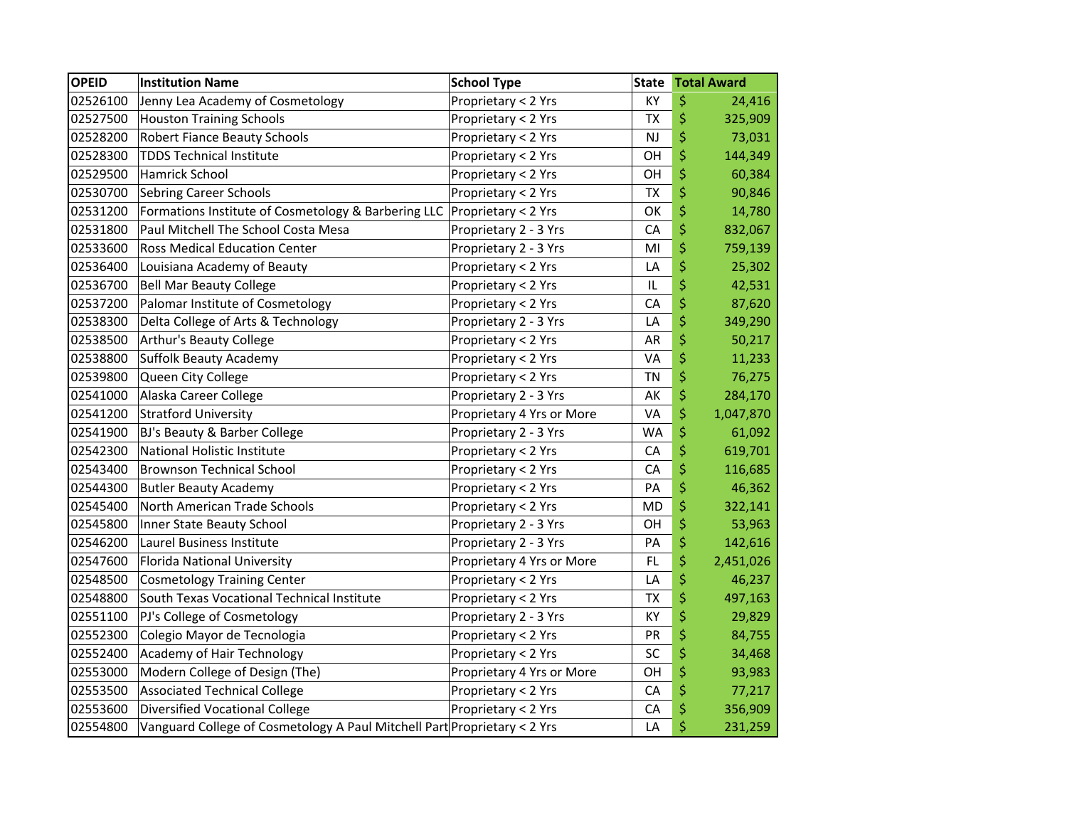| OPEID | Institution Name | School Type | State | Total Award |
|---|---|---|---|---|
| 02526100 | Jenny Lea Academy of Cosmetology | Proprietary < 2 Yrs | KY | $ 24,416 |
| 02527500 | Houston Training Schools | Proprietary < 2 Yrs | TX | $ 325,909 |
| 02528200 | Robert Fiance Beauty Schools | Proprietary < 2 Yrs | NJ | $ 73,031 |
| 02528300 | TDDS Technical Institute | Proprietary < 2 Yrs | OH | $ 144,349 |
| 02529500 | Hamrick School | Proprietary < 2 Yrs | OH | $ 60,384 |
| 02530700 | Sebring Career Schools | Proprietary < 2 Yrs | TX | $ 90,846 |
| 02531200 | Formations Institute of Cosmetology & Barbering LLC | Proprietary < 2 Yrs | OK | $ 14,780 |
| 02531800 | Paul Mitchell The School Costa Mesa | Proprietary 2 - 3 Yrs | CA | $ 832,067 |
| 02533600 | Ross Medical Education Center | Proprietary 2 - 3 Yrs | MI | $ 759,139 |
| 02536400 | Louisiana Academy of Beauty | Proprietary < 2 Yrs | LA | $ 25,302 |
| 02536700 | Bell Mar Beauty College | Proprietary < 2 Yrs | IL | $ 42,531 |
| 02537200 | Palomar Institute of Cosmetology | Proprietary < 2 Yrs | CA | $ 87,620 |
| 02538300 | Delta College of Arts & Technology | Proprietary 2 - 3 Yrs | LA | $ 349,290 |
| 02538500 | Arthur's Beauty College | Proprietary < 2 Yrs | AR | $ 50,217 |
| 02538800 | Suffolk Beauty Academy | Proprietary < 2 Yrs | VA | $ 11,233 |
| 02539800 | Queen City College | Proprietary < 2 Yrs | TN | $ 76,275 |
| 02541000 | Alaska Career College | Proprietary 2 - 3 Yrs | AK | $ 284,170 |
| 02541200 | Stratford University | Proprietary 4 Yrs or More | VA | $ 1,047,870 |
| 02541900 | BJ's Beauty & Barber College | Proprietary 2 - 3 Yrs | WA | $ 61,092 |
| 02542300 | National Holistic Institute | Proprietary < 2 Yrs | CA | $ 619,701 |
| 02543400 | Brownson Technical School | Proprietary < 2 Yrs | CA | $ 116,685 |
| 02544300 | Butler Beauty Academy | Proprietary < 2 Yrs | PA | $ 46,362 |
| 02545400 | North American Trade Schools | Proprietary < 2 Yrs | MD | $ 322,141 |
| 02545800 | Inner State Beauty School | Proprietary 2 - 3 Yrs | OH | $ 53,963 |
| 02546200 | Laurel Business Institute | Proprietary 2 - 3 Yrs | PA | $ 142,616 |
| 02547600 | Florida National University | Proprietary 4 Yrs or More | FL | $ 2,451,026 |
| 02548500 | Cosmetology Training Center | Proprietary < 2 Yrs | LA | $ 46,237 |
| 02548800 | South Texas Vocational Technical Institute | Proprietary < 2 Yrs | TX | $ 497,163 |
| 02551100 | PJ's College of Cosmetology | Proprietary 2 - 3 Yrs | KY | $ 29,829 |
| 02552300 | Colegio Mayor de Tecnologia | Proprietary < 2 Yrs | PR | $ 84,755 |
| 02552400 | Academy of Hair Technology | Proprietary < 2 Yrs | SC | $ 34,468 |
| 02553000 | Modern College of Design (The) | Proprietary 4 Yrs or More | OH | $ 93,983 |
| 02553500 | Associated Technical College | Proprietary < 2 Yrs | CA | $ 77,217 |
| 02553600 | Diversified Vocational College | Proprietary < 2 Yrs | CA | $ 356,909 |
| 02554800 | Vanguard College of Cosmetology A Paul Mitchell Part | Proprietary < 2 Yrs | LA | $ 231,259 |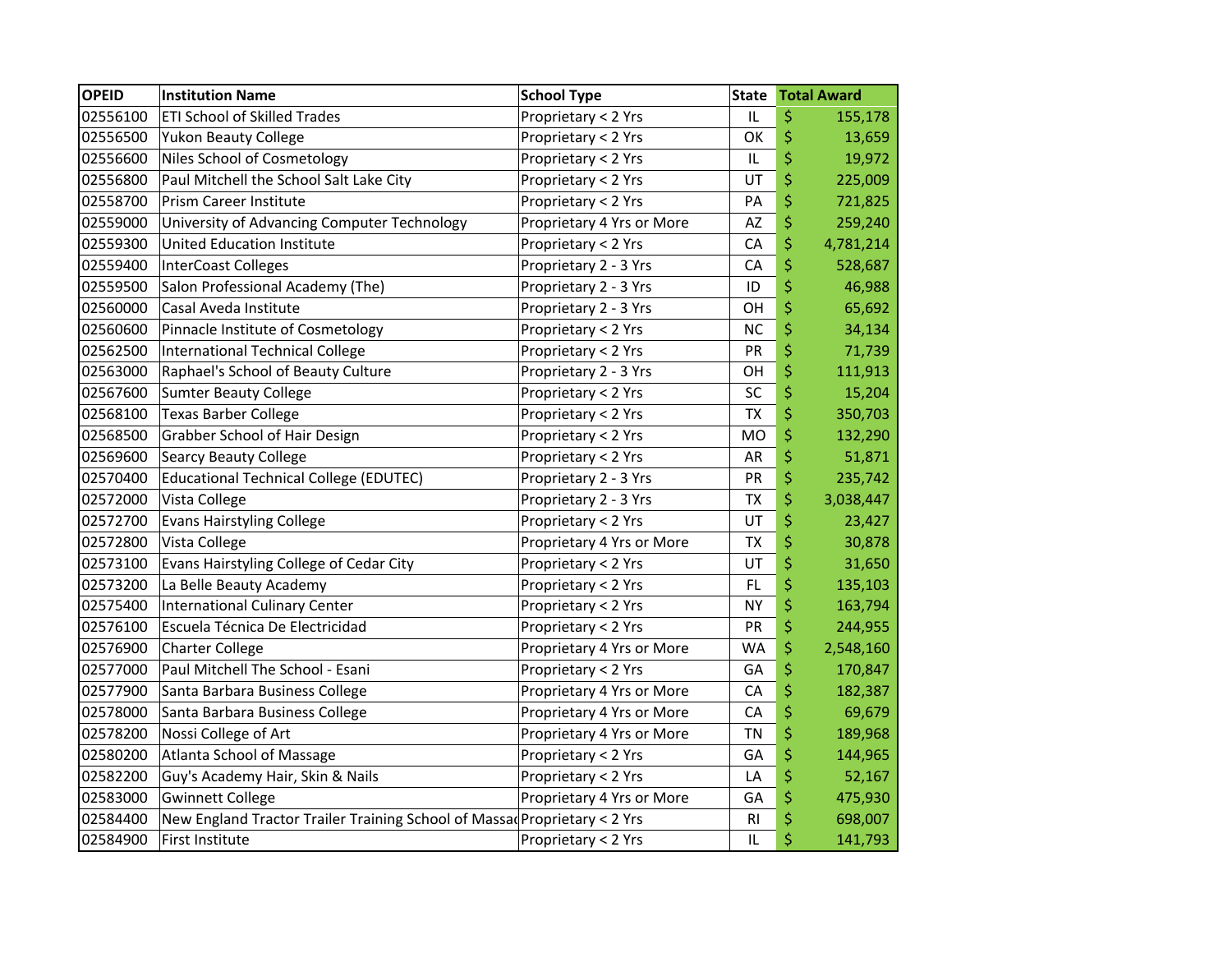| OPEID | Institution Name | School Type | State | Total Award |
| --- | --- | --- | --- | --- |
| 02556100 | ETI School of Skilled Trades | Proprietary < 2 Yrs | IL | $ 155,178 |
| 02556500 | Yukon Beauty College | Proprietary < 2 Yrs | OK | $ 13,659 |
| 02556600 | Niles School of Cosmetology | Proprietary < 2 Yrs | IL | $ 19,972 |
| 02556800 | Paul Mitchell the School Salt Lake City | Proprietary < 2 Yrs | UT | $ 225,009 |
| 02558700 | Prism Career Institute | Proprietary < 2 Yrs | PA | $ 721,825 |
| 02559000 | University of Advancing Computer Technology | Proprietary 4 Yrs or More | AZ | $ 259,240 |
| 02559300 | United Education Institute | Proprietary < 2 Yrs | CA | $ 4,781,214 |
| 02559400 | InterCoast Colleges | Proprietary 2 - 3 Yrs | CA | $ 528,687 |
| 02559500 | Salon Professional Academy (The) | Proprietary 2 - 3 Yrs | ID | $ 46,988 |
| 02560000 | Casal Aveda Institute | Proprietary 2 - 3 Yrs | OH | $ 65,692 |
| 02560600 | Pinnacle Institute of Cosmetology | Proprietary < 2 Yrs | NC | $ 34,134 |
| 02562500 | International Technical College | Proprietary < 2 Yrs | PR | $ 71,739 |
| 02563000 | Raphael's School of Beauty Culture | Proprietary 2 - 3 Yrs | OH | $ 111,913 |
| 02567600 | Sumter Beauty College | Proprietary < 2 Yrs | SC | $ 15,204 |
| 02568100 | Texas Barber College | Proprietary < 2 Yrs | TX | $ 350,703 |
| 02568500 | Grabber School of Hair Design | Proprietary < 2 Yrs | MO | $ 132,290 |
| 02569600 | Searcy Beauty College | Proprietary < 2 Yrs | AR | $ 51,871 |
| 02570400 | Educational Technical College (EDUTEC) | Proprietary 2 - 3 Yrs | PR | $ 235,742 |
| 02572000 | Vista College | Proprietary 2 - 3 Yrs | TX | $ 3,038,447 |
| 02572700 | Evans Hairstyling College | Proprietary < 2 Yrs | UT | $ 23,427 |
| 02572800 | Vista College | Proprietary 4 Yrs or More | TX | $ 30,878 |
| 02573100 | Evans Hairstyling College of Cedar City | Proprietary < 2 Yrs | UT | $ 31,650 |
| 02573200 | La Belle Beauty Academy | Proprietary < 2 Yrs | FL | $ 135,103 |
| 02575400 | International Culinary Center | Proprietary < 2 Yrs | NY | $ 163,794 |
| 02576100 | Escuela Técnica De Electricidad | Proprietary < 2 Yrs | PR | $ 244,955 |
| 02576900 | Charter College | Proprietary 4 Yrs or More | WA | $ 2,548,160 |
| 02577000 | Paul Mitchell The School - Esani | Proprietary < 2 Yrs | GA | $ 170,847 |
| 02577900 | Santa Barbara Business College | Proprietary 4 Yrs or More | CA | $ 182,387 |
| 02578000 | Santa Barbara Business College | Proprietary 4 Yrs or More | CA | $ 69,679 |
| 02578200 | Nossi College of Art | Proprietary 4 Yrs or More | TN | $ 189,968 |
| 02580200 | Atlanta School of Massage | Proprietary < 2 Yrs | GA | $ 144,965 |
| 02582200 | Guy's Academy Hair, Skin & Nails | Proprietary < 2 Yrs | LA | $ 52,167 |
| 02583000 | Gwinnett College | Proprietary 4 Yrs or More | GA | $ 475,930 |
| 02584400 | New England Tractor Trailer Training School of Massa | Proprietary < 2 Yrs | RI | $ 698,007 |
| 02584900 | First Institute | Proprietary < 2 Yrs | IL | $ 141,793 |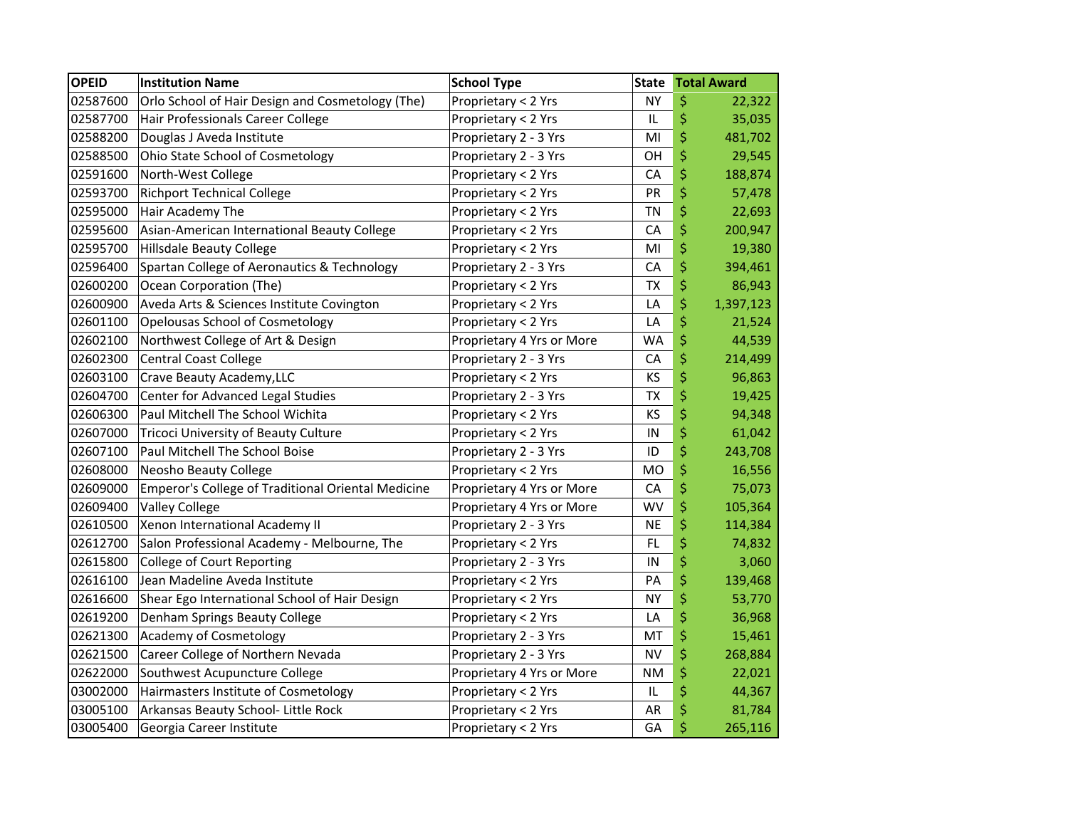| OPEID | Institution Name | School Type | State | Total Award |
|---|---|---|---|---|
| 02587600 | Orlo School of Hair Design and Cosmetology (The) | Proprietary < 2 Yrs | NY | $ 22,322 |
| 02587700 | Hair Professionals Career College | Proprietary < 2 Yrs | IL | $ 35,035 |
| 02588200 | Douglas J Aveda Institute | Proprietary 2 - 3 Yrs | MI | $ 481,702 |
| 02588500 | Ohio State School of Cosmetology | Proprietary 2 - 3 Yrs | OH | $ 29,545 |
| 02591600 | North-West College | Proprietary < 2 Yrs | CA | $ 188,874 |
| 02593700 | Richport Technical College | Proprietary < 2 Yrs | PR | $ 57,478 |
| 02595000 | Hair Academy The | Proprietary < 2 Yrs | TN | $ 22,693 |
| 02595600 | Asian-American International Beauty College | Proprietary < 2 Yrs | CA | $ 200,947 |
| 02595700 | Hillsdale Beauty College | Proprietary < 2 Yrs | MI | $ 19,380 |
| 02596400 | Spartan College of Aeronautics & Technology | Proprietary 2 - 3 Yrs | CA | $ 394,461 |
| 02600200 | Ocean Corporation (The) | Proprietary < 2 Yrs | TX | $ 86,943 |
| 02600900 | Aveda Arts & Sciences Institute Covington | Proprietary < 2 Yrs | LA | $ 1,397,123 |
| 02601100 | Opelousas School of Cosmetology | Proprietary < 2 Yrs | LA | $ 21,524 |
| 02602100 | Northwest College of Art & Design | Proprietary 4 Yrs or More | WA | $ 44,539 |
| 02602300 | Central Coast College | Proprietary 2 - 3 Yrs | CA | $ 214,499 |
| 02603100 | Crave Beauty Academy,LLC | Proprietary < 2 Yrs | KS | $ 96,863 |
| 02604700 | Center for Advanced Legal Studies | Proprietary 2 - 3 Yrs | TX | $ 19,425 |
| 02606300 | Paul Mitchell The School Wichita | Proprietary < 2 Yrs | KS | $ 94,348 |
| 02607000 | Tricoci University of Beauty Culture | Proprietary < 2 Yrs | IN | $ 61,042 |
| 02607100 | Paul Mitchell The School Boise | Proprietary 2 - 3 Yrs | ID | $ 243,708 |
| 02608000 | Neosho Beauty College | Proprietary < 2 Yrs | MO | $ 16,556 |
| 02609000 | Emperor's College of Traditional Oriental Medicine | Proprietary 4 Yrs or More | CA | $ 75,073 |
| 02609400 | Valley College | Proprietary 4 Yrs or More | WV | $ 105,364 |
| 02610500 | Xenon International Academy II | Proprietary 2 - 3 Yrs | NE | $ 114,384 |
| 02612700 | Salon Professional Academy - Melbourne, The | Proprietary < 2 Yrs | FL | $ 74,832 |
| 02615800 | College of Court Reporting | Proprietary 2 - 3 Yrs | IN | $ 3,060 |
| 02616100 | Jean Madeline Aveda Institute | Proprietary < 2 Yrs | PA | $ 139,468 |
| 02616600 | Shear Ego International School of Hair Design | Proprietary < 2 Yrs | NY | $ 53,770 |
| 02619200 | Denham Springs Beauty College | Proprietary < 2 Yrs | LA | $ 36,968 |
| 02621300 | Academy of Cosmetology | Proprietary 2 - 3 Yrs | MT | $ 15,461 |
| 02621500 | Career College of Northern Nevada | Proprietary 2 - 3 Yrs | NV | $ 268,884 |
| 02622000 | Southwest Acupuncture College | Proprietary 4 Yrs or More | NM | $ 22,021 |
| 03002000 | Hairmasters Institute of Cosmetology | Proprietary < 2 Yrs | IL | $ 44,367 |
| 03005100 | Arkansas Beauty School- Little Rock | Proprietary < 2 Yrs | AR | $ 81,784 |
| 03005400 | Georgia Career Institute | Proprietary < 2 Yrs | GA | $ 265,116 |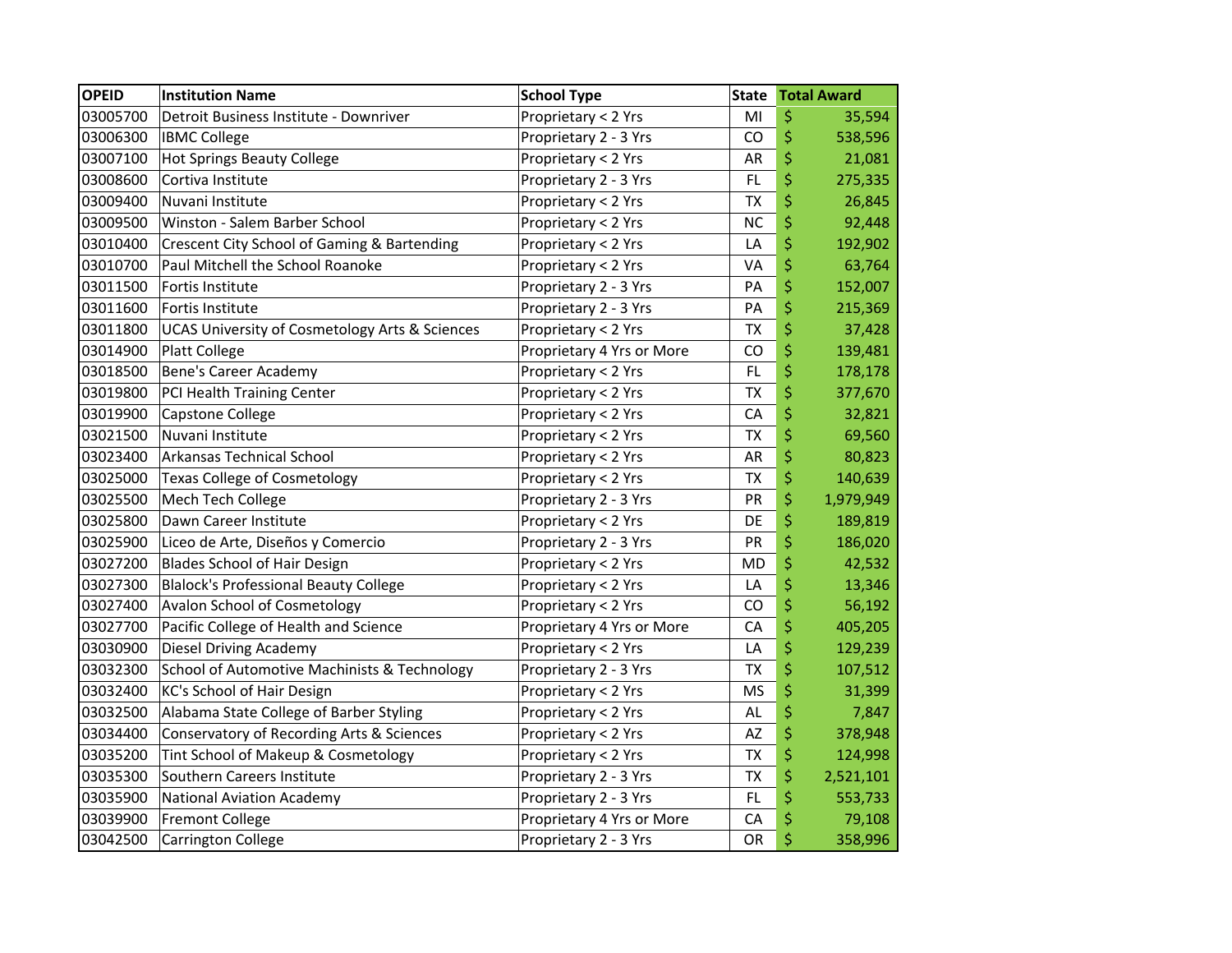| OPEID | Institution Name | School Type | State | Total Award |
|---|---|---|---|---|
| 03005700 | Detroit Business Institute - Downriver | Proprietary < 2 Yrs | MI | $ 35,594 |
| 03006300 | IBMC College | Proprietary 2 - 3 Yrs | CO | $ 538,596 |
| 03007100 | Hot Springs Beauty College | Proprietary < 2 Yrs | AR | $ 21,081 |
| 03008600 | Cortiva Institute | Proprietary 2 - 3 Yrs | FL | $ 275,335 |
| 03009400 | Nuvani Institute | Proprietary < 2 Yrs | TX | $ 26,845 |
| 03009500 | Winston - Salem Barber School | Proprietary < 2 Yrs | NC | $ 92,448 |
| 03010400 | Crescent City School of Gaming & Bartending | Proprietary < 2 Yrs | LA | $ 192,902 |
| 03010700 | Paul Mitchell the School Roanoke | Proprietary < 2 Yrs | VA | $ 63,764 |
| 03011500 | Fortis Institute | Proprietary 2 - 3 Yrs | PA | $ 152,007 |
| 03011600 | Fortis Institute | Proprietary 2 - 3 Yrs | PA | $ 215,369 |
| 03011800 | UCAS University of Cosmetology Arts & Sciences | Proprietary < 2 Yrs | TX | $ 37,428 |
| 03014900 | Platt College | Proprietary 4 Yrs or More | CO | $ 139,481 |
| 03018500 | Bene's Career Academy | Proprietary < 2 Yrs | FL | $ 178,178 |
| 03019800 | PCI Health Training Center | Proprietary < 2 Yrs | TX | $ 377,670 |
| 03019900 | Capstone College | Proprietary < 2 Yrs | CA | $ 32,821 |
| 03021500 | Nuvani Institute | Proprietary < 2 Yrs | TX | $ 69,560 |
| 03023400 | Arkansas Technical School | Proprietary < 2 Yrs | AR | $ 80,823 |
| 03025000 | Texas College of Cosmetology | Proprietary < 2 Yrs | TX | $ 140,639 |
| 03025500 | Mech Tech College | Proprietary 2 - 3 Yrs | PR | $ 1,979,949 |
| 03025800 | Dawn Career Institute | Proprietary < 2 Yrs | DE | $ 189,819 |
| 03025900 | Liceo de Arte, Diseños y Comercio | Proprietary 2 - 3 Yrs | PR | $ 186,020 |
| 03027200 | Blades School of Hair Design | Proprietary < 2 Yrs | MD | $ 42,532 |
| 03027300 | Blalock's Professional Beauty College | Proprietary < 2 Yrs | LA | $ 13,346 |
| 03027400 | Avalon School of Cosmetology | Proprietary < 2 Yrs | CO | $ 56,192 |
| 03027700 | Pacific College of Health and Science | Proprietary 4 Yrs or More | CA | $ 405,205 |
| 03030900 | Diesel Driving Academy | Proprietary < 2 Yrs | LA | $ 129,239 |
| 03032300 | School of Automotive Machinists & Technology | Proprietary 2 - 3 Yrs | TX | $ 107,512 |
| 03032400 | KC's School of Hair Design | Proprietary < 2 Yrs | MS | $ 31,399 |
| 03032500 | Alabama State College of Barber Styling | Proprietary < 2 Yrs | AL | $ 7,847 |
| 03034400 | Conservatory of Recording Arts & Sciences | Proprietary < 2 Yrs | AZ | $ 378,948 |
| 03035200 | Tint School of Makeup & Cosmetology | Proprietary < 2 Yrs | TX | $ 124,998 |
| 03035300 | Southern Careers Institute | Proprietary 2 - 3 Yrs | TX | $ 2,521,101 |
| 03035900 | National Aviation Academy | Proprietary 2 - 3 Yrs | FL | $ 553,733 |
| 03039900 | Fremont College | Proprietary 4 Yrs or More | CA | $ 79,108 |
| 03042500 | Carrington College | Proprietary 2 - 3 Yrs | OR | $ 358,996 |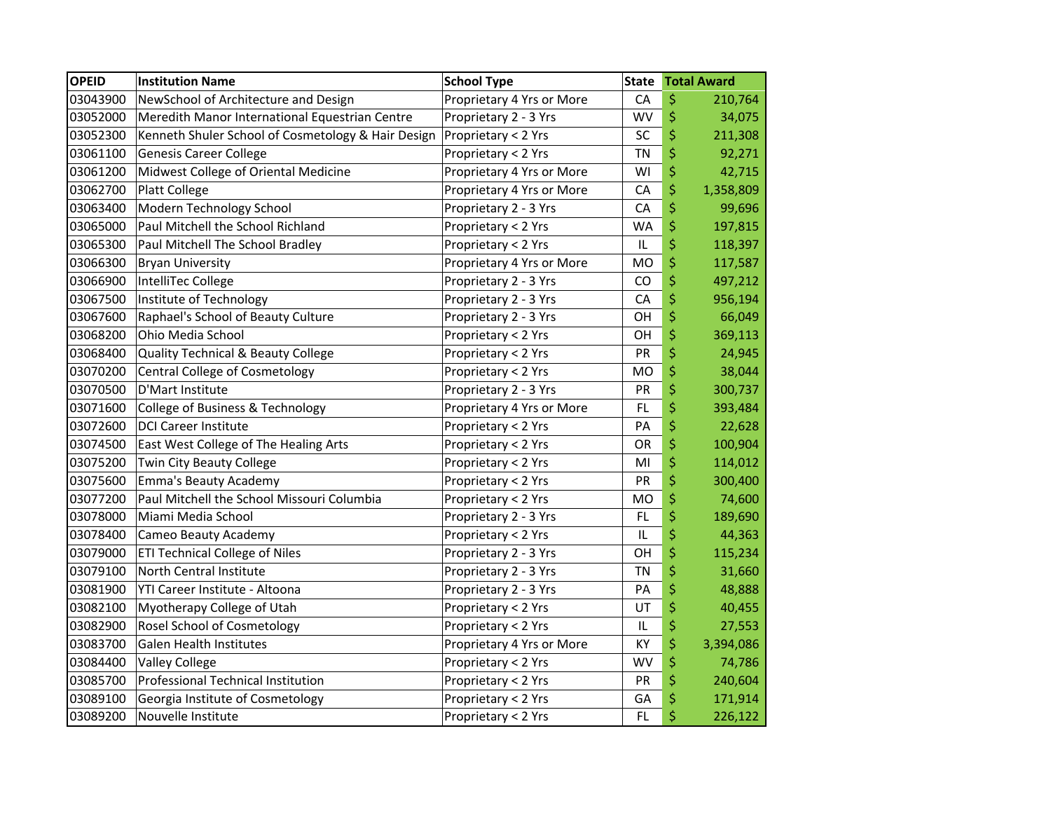| OPEID | Institution Name | School Type | State | Total Award |
|---|---|---|---|---|
| 03043900 | NewSchool of Architecture and Design | Proprietary 4 Yrs or More | CA | $ 210,764 |
| 03052000 | Meredith Manor International Equestrian Centre | Proprietary 2 - 3 Yrs | WV | $ 34,075 |
| 03052300 | Kenneth Shuler School of Cosmetology & Hair Design | Proprietary < 2 Yrs | SC | $ 211,308 |
| 03061100 | Genesis Career College | Proprietary < 2 Yrs | TN | $ 92,271 |
| 03061200 | Midwest College of Oriental Medicine | Proprietary 4 Yrs or More | WI | $ 42,715 |
| 03062700 | Platt College | Proprietary 4 Yrs or More | CA | $ 1,358,809 |
| 03063400 | Modern Technology School | Proprietary 2 - 3 Yrs | CA | $ 99,696 |
| 03065000 | Paul Mitchell the School Richland | Proprietary < 2 Yrs | WA | $ 197,815 |
| 03065300 | Paul Mitchell The School Bradley | Proprietary < 2 Yrs | IL | $ 118,397 |
| 03066300 | Bryan University | Proprietary 4 Yrs or More | MO | $ 117,587 |
| 03066900 | IntelliTec College | Proprietary 2 - 3 Yrs | CO | $ 497,212 |
| 03067500 | Institute of Technology | Proprietary 2 - 3 Yrs | CA | $ 956,194 |
| 03067600 | Raphael's School of Beauty Culture | Proprietary 2 - 3 Yrs | OH | $ 66,049 |
| 03068200 | Ohio Media School | Proprietary < 2 Yrs | OH | $ 369,113 |
| 03068400 | Quality Technical & Beauty College | Proprietary < 2 Yrs | PR | $ 24,945 |
| 03070200 | Central College of Cosmetology | Proprietary < 2 Yrs | MO | $ 38,044 |
| 03070500 | D'Mart Institute | Proprietary 2 - 3 Yrs | PR | $ 300,737 |
| 03071600 | College of Business & Technology | Proprietary 4 Yrs or More | FL | $ 393,484 |
| 03072600 | DCI Career Institute | Proprietary < 2 Yrs | PA | $ 22,628 |
| 03074500 | East West College of The Healing Arts | Proprietary < 2 Yrs | OR | $ 100,904 |
| 03075200 | Twin City Beauty College | Proprietary < 2 Yrs | MI | $ 114,012 |
| 03075600 | Emma's Beauty Academy | Proprietary < 2 Yrs | PR | $ 300,400 |
| 03077200 | Paul Mitchell the School Missouri Columbia | Proprietary < 2 Yrs | MO | $ 74,600 |
| 03078000 | Miami Media School | Proprietary 2 - 3 Yrs | FL | $ 189,690 |
| 03078400 | Cameo Beauty Academy | Proprietary < 2 Yrs | IL | $ 44,363 |
| 03079000 | ETI Technical College of Niles | Proprietary 2 - 3 Yrs | OH | $ 115,234 |
| 03079100 | North Central Institute | Proprietary 2 - 3 Yrs | TN | $ 31,660 |
| 03081900 | YTI Career Institute - Altoona | Proprietary 2 - 3 Yrs | PA | $ 48,888 |
| 03082100 | Myotherapy College of Utah | Proprietary < 2 Yrs | UT | $ 40,455 |
| 03082900 | Rosel School of Cosmetology | Proprietary < 2 Yrs | IL | $ 27,553 |
| 03083700 | Galen Health Institutes | Proprietary 4 Yrs or More | KY | $ 3,394,086 |
| 03084400 | Valley College | Proprietary < 2 Yrs | WV | $ 74,786 |
| 03085700 | Professional Technical Institution | Proprietary < 2 Yrs | PR | $ 240,604 |
| 03089100 | Georgia Institute of Cosmetology | Proprietary < 2 Yrs | GA | $ 171,914 |
| 03089200 | Nouvelle Institute | Proprietary < 2 Yrs | FL | $ 226,122 |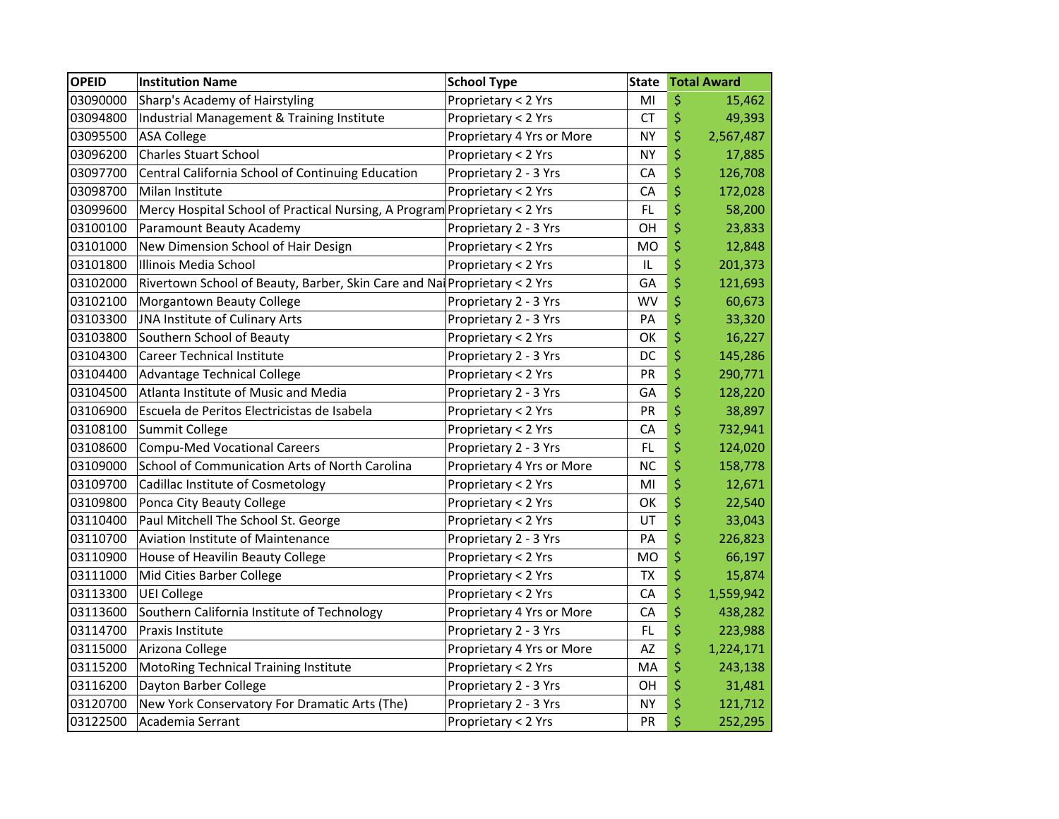| OPEID | Institution Name | School Type | State | Total Award |
|---|---|---|---|---|
| 03090000 | Sharp's Academy of Hairstyling | Proprietary < 2 Yrs | MI | $ 15,462 |
| 03094800 | Industrial Management & Training Institute | Proprietary < 2 Yrs | CT | $ 49,393 |
| 03095500 | ASA College | Proprietary 4 Yrs or More | NY | $ 2,567,487 |
| 03096200 | Charles Stuart School | Proprietary < 2 Yrs | NY | $ 17,885 |
| 03097700 | Central California School of Continuing Education | Proprietary 2 - 3 Yrs | CA | $ 126,708 |
| 03098700 | Milan Institute | Proprietary < 2 Yrs | CA | $ 172,028 |
| 03099600 | Mercy Hospital School of Practical Nursing, A Program | Proprietary < 2 Yrs | FL | $ 58,200 |
| 03100100 | Paramount Beauty Academy | Proprietary 2 - 3 Yrs | OH | $ 23,833 |
| 03101000 | New Dimension School of Hair Design | Proprietary < 2 Yrs | MO | $ 12,848 |
| 03101800 | Illinois Media School | Proprietary < 2 Yrs | IL | $ 201,373 |
| 03102000 | Rivertown School of Beauty, Barber, Skin Care and Nai | Proprietary < 2 Yrs | GA | $ 121,693 |
| 03102100 | Morgantown Beauty College | Proprietary 2 - 3 Yrs | WV | $ 60,673 |
| 03103300 | JNA Institute of Culinary Arts | Proprietary 2 - 3 Yrs | PA | $ 33,320 |
| 03103800 | Southern School of Beauty | Proprietary < 2 Yrs | OK | $ 16,227 |
| 03104300 | Career Technical Institute | Proprietary 2 - 3 Yrs | DC | $ 145,286 |
| 03104400 | Advantage Technical College | Proprietary < 2 Yrs | PR | $ 290,771 |
| 03104500 | Atlanta Institute of Music and Media | Proprietary 2 - 3 Yrs | GA | $ 128,220 |
| 03106900 | Escuela de Peritos Electricistas de Isabela | Proprietary < 2 Yrs | PR | $ 38,897 |
| 03108100 | Summit College | Proprietary < 2 Yrs | CA | $ 732,941 |
| 03108600 | Compu-Med Vocational Careers | Proprietary 2 - 3 Yrs | FL | $ 124,020 |
| 03109000 | School of Communication Arts of North Carolina | Proprietary 4 Yrs or More | NC | $ 158,778 |
| 03109700 | Cadillac Institute of Cosmetology | Proprietary < 2 Yrs | MI | $ 12,671 |
| 03109800 | Ponca City Beauty College | Proprietary < 2 Yrs | OK | $ 22,540 |
| 03110400 | Paul Mitchell The School St. George | Proprietary < 2 Yrs | UT | $ 33,043 |
| 03110700 | Aviation Institute of Maintenance | Proprietary 2 - 3 Yrs | PA | $ 226,823 |
| 03110900 | House of Heavilin Beauty College | Proprietary < 2 Yrs | MO | $ 66,197 |
| 03111000 | Mid Cities Barber College | Proprietary < 2 Yrs | TX | $ 15,874 |
| 03113300 | UEI College | Proprietary < 2 Yrs | CA | $ 1,559,942 |
| 03113600 | Southern California Institute of Technology | Proprietary 4 Yrs or More | CA | $ 438,282 |
| 03114700 | Praxis Institute | Proprietary 2 - 3 Yrs | FL | $ 223,988 |
| 03115000 | Arizona College | Proprietary 4 Yrs or More | AZ | $ 1,224,171 |
| 03115200 | MotoRing Technical Training Institute | Proprietary < 2 Yrs | MA | $ 243,138 |
| 03116200 | Dayton Barber College | Proprietary 2 - 3 Yrs | OH | $ 31,481 |
| 03120700 | New York Conservatory For Dramatic Arts (The) | Proprietary 2 - 3 Yrs | NY | $ 121,712 |
| 03122500 | Academia Serrant | Proprietary < 2 Yrs | PR | $ 252,295 |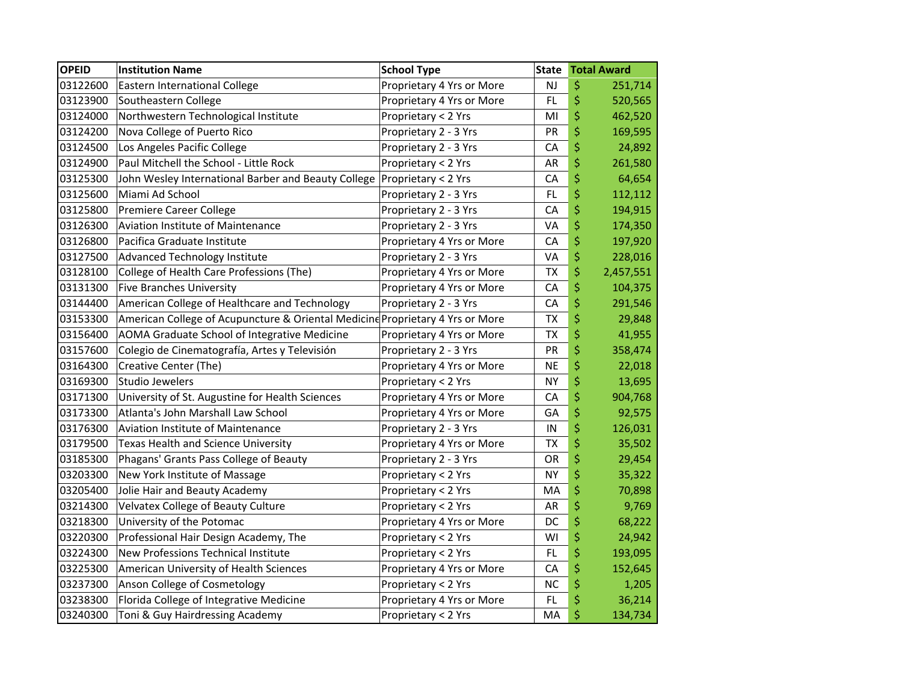| OPEID | Institution Name | School Type | State | Total Award |
|---|---|---|---|---|
| 03122600 | Eastern International College | Proprietary 4 Yrs or More | NJ | $ 251,714 |
| 03123900 | Southeastern College | Proprietary 4 Yrs or More | FL | $ 520,565 |
| 03124000 | Northwestern Technological Institute | Proprietary < 2 Yrs | MI | $ 462,520 |
| 03124200 | Nova College of Puerto Rico | Proprietary 2 - 3 Yrs | PR | $ 169,595 |
| 03124500 | Los Angeles Pacific College | Proprietary 2 - 3 Yrs | CA | $ 24,892 |
| 03124900 | Paul Mitchell the School - Little Rock | Proprietary < 2 Yrs | AR | $ 261,580 |
| 03125300 | John Wesley International Barber and Beauty College | Proprietary < 2 Yrs | CA | $ 64,654 |
| 03125600 | Miami Ad School | Proprietary 2 - 3 Yrs | FL | $ 112,112 |
| 03125800 | Premiere Career College | Proprietary 2 - 3 Yrs | CA | $ 194,915 |
| 03126300 | Aviation Institute of Maintenance | Proprietary 2 - 3 Yrs | VA | $ 174,350 |
| 03126800 | Pacifica Graduate Institute | Proprietary 4 Yrs or More | CA | $ 197,920 |
| 03127500 | Advanced Technology Institute | Proprietary 2 - 3 Yrs | VA | $ 228,016 |
| 03128100 | College of Health Care Professions (The) | Proprietary 4 Yrs or More | TX | $ 2,457,551 |
| 03131300 | Five Branches University | Proprietary 4 Yrs or More | CA | $ 104,375 |
| 03144400 | American College of Healthcare and Technology | Proprietary 2 - 3 Yrs | CA | $ 291,546 |
| 03153300 | American College of Acupuncture & Oriental Medicine | Proprietary 4 Yrs or More | TX | $ 29,848 |
| 03156400 | AOMA Graduate School of Integrative Medicine | Proprietary 4 Yrs or More | TX | $ 41,955 |
| 03157600 | Colegio de Cinematografía, Artes y Televisión | Proprietary 2 - 3 Yrs | PR | $ 358,474 |
| 03164300 | Creative Center (The) | Proprietary 4 Yrs or More | NE | $ 22,018 |
| 03169300 | Studio Jewelers | Proprietary < 2 Yrs | NY | $ 13,695 |
| 03171300 | University of St. Augustine for Health Sciences | Proprietary 4 Yrs or More | CA | $ 904,768 |
| 03173300 | Atlanta's John Marshall Law School | Proprietary 4 Yrs or More | GA | $ 92,575 |
| 03176300 | Aviation Institute of Maintenance | Proprietary 2 - 3 Yrs | IN | $ 126,031 |
| 03179500 | Texas Health and Science University | Proprietary 4 Yrs or More | TX | $ 35,502 |
| 03185300 | Phagans' Grants Pass College of Beauty | Proprietary 2 - 3 Yrs | OR | $ 29,454 |
| 03203300 | New York Institute of Massage | Proprietary < 2 Yrs | NY | $ 35,322 |
| 03205400 | Jolie Hair and Beauty Academy | Proprietary < 2 Yrs | MA | $ 70,898 |
| 03214300 | Velvatex College of Beauty Culture | Proprietary < 2 Yrs | AR | $ 9,769 |
| 03218300 | University of the Potomac | Proprietary 4 Yrs or More | DC | $ 68,222 |
| 03220300 | Professional Hair Design Academy, The | Proprietary < 2 Yrs | WI | $ 24,942 |
| 03224300 | New Professions Technical Institute | Proprietary < 2 Yrs | FL | $ 193,095 |
| 03225300 | American University of Health Sciences | Proprietary 4 Yrs or More | CA | $ 152,645 |
| 03237300 | Anson College of Cosmetology | Proprietary < 2 Yrs | NC | $ 1,205 |
| 03238300 | Florida College of Integrative Medicine | Proprietary 4 Yrs or More | FL | $ 36,214 |
| 03240300 | Toni & Guy Hairdressing Academy | Proprietary < 2 Yrs | MA | $ 134,734 |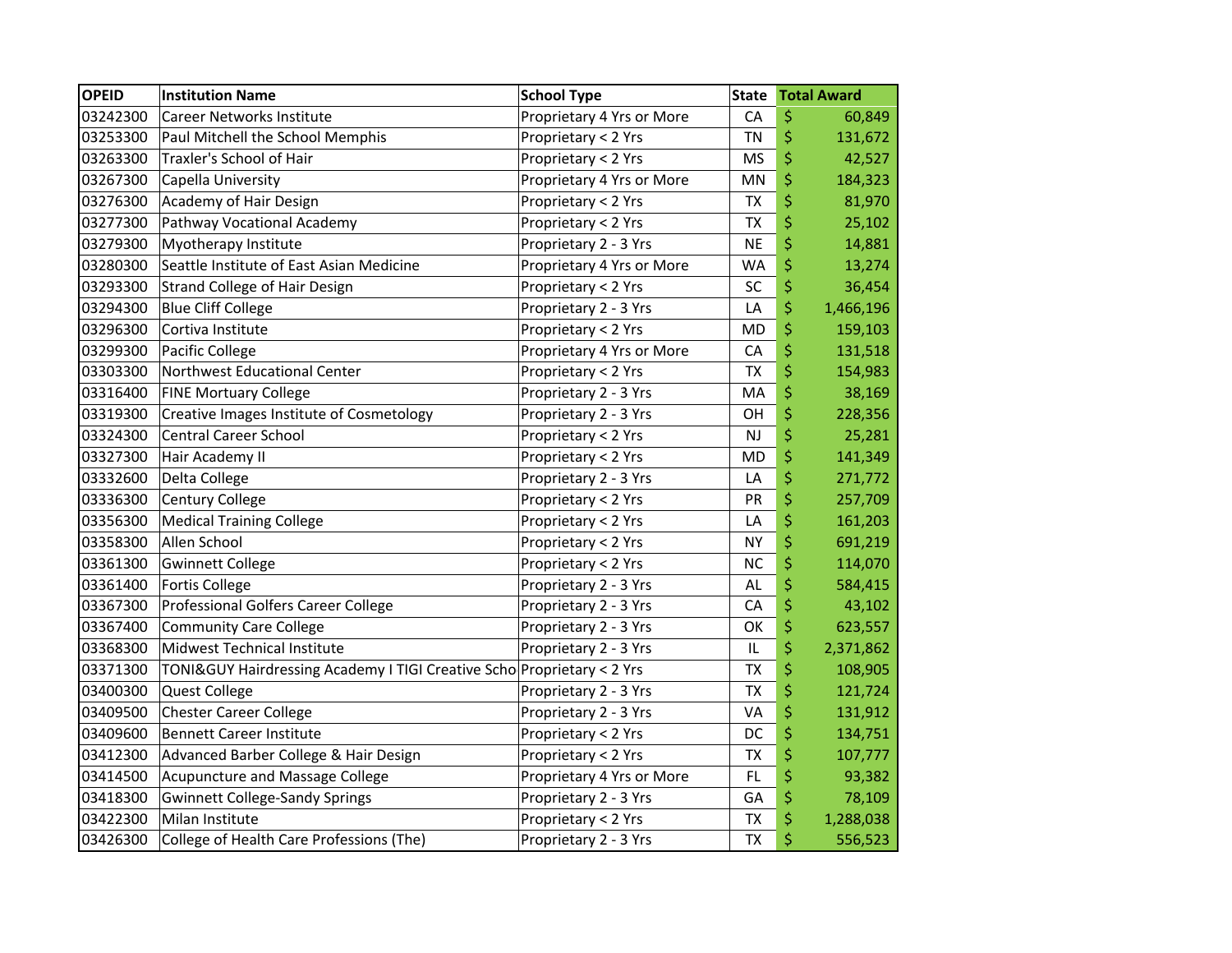| OPEID | Institution Name | School Type | State | Total Award |
|---|---|---|---|---|
| 03242300 | Career Networks Institute | Proprietary 4 Yrs or More | CA | $ 60,849 |
| 03253300 | Paul Mitchell the School Memphis | Proprietary < 2 Yrs | TN | $ 131,672 |
| 03263300 | Traxler's School of Hair | Proprietary < 2 Yrs | MS | $ 42,527 |
| 03267300 | Capella University | Proprietary 4 Yrs or More | MN | $ 184,323 |
| 03276300 | Academy of Hair Design | Proprietary < 2 Yrs | TX | $ 81,970 |
| 03277300 | Pathway Vocational Academy | Proprietary < 2 Yrs | TX | $ 25,102 |
| 03279300 | Myotherapy Institute | Proprietary 2 - 3 Yrs | NE | $ 14,881 |
| 03280300 | Seattle Institute of East Asian Medicine | Proprietary 4 Yrs or More | WA | $ 13,274 |
| 03293300 | Strand College of Hair Design | Proprietary < 2 Yrs | SC | $ 36,454 |
| 03294300 | Blue Cliff College | Proprietary 2 - 3 Yrs | LA | $ 1,466,196 |
| 03296300 | Cortiva Institute | Proprietary < 2 Yrs | MD | $ 159,103 |
| 03299300 | Pacific College | Proprietary 4 Yrs or More | CA | $ 131,518 |
| 03303300 | Northwest Educational Center | Proprietary < 2 Yrs | TX | $ 154,983 |
| 03316400 | FINE Mortuary College | Proprietary 2 - 3 Yrs | MA | $ 38,169 |
| 03319300 | Creative Images Institute of Cosmetology | Proprietary 2 - 3 Yrs | OH | $ 228,356 |
| 03324300 | Central Career School | Proprietary < 2 Yrs | NJ | $ 25,281 |
| 03327300 | Hair Academy II | Proprietary < 2 Yrs | MD | $ 141,349 |
| 03332600 | Delta College | Proprietary 2 - 3 Yrs | LA | $ 271,772 |
| 03336300 | Century College | Proprietary < 2 Yrs | PR | $ 257,709 |
| 03356300 | Medical Training College | Proprietary < 2 Yrs | LA | $ 161,203 |
| 03358300 | Allen School | Proprietary < 2 Yrs | NY | $ 691,219 |
| 03361300 | Gwinnett College | Proprietary < 2 Yrs | NC | $ 114,070 |
| 03361400 | Fortis College | Proprietary 2 - 3 Yrs | AL | $ 584,415 |
| 03367300 | Professional Golfers Career College | Proprietary 2 - 3 Yrs | CA | $ 43,102 |
| 03367400 | Community Care College | Proprietary 2 - 3 Yrs | OK | $ 623,557 |
| 03368300 | Midwest Technical Institute | Proprietary 2 - 3 Yrs | IL | $ 2,371,862 |
| 03371300 | TONI&GUY Hairdressing Academy I TIGI Creative Scho | Proprietary < 2 Yrs | TX | $ 108,905 |
| 03400300 | Quest College | Proprietary 2 - 3 Yrs | TX | $ 121,724 |
| 03409500 | Chester Career College | Proprietary 2 - 3 Yrs | VA | $ 131,912 |
| 03409600 | Bennett Career Institute | Proprietary < 2 Yrs | DC | $ 134,751 |
| 03412300 | Advanced Barber College & Hair Design | Proprietary < 2 Yrs | TX | $ 107,777 |
| 03414500 | Acupuncture and Massage College | Proprietary 4 Yrs or More | FL | $ 93,382 |
| 03418300 | Gwinnett College-Sandy Springs | Proprietary 2 - 3 Yrs | GA | $ 78,109 |
| 03422300 | Milan Institute | Proprietary < 2 Yrs | TX | $ 1,288,038 |
| 03426300 | College of Health Care Professions (The) | Proprietary 2 - 3 Yrs | TX | $ 556,523 |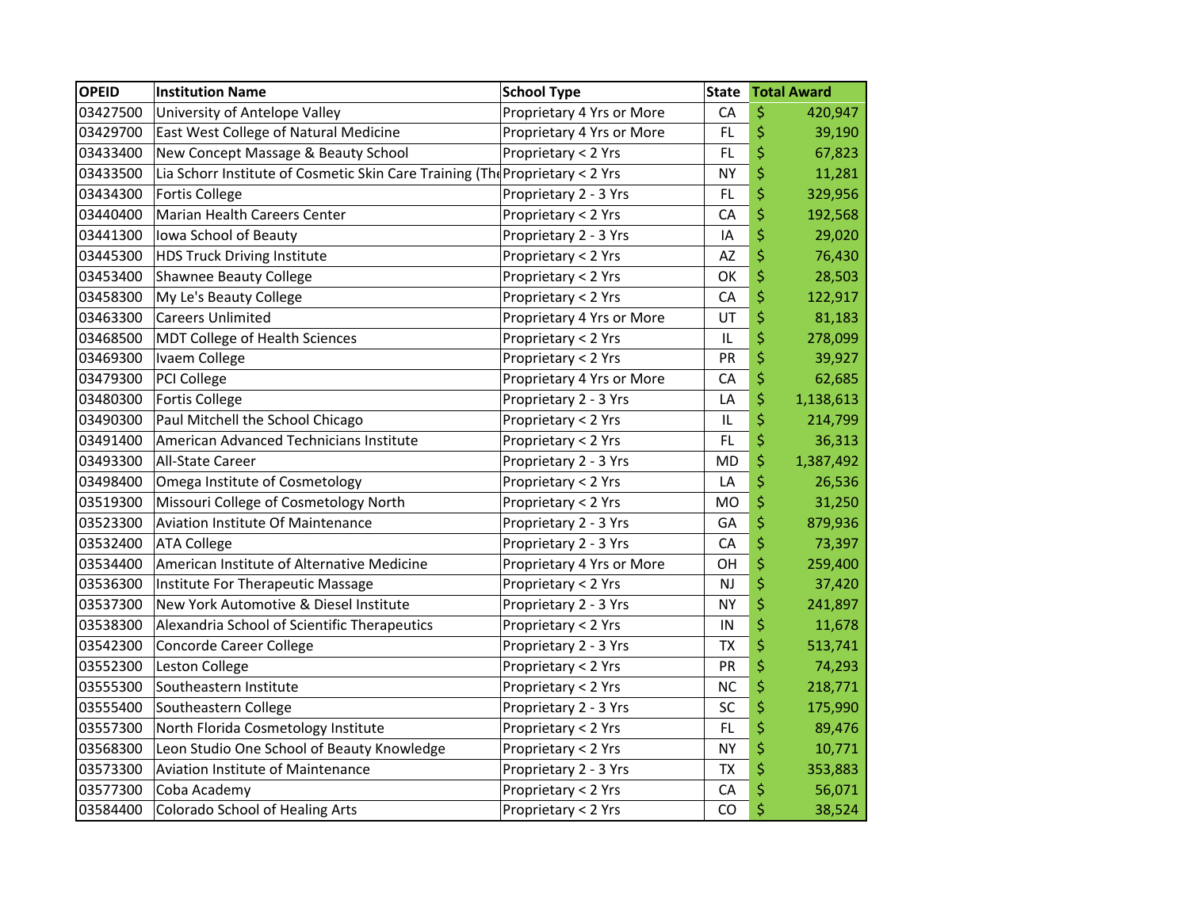| OPEID | Institution Name | School Type | State | Total Award |
|---|---|---|---|---|
| 03427500 | University of Antelope Valley | Proprietary 4 Yrs or More | CA | $ 420,947 |
| 03429700 | East West College of Natural Medicine | Proprietary 4 Yrs or More | FL | $ 39,190 |
| 03433400 | New Concept Massage & Beauty School | Proprietary < 2 Yrs | FL | $ 67,823 |
| 03433500 | Lia Schorr Institute of Cosmetic Skin Care Training (The | Proprietary < 2 Yrs | NY | $ 11,281 |
| 03434300 | Fortis College | Proprietary 2 - 3 Yrs | FL | $ 329,956 |
| 03440400 | Marian Health Careers Center | Proprietary < 2 Yrs | CA | $ 192,568 |
| 03441300 | Iowa School of Beauty | Proprietary 2 - 3 Yrs | IA | $ 29,020 |
| 03445300 | HDS Truck Driving Institute | Proprietary < 2 Yrs | AZ | $ 76,430 |
| 03453400 | Shawnee Beauty College | Proprietary < 2 Yrs | OK | $ 28,503 |
| 03458300 | My Le's Beauty College | Proprietary < 2 Yrs | CA | $ 122,917 |
| 03463300 | Careers Unlimited | Proprietary 4 Yrs or More | UT | $ 81,183 |
| 03468500 | MDT College of Health Sciences | Proprietary < 2 Yrs | IL | $ 278,099 |
| 03469300 | Ivaem College | Proprietary < 2 Yrs | PR | $ 39,927 |
| 03479300 | PCI College | Proprietary 4 Yrs or More | CA | $ 62,685 |
| 03480300 | Fortis College | Proprietary 2 - 3 Yrs | LA | $ 1,138,613 |
| 03490300 | Paul Mitchell the School Chicago | Proprietary < 2 Yrs | IL | $ 214,799 |
| 03491400 | American Advanced Technicians Institute | Proprietary < 2 Yrs | FL | $ 36,313 |
| 03493300 | All-State Career | Proprietary 2 - 3 Yrs | MD | $ 1,387,492 |
| 03498400 | Omega Institute of Cosmetology | Proprietary < 2 Yrs | LA | $ 26,536 |
| 03519300 | Missouri College of Cosmetology North | Proprietary < 2 Yrs | MO | $ 31,250 |
| 03523300 | Aviation Institute Of Maintenance | Proprietary 2 - 3 Yrs | GA | $ 879,936 |
| 03532400 | ATA College | Proprietary 2 - 3 Yrs | CA | $ 73,397 |
| 03534400 | American Institute of Alternative Medicine | Proprietary 4 Yrs or More | OH | $ 259,400 |
| 03536300 | Institute For Therapeutic Massage | Proprietary < 2 Yrs | NJ | $ 37,420 |
| 03537300 | New York Automotive & Diesel Institute | Proprietary 2 - 3 Yrs | NY | $ 241,897 |
| 03538300 | Alexandria School of Scientific Therapeutics | Proprietary < 2 Yrs | IN | $ 11,678 |
| 03542300 | Concorde Career College | Proprietary 2 - 3 Yrs | TX | $ 513,741 |
| 03552300 | Leston College | Proprietary < 2 Yrs | PR | $ 74,293 |
| 03555300 | Southeastern Institute | Proprietary < 2 Yrs | NC | $ 218,771 |
| 03555400 | Southeastern College | Proprietary 2 - 3 Yrs | SC | $ 175,990 |
| 03557300 | North Florida Cosmetology Institute | Proprietary < 2 Yrs | FL | $ 89,476 |
| 03568300 | Leon Studio One School of Beauty Knowledge | Proprietary < 2 Yrs | NY | $ 10,771 |
| 03573300 | Aviation Institute of Maintenance | Proprietary 2 - 3 Yrs | TX | $ 353,883 |
| 03577300 | Coba Academy | Proprietary < 2 Yrs | CA | $ 56,071 |
| 03584400 | Colorado School of Healing Arts | Proprietary < 2 Yrs | CO | $ 38,524 |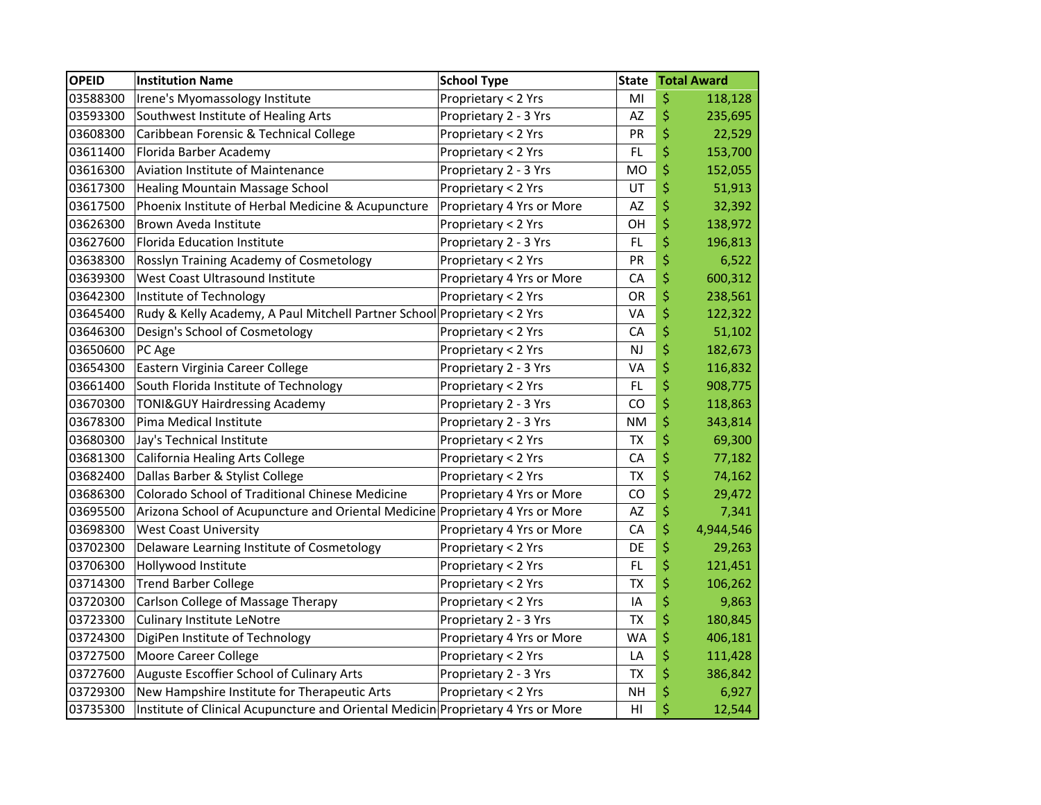| OPEID | Institution Name | School Type | State | Total Award |
|---|---|---|---|---|
| 03588300 | Irene's Myomassology Institute | Proprietary < 2 Yrs | MI | $ 118,128 |
| 03593300 | Southwest Institute of Healing Arts | Proprietary 2 - 3 Yrs | AZ | $ 235,695 |
| 03608300 | Caribbean Forensic & Technical College | Proprietary < 2 Yrs | PR | $ 22,529 |
| 03611400 | Florida Barber Academy | Proprietary < 2 Yrs | FL | $ 153,700 |
| 03616300 | Aviation Institute of Maintenance | Proprietary 2 - 3 Yrs | MO | $ 152,055 |
| 03617300 | Healing Mountain Massage School | Proprietary < 2 Yrs | UT | $ 51,913 |
| 03617500 | Phoenix Institute of Herbal Medicine & Acupuncture | Proprietary 4 Yrs or More | AZ | $ 32,392 |
| 03626300 | Brown Aveda Institute | Proprietary < 2 Yrs | OH | $ 138,972 |
| 03627600 | Florida Education Institute | Proprietary 2 - 3 Yrs | FL | $ 196,813 |
| 03638300 | Rosslyn Training Academy of Cosmetology | Proprietary < 2 Yrs | PR | $ 6,522 |
| 03639300 | West Coast Ultrasound Institute | Proprietary 4 Yrs or More | CA | $ 600,312 |
| 03642300 | Institute of Technology | Proprietary < 2 Yrs | OR | $ 238,561 |
| 03645400 | Rudy & Kelly Academy, A Paul Mitchell Partner School | Proprietary < 2 Yrs | VA | $ 122,322 |
| 03646300 | Design's School of Cosmetology | Proprietary < 2 Yrs | CA | $ 51,102 |
| 03650600 | PC Age | Proprietary < 2 Yrs | NJ | $ 182,673 |
| 03654300 | Eastern Virginia Career College | Proprietary 2 - 3 Yrs | VA | $ 116,832 |
| 03661400 | South Florida Institute of Technology | Proprietary < 2 Yrs | FL | $ 908,775 |
| 03670300 | TONI&GUY Hairdressing Academy | Proprietary 2 - 3 Yrs | CO | $ 118,863 |
| 03678300 | Pima Medical Institute | Proprietary 2 - 3 Yrs | NM | $ 343,814 |
| 03680300 | Jay's Technical Institute | Proprietary < 2 Yrs | TX | $ 69,300 |
| 03681300 | California Healing Arts College | Proprietary < 2 Yrs | CA | $ 77,182 |
| 03682400 | Dallas Barber & Stylist College | Proprietary < 2 Yrs | TX | $ 74,162 |
| 03686300 | Colorado School of Traditional Chinese Medicine | Proprietary 4 Yrs or More | CO | $ 29,472 |
| 03695500 | Arizona School of Acupuncture and Oriental Medicine | Proprietary 4 Yrs or More | AZ | $ 7,341 |
| 03698300 | West Coast University | Proprietary 4 Yrs or More | CA | $ 4,944,546 |
| 03702300 | Delaware Learning Institute of Cosmetology | Proprietary < 2 Yrs | DE | $ 29,263 |
| 03706300 | Hollywood Institute | Proprietary < 2 Yrs | FL | $ 121,451 |
| 03714300 | Trend Barber College | Proprietary < 2 Yrs | TX | $ 106,262 |
| 03720300 | Carlson College of Massage Therapy | Proprietary < 2 Yrs | IA | $ 9,863 |
| 03723300 | Culinary Institute LeNotre | Proprietary 2 - 3 Yrs | TX | $ 180,845 |
| 03724300 | DigiPen Institute of Technology | Proprietary 4 Yrs or More | WA | $ 406,181 |
| 03727500 | Moore Career College | Proprietary < 2 Yrs | LA | $ 111,428 |
| 03727600 | Auguste Escoffier School of Culinary Arts | Proprietary 2 - 3 Yrs | TX | $ 386,842 |
| 03729300 | New Hampshire Institute for Therapeutic Arts | Proprietary < 2 Yrs | NH | $ 6,927 |
| 03735300 | Institute of Clinical Acupuncture and Oriental Medicin | Proprietary 4 Yrs or More | HI | $ 12,544 |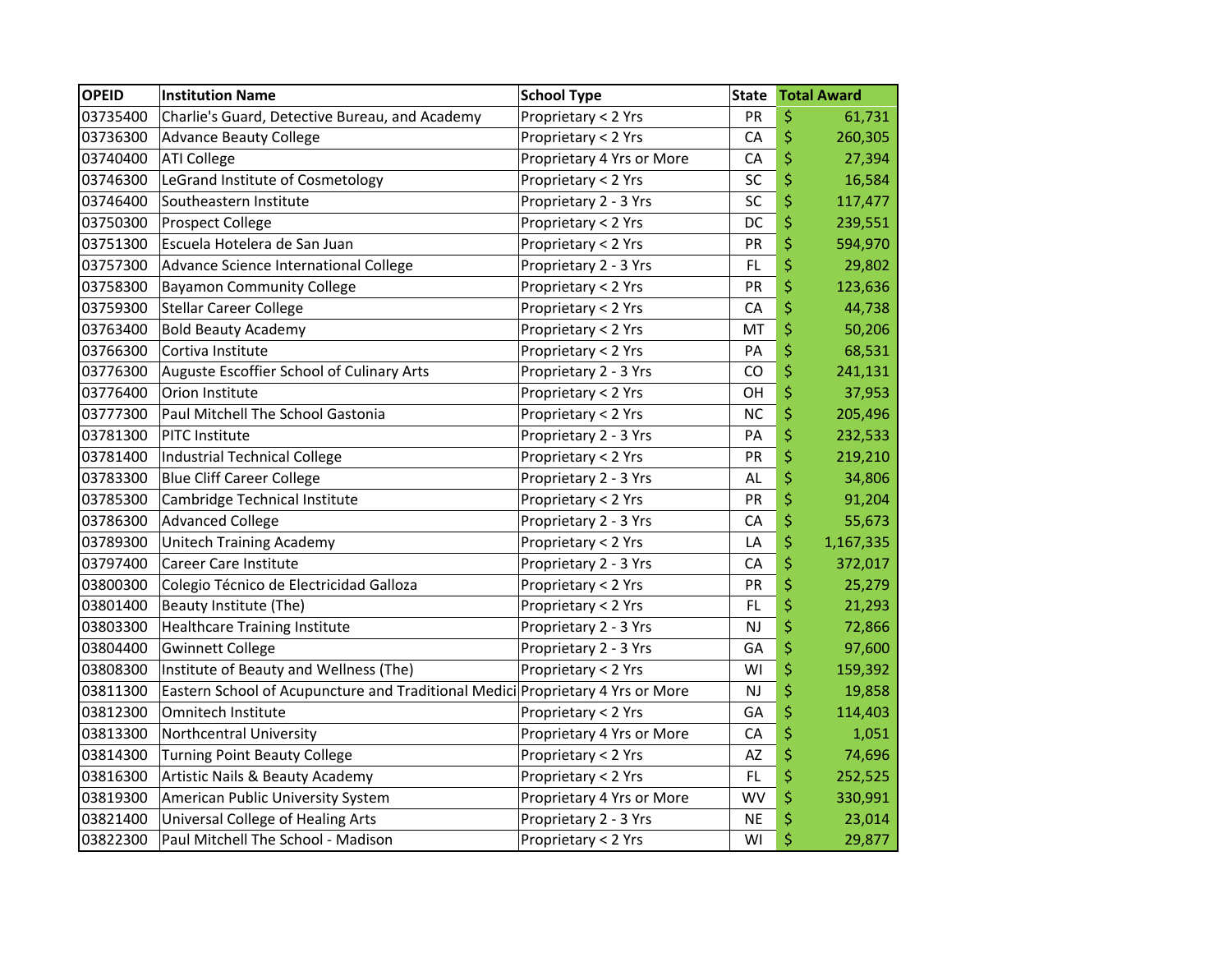| OPEID | Institution Name | School Type | State | Total Award |
|---|---|---|---|---|
| 03735400 | Charlie's Guard, Detective Bureau, and Academy | Proprietary < 2 Yrs | PR | $ 61,731 |
| 03736300 | Advance Beauty College | Proprietary < 2 Yrs | CA | $ 260,305 |
| 03740400 | ATI College | Proprietary 4 Yrs or More | CA | $ 27,394 |
| 03746300 | LeGrand Institute of Cosmetology | Proprietary < 2 Yrs | SC | $ 16,584 |
| 03746400 | Southeastern Institute | Proprietary 2 - 3 Yrs | SC | $ 117,477 |
| 03750300 | Prospect College | Proprietary < 2 Yrs | DC | $ 239,551 |
| 03751300 | Escuela Hotelera de San Juan | Proprietary < 2 Yrs | PR | $ 594,970 |
| 03757300 | Advance Science International College | Proprietary 2 - 3 Yrs | FL | $ 29,802 |
| 03758300 | Bayamon Community College | Proprietary < 2 Yrs | PR | $ 123,636 |
| 03759300 | Stellar Career College | Proprietary < 2 Yrs | CA | $ 44,738 |
| 03763400 | Bold Beauty Academy | Proprietary < 2 Yrs | MT | $ 50,206 |
| 03766300 | Cortiva Institute | Proprietary < 2 Yrs | PA | $ 68,531 |
| 03776300 | Auguste Escoffier School of Culinary Arts | Proprietary 2 - 3 Yrs | CO | $ 241,131 |
| 03776400 | Orion Institute | Proprietary < 2 Yrs | OH | $ 37,953 |
| 03777300 | Paul Mitchell The School Gastonia | Proprietary < 2 Yrs | NC | $ 205,496 |
| 03781300 | PITC Institute | Proprietary 2 - 3 Yrs | PA | $ 232,533 |
| 03781400 | Industrial Technical College | Proprietary < 2 Yrs | PR | $ 219,210 |
| 03783300 | Blue Cliff Career College | Proprietary 2 - 3 Yrs | AL | $ 34,806 |
| 03785300 | Cambridge Technical Institute | Proprietary < 2 Yrs | PR | $ 91,204 |
| 03786300 | Advanced College | Proprietary 2 - 3 Yrs | CA | $ 55,673 |
| 03789300 | Unitech Training Academy | Proprietary < 2 Yrs | LA | $ 1,167,335 |
| 03797400 | Career Care Institute | Proprietary 2 - 3 Yrs | CA | $ 372,017 |
| 03800300 | Colegio Técnico de Electricidad Galloza | Proprietary < 2 Yrs | PR | $ 25,279 |
| 03801400 | Beauty Institute (The) | Proprietary < 2 Yrs | FL | $ 21,293 |
| 03803300 | Healthcare Training Institute | Proprietary 2 - 3 Yrs | NJ | $ 72,866 |
| 03804400 | Gwinnett College | Proprietary 2 - 3 Yrs | GA | $ 97,600 |
| 03808300 | Institute of Beauty and Wellness (The) | Proprietary < 2 Yrs | WI | $ 159,392 |
| 03811300 | Eastern School of Acupuncture and Traditional Medici | Proprietary 4 Yrs or More | NJ | $ 19,858 |
| 03812300 | Omnitech Institute | Proprietary < 2 Yrs | GA | $ 114,403 |
| 03813300 | Northcentral University | Proprietary 4 Yrs or More | CA | $ 1,051 |
| 03814300 | Turning Point Beauty College | Proprietary < 2 Yrs | AZ | $ 74,696 |
| 03816300 | Artistic Nails & Beauty Academy | Proprietary < 2 Yrs | FL | $ 252,525 |
| 03819300 | American Public University System | Proprietary 4 Yrs or More | WV | $ 330,991 |
| 03821400 | Universal College of Healing Arts | Proprietary 2 - 3 Yrs | NE | $ 23,014 |
| 03822300 | Paul Mitchell The School - Madison | Proprietary < 2 Yrs | WI | $ 29,877 |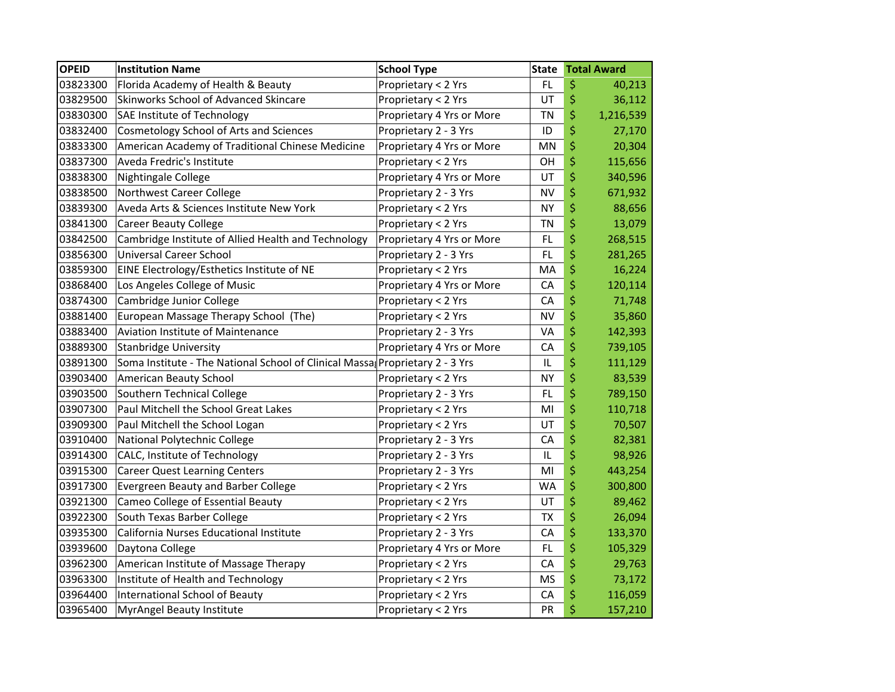| OPEID | Institution Name | School Type | State | Total Award |
|---|---|---|---|---|
| 03823300 | Florida Academy of Health & Beauty | Proprietary < 2 Yrs | FL | $ 40,213 |
| 03829500 | Skinworks School of Advanced Skincare | Proprietary < 2 Yrs | UT | $ 36,112 |
| 03830300 | SAE Institute of Technology | Proprietary 4 Yrs or More | TN | $ 1,216,539 |
| 03832400 | Cosmetology School of Arts and Sciences | Proprietary 2 - 3 Yrs | ID | $ 27,170 |
| 03833300 | American Academy of Traditional Chinese Medicine | Proprietary 4 Yrs or More | MN | $ 20,304 |
| 03837300 | Aveda Fredric's Institute | Proprietary < 2 Yrs | OH | $ 115,656 |
| 03838300 | Nightingale College | Proprietary 4 Yrs or More | UT | $ 340,596 |
| 03838500 | Northwest Career College | Proprietary 2 - 3 Yrs | NV | $ 671,932 |
| 03839300 | Aveda Arts & Sciences Institute New York | Proprietary < 2 Yrs | NY | $ 88,656 |
| 03841300 | Career Beauty College | Proprietary < 2 Yrs | TN | $ 13,079 |
| 03842500 | Cambridge Institute of Allied Health and Technology | Proprietary 4 Yrs or More | FL | $ 268,515 |
| 03856300 | Universal Career School | Proprietary 2 - 3 Yrs | FL | $ 281,265 |
| 03859300 | EINE Electrology/Esthetics Institute of NE | Proprietary < 2 Yrs | MA | $ 16,224 |
| 03868400 | Los Angeles College of Music | Proprietary 4 Yrs or More | CA | $ 120,114 |
| 03874300 | Cambridge Junior College | Proprietary < 2 Yrs | CA | $ 71,748 |
| 03881400 | European Massage Therapy School (The) | Proprietary < 2 Yrs | NV | $ 35,860 |
| 03883400 | Aviation Institute of Maintenance | Proprietary 2 - 3 Yrs | VA | $ 142,393 |
| 03889300 | Stanbridge University | Proprietary 4 Yrs or More | CA | $ 739,105 |
| 03891300 | Soma Institute - The National School of Clinical Massa | Proprietary 2 - 3 Yrs | IL | $ 111,129 |
| 03903400 | American Beauty School | Proprietary < 2 Yrs | NY | $ 83,539 |
| 03903500 | Southern Technical College | Proprietary 2 - 3 Yrs | FL | $ 789,150 |
| 03907300 | Paul Mitchell the School Great Lakes | Proprietary < 2 Yrs | MI | $ 110,718 |
| 03909300 | Paul Mitchell the School Logan | Proprietary < 2 Yrs | UT | $ 70,507 |
| 03910400 | National Polytechnic College | Proprietary 2 - 3 Yrs | CA | $ 82,381 |
| 03914300 | CALC, Institute of Technology | Proprietary 2 - 3 Yrs | IL | $ 98,926 |
| 03915300 | Career Quest Learning Centers | Proprietary 2 - 3 Yrs | MI | $ 443,254 |
| 03917300 | Evergreen Beauty and Barber College | Proprietary < 2 Yrs | WA | $ 300,800 |
| 03921300 | Cameo College of Essential Beauty | Proprietary < 2 Yrs | UT | $ 89,462 |
| 03922300 | South Texas Barber College | Proprietary < 2 Yrs | TX | $ 26,094 |
| 03935300 | California Nurses Educational Institute | Proprietary 2 - 3 Yrs | CA | $ 133,370 |
| 03939600 | Daytona College | Proprietary 4 Yrs or More | FL | $ 105,329 |
| 03962300 | American Institute of Massage Therapy | Proprietary < 2 Yrs | CA | $ 29,763 |
| 03963300 | Institute of Health and Technology | Proprietary < 2 Yrs | MS | $ 73,172 |
| 03964400 | International School of Beauty | Proprietary < 2 Yrs | CA | $ 116,059 |
| 03965400 | MyrAngel Beauty Institute | Proprietary < 2 Yrs | PR | $ 157,210 |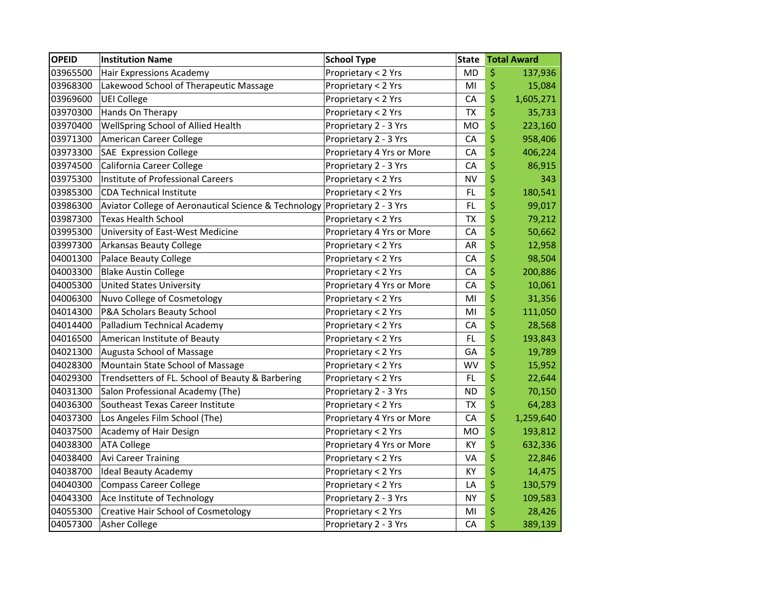| OPEID | Institution Name | School Type | State | Total Award |
|---|---|---|---|---|
| 03965500 | Hair Expressions Academy | Proprietary < 2 Yrs | MD | $ 137,936 |
| 03968300 | Lakewood School of Therapeutic Massage | Proprietary < 2 Yrs | MI | $ 15,084 |
| 03969600 | UEI College | Proprietary < 2 Yrs | CA | $ 1,605,271 |
| 03970300 | Hands On Therapy | Proprietary < 2 Yrs | TX | $ 35,733 |
| 03970400 | WellSpring School of Allied Health | Proprietary 2 - 3 Yrs | MO | $ 223,160 |
| 03971300 | American Career College | Proprietary 2 - 3 Yrs | CA | $ 958,406 |
| 03973300 | SAE  Expression College | Proprietary 4 Yrs or More | CA | $ 406,224 |
| 03974500 | California Career College | Proprietary 2 - 3 Yrs | CA | $ 86,915 |
| 03975300 | Institute of Professional Careers | Proprietary < 2 Yrs | NV | $ 343 |
| 03985300 | CDA Technical Institute | Proprietary < 2 Yrs | FL | $ 180,541 |
| 03986300 | Aviator College of Aeronautical Science & Technology | Proprietary 2 - 3 Yrs | FL | $ 99,017 |
| 03987300 | Texas Health School | Proprietary < 2 Yrs | TX | $ 79,212 |
| 03995300 | University of East-West Medicine | Proprietary 4 Yrs or More | CA | $ 50,662 |
| 03997300 | Arkansas Beauty College | Proprietary < 2 Yrs | AR | $ 12,958 |
| 04001300 | Palace Beauty College | Proprietary < 2 Yrs | CA | $ 98,504 |
| 04003300 | Blake Austin College | Proprietary < 2 Yrs | CA | $ 200,886 |
| 04005300 | United States University | Proprietary 4 Yrs or More | CA | $ 10,061 |
| 04006300 | Nuvo College of Cosmetology | Proprietary < 2 Yrs | MI | $ 31,356 |
| 04014300 | P&A Scholars Beauty School | Proprietary < 2 Yrs | MI | $ 111,050 |
| 04014400 | Palladium Technical Academy | Proprietary < 2 Yrs | CA | $ 28,568 |
| 04016500 | American Institute of Beauty | Proprietary < 2 Yrs | FL | $ 193,843 |
| 04021300 | Augusta School of Massage | Proprietary < 2 Yrs | GA | $ 19,789 |
| 04028300 | Mountain State School of Massage | Proprietary < 2 Yrs | WV | $ 15,952 |
| 04029300 | Trendsetters of FL. School of Beauty & Barbering | Proprietary < 2 Yrs | FL | $ 22,644 |
| 04031300 | Salon Professional Academy (The) | Proprietary 2 - 3 Yrs | ND | $ 70,150 |
| 04036300 | Southeast Texas Career Institute | Proprietary < 2 Yrs | TX | $ 64,283 |
| 04037300 | Los Angeles Film School (The) | Proprietary 4 Yrs or More | CA | $ 1,259,640 |
| 04037500 | Academy of Hair Design | Proprietary < 2 Yrs | MO | $ 193,812 |
| 04038300 | ATA College | Proprietary 4 Yrs or More | KY | $ 632,336 |
| 04038400 | Avi Career Training | Proprietary < 2 Yrs | VA | $ 22,846 |
| 04038700 | Ideal Beauty Academy | Proprietary < 2 Yrs | KY | $ 14,475 |
| 04040300 | Compass Career College | Proprietary < 2 Yrs | LA | $ 130,579 |
| 04043300 | Ace Institute of Technology | Proprietary 2 - 3 Yrs | NY | $ 109,583 |
| 04055300 | Creative Hair School of Cosmetology | Proprietary < 2 Yrs | MI | $ 28,426 |
| 04057300 | Asher College | Proprietary 2 - 3 Yrs | CA | $ 389,139 |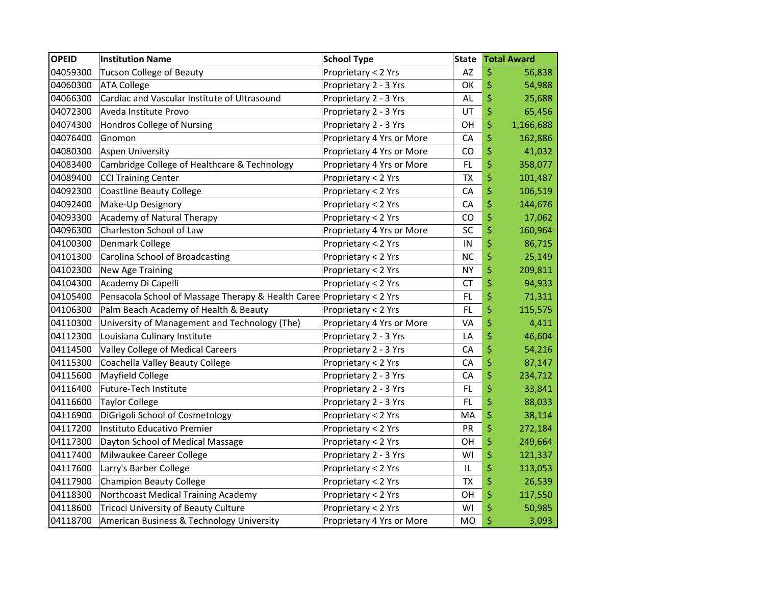| OPEID | Institution Name | School Type | State | Total Award |
|---|---|---|---|---|
| 04059300 | Tucson College of Beauty | Proprietary < 2 Yrs | AZ | $ 56,838 |
| 04060300 | ATA College | Proprietary 2 - 3 Yrs | OK | $ 54,988 |
| 04066300 | Cardiac and Vascular Institute of Ultrasound | Proprietary 2 - 3 Yrs | AL | $ 25,688 |
| 04072300 | Aveda Institute Provo | Proprietary 2 - 3 Yrs | UT | $ 65,456 |
| 04074300 | Hondros College of Nursing | Proprietary 2 - 3 Yrs | OH | $ 1,166,688 |
| 04076400 | Gnomon | Proprietary 4 Yrs or More | CA | $ 162,886 |
| 04080300 | Aspen University | Proprietary 4 Yrs or More | CO | $ 41,032 |
| 04083400 | Cambridge College of Healthcare & Technology | Proprietary 4 Yrs or More | FL | $ 358,077 |
| 04089400 | CCI Training Center | Proprietary < 2 Yrs | TX | $ 101,487 |
| 04092300 | Coastline Beauty College | Proprietary < 2 Yrs | CA | $ 106,519 |
| 04092400 | Make-Up Designory | Proprietary < 2 Yrs | CA | $ 144,676 |
| 04093300 | Academy of Natural Therapy | Proprietary < 2 Yrs | CO | $ 17,062 |
| 04096300 | Charleston School of Law | Proprietary 4 Yrs or More | SC | $ 160,964 |
| 04100300 | Denmark College | Proprietary < 2 Yrs | IN | $ 86,715 |
| 04101300 | Carolina School of Broadcasting | Proprietary < 2 Yrs | NC | $ 25,149 |
| 04102300 | New Age Training | Proprietary < 2 Yrs | NY | $ 209,811 |
| 04104300 | Academy Di Capelli | Proprietary < 2 Yrs | CT | $ 94,933 |
| 04105400 | Pensacola School of Massage Therapy & Health Caree | Proprietary < 2 Yrs | FL | $ 71,311 |
| 04106300 | Palm Beach Academy of Health & Beauty | Proprietary < 2 Yrs | FL | $ 115,575 |
| 04110300 | University of Management and Technology (The) | Proprietary 4 Yrs or More | VA | $ 4,411 |
| 04112300 | Louisiana Culinary Institute | Proprietary 2 - 3 Yrs | LA | $ 46,604 |
| 04114500 | Valley College of Medical Careers | Proprietary 2 - 3 Yrs | CA | $ 54,216 |
| 04115300 | Coachella Valley Beauty College | Proprietary < 2 Yrs | CA | $ 87,147 |
| 04115600 | Mayfield College | Proprietary 2 - 3 Yrs | CA | $ 234,712 |
| 04116400 | Future-Tech Institute | Proprietary 2 - 3 Yrs | FL | $ 33,841 |
| 04116600 | Taylor College | Proprietary 2 - 3 Yrs | FL | $ 88,033 |
| 04116900 | DiGrigoli School of Cosmetology | Proprietary < 2 Yrs | MA | $ 38,114 |
| 04117200 | Instituto Educativo Premier | Proprietary < 2 Yrs | PR | $ 272,184 |
| 04117300 | Dayton School of Medical Massage | Proprietary < 2 Yrs | OH | $ 249,664 |
| 04117400 | Milwaukee Career College | Proprietary 2 - 3 Yrs | WI | $ 121,337 |
| 04117600 | Larry's Barber College | Proprietary < 2 Yrs | IL | $ 113,053 |
| 04117900 | Champion Beauty College | Proprietary < 2 Yrs | TX | $ 26,539 |
| 04118300 | Northcoast Medical Training Academy | Proprietary < 2 Yrs | OH | $ 117,550 |
| 04118600 | Tricoci University of Beauty Culture | Proprietary < 2 Yrs | WI | $ 50,985 |
| 04118700 | American Business & Technology University | Proprietary 4 Yrs or More | MO | $ 3,093 |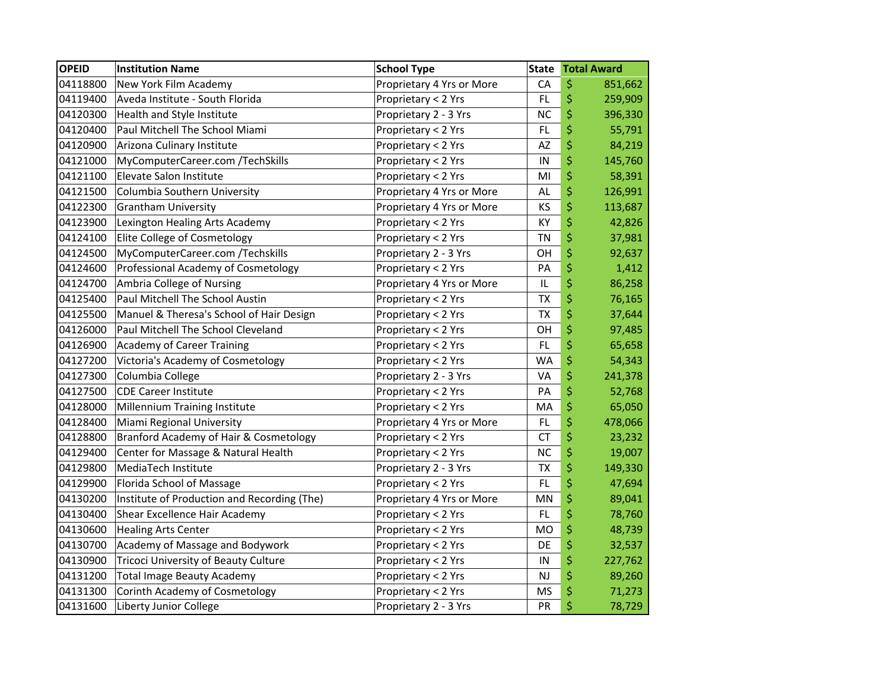| OPEID | Institution Name | School Type | State | Total Award |
|---|---|---|---|---|
| 04118800 | New York Film Academy | Proprietary 4 Yrs or More | CA | $ 851,662 |
| 04119400 | Aveda Institute - South Florida | Proprietary < 2 Yrs | FL | $ 259,909 |
| 04120300 | Health and Style Institute | Proprietary 2 - 3 Yrs | NC | $ 396,330 |
| 04120400 | Paul Mitchell The School Miami | Proprietary < 2 Yrs | FL | $ 55,791 |
| 04120900 | Arizona Culinary Institute | Proprietary < 2 Yrs | AZ | $ 84,219 |
| 04121000 | MyComputerCareer.com /TechSkills | Proprietary < 2 Yrs | IN | $ 145,760 |
| 04121100 | Elevate Salon Institute | Proprietary < 2 Yrs | MI | $ 58,391 |
| 04121500 | Columbia Southern University | Proprietary 4 Yrs or More | AL | $ 126,991 |
| 04122300 | Grantham University | Proprietary 4 Yrs or More | KS | $ 113,687 |
| 04123900 | Lexington Healing Arts Academy | Proprietary < 2 Yrs | KY | $ 42,826 |
| 04124100 | Elite College of Cosmetology | Proprietary < 2 Yrs | TN | $ 37,981 |
| 04124500 | MyComputerCareer.com /Techskills | Proprietary 2 - 3 Yrs | OH | $ 92,637 |
| 04124600 | Professional Academy of Cosmetology | Proprietary < 2 Yrs | PA | $ 1,412 |
| 04124700 | Ambria College of Nursing | Proprietary 4 Yrs or More | IL | $ 86,258 |
| 04125400 | Paul Mitchell The School Austin | Proprietary < 2 Yrs | TX | $ 76,165 |
| 04125500 | Manuel & Theresa's School of Hair Design | Proprietary < 2 Yrs | TX | $ 37,644 |
| 04126000 | Paul Mitchell The School Cleveland | Proprietary < 2 Yrs | OH | $ 97,485 |
| 04126900 | Academy of Career Training | Proprietary < 2 Yrs | FL | $ 65,658 |
| 04127200 | Victoria's Academy of Cosmetology | Proprietary < 2 Yrs | WA | $ 54,343 |
| 04127300 | Columbia College | Proprietary 2 - 3 Yrs | VA | $ 241,378 |
| 04127500 | CDE Career Institute | Proprietary < 2 Yrs | PA | $ 52,768 |
| 04128000 | Millennium Training Institute | Proprietary < 2 Yrs | MA | $ 65,050 |
| 04128400 | Miami Regional University | Proprietary 4 Yrs or More | FL | $ 478,066 |
| 04128800 | Branford Academy of Hair & Cosmetology | Proprietary < 2 Yrs | CT | $ 23,232 |
| 04129400 | Center for Massage & Natural Health | Proprietary < 2 Yrs | NC | $ 19,007 |
| 04129800 | MediaTech Institute | Proprietary 2 - 3 Yrs | TX | $ 149,330 |
| 04129900 | Florida School of Massage | Proprietary < 2 Yrs | FL | $ 47,694 |
| 04130200 | Institute of Production and Recording (The) | Proprietary 4 Yrs or More | MN | $ 89,041 |
| 04130400 | Shear Excellence Hair Academy | Proprietary < 2 Yrs | FL | $ 78,760 |
| 04130600 | Healing Arts Center | Proprietary < 2 Yrs | MO | $ 48,739 |
| 04130700 | Academy of Massage and Bodywork | Proprietary < 2 Yrs | DE | $ 32,537 |
| 04130900 | Tricoci University of Beauty Culture | Proprietary < 2 Yrs | IN | $ 227,762 |
| 04131200 | Total Image Beauty Academy | Proprietary < 2 Yrs | NJ | $ 89,260 |
| 04131300 | Corinth Academy of Cosmetology | Proprietary < 2 Yrs | MS | $ 71,273 |
| 04131600 | Liberty Junior College | Proprietary 2 - 3 Yrs | PR | $ 78,729 |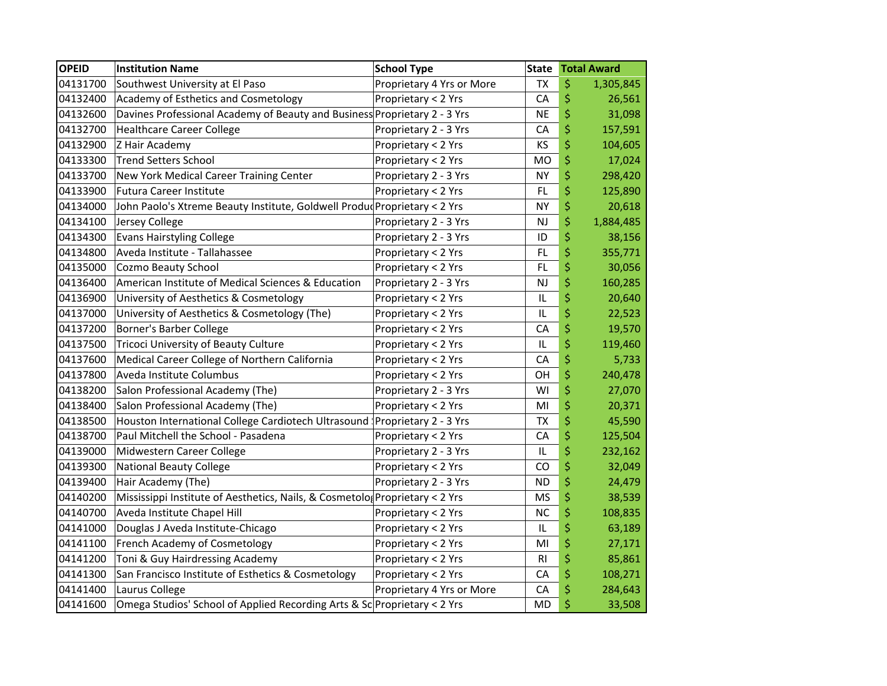| OPEID | Institution Name | School Type | State | Total Award |
|---|---|---|---|---|
| 04131700 | Southwest University at El Paso | Proprietary 4 Yrs or More | TX | $ 1,305,845 |
| 04132400 | Academy of Esthetics and Cosmetology | Proprietary < 2 Yrs | CA | $ 26,561 |
| 04132600 | Davines Professional Academy of Beauty and Business | Proprietary 2 - 3 Yrs | NE | $ 31,098 |
| 04132700 | Healthcare Career College | Proprietary 2 - 3 Yrs | CA | $ 157,591 |
| 04132900 | Z Hair Academy | Proprietary < 2 Yrs | KS | $ 104,605 |
| 04133300 | Trend Setters School | Proprietary < 2 Yrs | MO | $ 17,024 |
| 04133700 | New York Medical Career Training Center | Proprietary 2 - 3 Yrs | NY | $ 298,420 |
| 04133900 | Futura Career Institute | Proprietary < 2 Yrs | FL | $ 125,890 |
| 04134000 | John Paolo's Xtreme Beauty Institute, Goldwell Produ | Proprietary < 2 Yrs | NY | $ 20,618 |
| 04134100 | Jersey College | Proprietary 2 - 3 Yrs | NJ | $ 1,884,485 |
| 04134300 | Evans Hairstyling College | Proprietary 2 - 3 Yrs | ID | $ 38,156 |
| 04134800 | Aveda Institute - Tallahassee | Proprietary < 2 Yrs | FL | $ 355,771 |
| 04135000 | Cozmo Beauty School | Proprietary < 2 Yrs | FL | $ 30,056 |
| 04136400 | American Institute of Medical Sciences & Education | Proprietary 2 - 3 Yrs | NJ | $ 160,285 |
| 04136900 | University of Aesthetics & Cosmetology | Proprietary < 2 Yrs | IL | $ 20,640 |
| 04137000 | University of Aesthetics & Cosmetology (The) | Proprietary < 2 Yrs | IL | $ 22,523 |
| 04137200 | Borner's Barber College | Proprietary < 2 Yrs | CA | $ 19,570 |
| 04137500 | Tricoci University of Beauty Culture | Proprietary < 2 Yrs | IL | $ 119,460 |
| 04137600 | Medical Career College of Northern California | Proprietary < 2 Yrs | CA | $ 5,733 |
| 04137800 | Aveda Institute Columbus | Proprietary < 2 Yrs | OH | $ 240,478 |
| 04138200 | Salon Professional Academy (The) | Proprietary 2 - 3 Yrs | WI | $ 27,070 |
| 04138400 | Salon Professional Academy (The) | Proprietary < 2 Yrs | MI | $ 20,371 |
| 04138500 | Houston International College Cardiotech Ultrasound | Proprietary 2 - 3 Yrs | TX | $ 45,590 |
| 04138700 | Paul Mitchell the School - Pasadena | Proprietary < 2 Yrs | CA | $ 125,504 |
| 04139000 | Midwestern Career College | Proprietary 2 - 3 Yrs | IL | $ 232,162 |
| 04139300 | National Beauty College | Proprietary < 2 Yrs | CO | $ 32,049 |
| 04139400 | Hair Academy (The) | Proprietary 2 - 3 Yrs | ND | $ 24,479 |
| 04140200 | Mississippi Institute of Aesthetics, Nails, & Cosmetolo | Proprietary < 2 Yrs | MS | $ 38,539 |
| 04140700 | Aveda Institute Chapel Hill | Proprietary < 2 Yrs | NC | $ 108,835 |
| 04141000 | Douglas J Aveda Institute-Chicago | Proprietary < 2 Yrs | IL | $ 63,189 |
| 04141100 | French Academy of Cosmetology | Proprietary < 2 Yrs | MI | $ 27,171 |
| 04141200 | Toni & Guy Hairdressing Academy | Proprietary < 2 Yrs | RI | $ 85,861 |
| 04141300 | San Francisco Institute of Esthetics & Cosmetology | Proprietary < 2 Yrs | CA | $ 108,271 |
| 04141400 | Laurus College | Proprietary 4 Yrs or More | CA | $ 284,643 |
| 04141600 | Omega Studios' School of Applied Recording Arts & Sc | Proprietary < 2 Yrs | MD | $ 33,508 |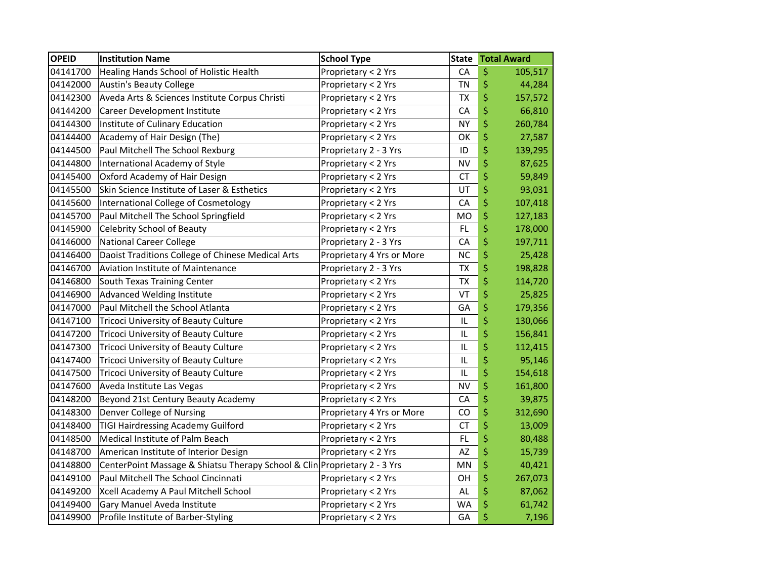| OPEID | Institution Name | School Type | State | Total Award |
|---|---|---|---|---|
| 04141700 | Healing Hands School of Holistic Health | Proprietary < 2 Yrs | CA | $ 105,517 |
| 04142000 | Austin's Beauty College | Proprietary < 2 Yrs | TN | $ 44,284 |
| 04142300 | Aveda Arts & Sciences Institute Corpus Christi | Proprietary < 2 Yrs | TX | $ 157,572 |
| 04144200 | Career Development Institute | Proprietary < 2 Yrs | CA | $ 66,810 |
| 04144300 | Institute of Culinary Education | Proprietary < 2 Yrs | NY | $ 260,784 |
| 04144400 | Academy of Hair Design (The) | Proprietary < 2 Yrs | OK | $ 27,587 |
| 04144500 | Paul Mitchell The School Rexburg | Proprietary 2 - 3 Yrs | ID | $ 139,295 |
| 04144800 | International Academy of Style | Proprietary < 2 Yrs | NV | $ 87,625 |
| 04145400 | Oxford Academy of Hair Design | Proprietary < 2 Yrs | CT | $ 59,849 |
| 04145500 | Skin Science Institute of Laser & Esthetics | Proprietary < 2 Yrs | UT | $ 93,031 |
| 04145600 | International College of Cosmetology | Proprietary < 2 Yrs | CA | $ 107,418 |
| 04145700 | Paul Mitchell The School Springfield | Proprietary < 2 Yrs | MO | $ 127,183 |
| 04145900 | Celebrity School of Beauty | Proprietary < 2 Yrs | FL | $ 178,000 |
| 04146000 | National Career College | Proprietary 2 - 3 Yrs | CA | $ 197,711 |
| 04146400 | Daoist Traditions College of Chinese Medical Arts | Proprietary 4 Yrs or More | NC | $ 25,428 |
| 04146700 | Aviation Institute of Maintenance | Proprietary 2 - 3 Yrs | TX | $ 198,828 |
| 04146800 | South Texas Training Center | Proprietary < 2 Yrs | TX | $ 114,720 |
| 04146900 | Advanced Welding Institute | Proprietary < 2 Yrs | VT | $ 25,825 |
| 04147000 | Paul Mitchell the School Atlanta | Proprietary < 2 Yrs | GA | $ 179,356 |
| 04147100 | Tricoci University of Beauty Culture | Proprietary < 2 Yrs | IL | $ 130,066 |
| 04147200 | Tricoci University of Beauty Culture | Proprietary < 2 Yrs | IL | $ 156,841 |
| 04147300 | Tricoci University of Beauty Culture | Proprietary < 2 Yrs | IL | $ 112,415 |
| 04147400 | Tricoci University of Beauty Culture | Proprietary < 2 Yrs | IL | $ 95,146 |
| 04147500 | Tricoci University of Beauty Culture | Proprietary < 2 Yrs | IL | $ 154,618 |
| 04147600 | Aveda Institute Las Vegas | Proprietary < 2 Yrs | NV | $ 161,800 |
| 04148200 | Beyond 21st Century Beauty Academy | Proprietary < 2 Yrs | CA | $ 39,875 |
| 04148300 | Denver College of Nursing | Proprietary 4 Yrs or More | CO | $ 312,690 |
| 04148400 | TIGI Hairdressing Academy Guilford | Proprietary < 2 Yrs | CT | $ 13,009 |
| 04148500 | Medical Institute of Palm Beach | Proprietary < 2 Yrs | FL | $ 80,488 |
| 04148700 | American Institute of Interior Design | Proprietary < 2 Yrs | AZ | $ 15,739 |
| 04148800 | CenterPoint Massage & Shiatsu Therapy School & Clin | Proprietary 2 - 3 Yrs | MN | $ 40,421 |
| 04149100 | Paul Mitchell The School Cincinnati | Proprietary < 2 Yrs | OH | $ 267,073 |
| 04149200 | Xcell Academy A Paul Mitchell School | Proprietary < 2 Yrs | AL | $ 87,062 |
| 04149400 | Gary Manuel Aveda Institute | Proprietary < 2 Yrs | WA | $ 61,742 |
| 04149900 | Profile Institute of Barber-Styling | Proprietary < 2 Yrs | GA | $ 7,196 |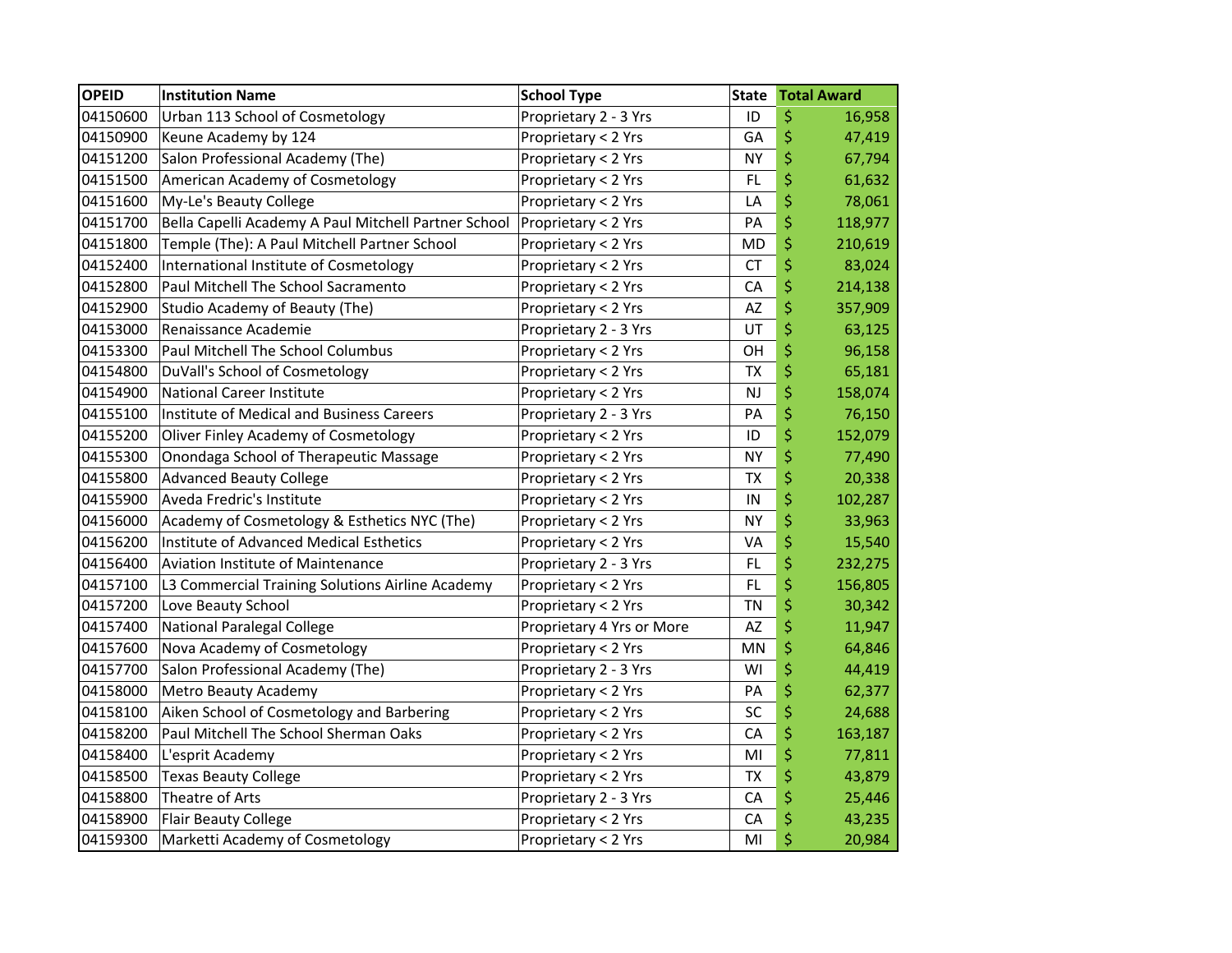| OPEID | Institution Name | School Type | State | Total Award |
|---|---|---|---|---|
| 04150600 | Urban 113 School of Cosmetology | Proprietary 2 - 3 Yrs | ID | $ 16,958 |
| 04150900 | Keune Academy by 124 | Proprietary < 2 Yrs | GA | $ 47,419 |
| 04151200 | Salon Professional Academy (The) | Proprietary < 2 Yrs | NY | $ 67,794 |
| 04151500 | American Academy of Cosmetology | Proprietary < 2 Yrs | FL | $ 61,632 |
| 04151600 | My-Le's Beauty College | Proprietary < 2 Yrs | LA | $ 78,061 |
| 04151700 | Bella Capelli Academy A Paul Mitchell Partner School | Proprietary < 2 Yrs | PA | $ 118,977 |
| 04151800 | Temple (The): A Paul Mitchell Partner School | Proprietary < 2 Yrs | MD | $ 210,619 |
| 04152400 | International Institute of Cosmetology | Proprietary < 2 Yrs | CT | $ 83,024 |
| 04152800 | Paul Mitchell The School Sacramento | Proprietary < 2 Yrs | CA | $ 214,138 |
| 04152900 | Studio Academy of Beauty (The) | Proprietary < 2 Yrs | AZ | $ 357,909 |
| 04153000 | Renaissance Academie | Proprietary 2 - 3 Yrs | UT | $ 63,125 |
| 04153300 | Paul Mitchell The School Columbus | Proprietary < 2 Yrs | OH | $ 96,158 |
| 04154800 | DuVall's School of Cosmetology | Proprietary < 2 Yrs | TX | $ 65,181 |
| 04154900 | National Career Institute | Proprietary < 2 Yrs | NJ | $ 158,074 |
| 04155100 | Institute of Medical and Business Careers | Proprietary 2 - 3 Yrs | PA | $ 76,150 |
| 04155200 | Oliver Finley Academy of Cosmetology | Proprietary < 2 Yrs | ID | $ 152,079 |
| 04155300 | Onondaga School of Therapeutic Massage | Proprietary < 2 Yrs | NY | $ 77,490 |
| 04155800 | Advanced Beauty College | Proprietary < 2 Yrs | TX | $ 20,338 |
| 04155900 | Aveda Fredric's Institute | Proprietary < 2 Yrs | IN | $ 102,287 |
| 04156000 | Academy of Cosmetology & Esthetics NYC (The) | Proprietary < 2 Yrs | NY | $ 33,963 |
| 04156200 | Institute of Advanced Medical Esthetics | Proprietary < 2 Yrs | VA | $ 15,540 |
| 04156400 | Aviation Institute of Maintenance | Proprietary 2 - 3 Yrs | FL | $ 232,275 |
| 04157100 | L3 Commercial Training Solutions Airline Academy | Proprietary < 2 Yrs | FL | $ 156,805 |
| 04157200 | Love Beauty School | Proprietary < 2 Yrs | TN | $ 30,342 |
| 04157400 | National Paralegal College | Proprietary 4 Yrs or More | AZ | $ 11,947 |
| 04157600 | Nova Academy of Cosmetology | Proprietary < 2 Yrs | MN | $ 64,846 |
| 04157700 | Salon Professional Academy (The) | Proprietary 2 - 3 Yrs | WI | $ 44,419 |
| 04158000 | Metro Beauty Academy | Proprietary < 2 Yrs | PA | $ 62,377 |
| 04158100 | Aiken School of Cosmetology and Barbering | Proprietary < 2 Yrs | SC | $ 24,688 |
| 04158200 | Paul Mitchell The School Sherman Oaks | Proprietary < 2 Yrs | CA | $ 163,187 |
| 04158400 | L'esprit Academy | Proprietary < 2 Yrs | MI | $ 77,811 |
| 04158500 | Texas Beauty College | Proprietary < 2 Yrs | TX | $ 43,879 |
| 04158800 | Theatre of Arts | Proprietary 2 - 3 Yrs | CA | $ 25,446 |
| 04158900 | Flair Beauty College | Proprietary < 2 Yrs | CA | $ 43,235 |
| 04159300 | Marketti Academy of Cosmetology | Proprietary < 2 Yrs | MI | $ 20,984 |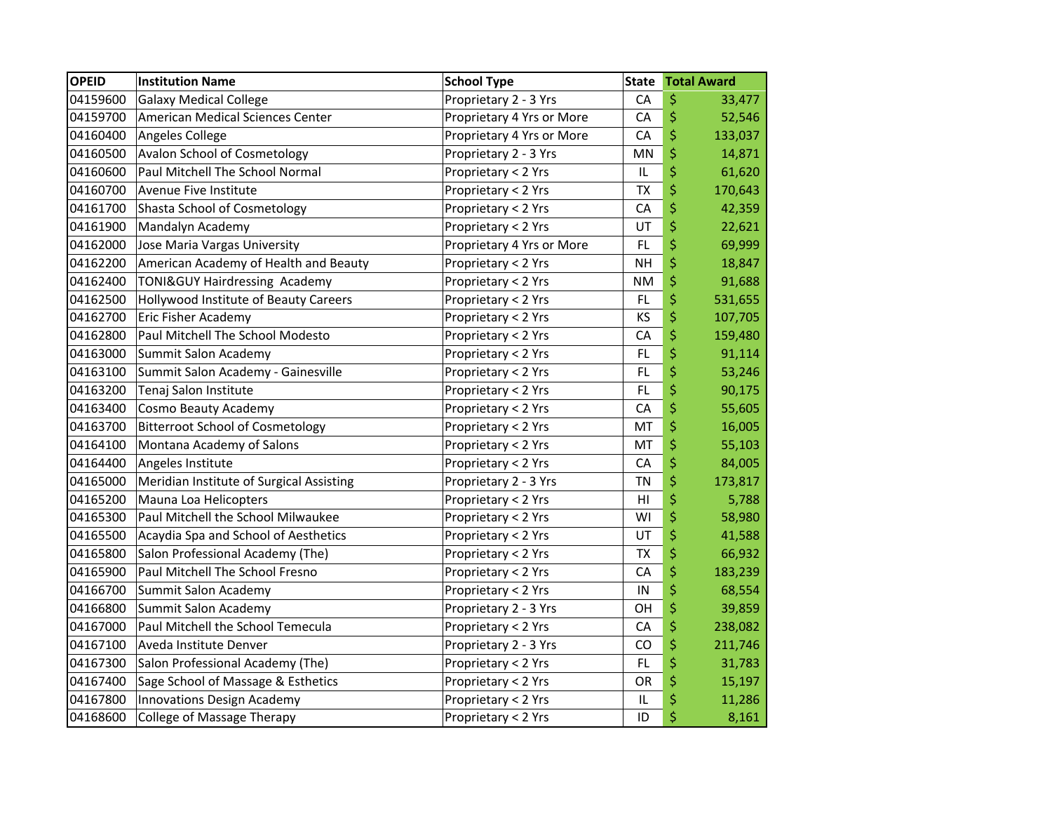| OPEID | Institution Name | School Type | State | Total Award |
| --- | --- | --- | --- | --- |
| 04159600 | Galaxy Medical College | Proprietary 2 - 3 Yrs | CA | $ 33,477 |
| 04159700 | American Medical Sciences Center | Proprietary 4 Yrs or More | CA | $ 52,546 |
| 04160400 | Angeles College | Proprietary 4 Yrs or More | CA | $ 133,037 |
| 04160500 | Avalon School of Cosmetology | Proprietary 2 - 3 Yrs | MN | $ 14,871 |
| 04160600 | Paul Mitchell The School Normal | Proprietary < 2 Yrs | IL | $ 61,620 |
| 04160700 | Avenue Five Institute | Proprietary < 2 Yrs | TX | $ 170,643 |
| 04161700 | Shasta School of Cosmetology | Proprietary < 2 Yrs | CA | $ 42,359 |
| 04161900 | Mandalyn Academy | Proprietary < 2 Yrs | UT | $ 22,621 |
| 04162000 | Jose Maria Vargas University | Proprietary 4 Yrs or More | FL | $ 69,999 |
| 04162200 | American Academy of Health and Beauty | Proprietary < 2 Yrs | NH | $ 18,847 |
| 04162400 | TONI&GUY Hairdressing Academy | Proprietary < 2 Yrs | NM | $ 91,688 |
| 04162500 | Hollywood Institute of Beauty Careers | Proprietary < 2 Yrs | FL | $ 531,655 |
| 04162700 | Eric Fisher Academy | Proprietary < 2 Yrs | KS | $ 107,705 |
| 04162800 | Paul Mitchell The School Modesto | Proprietary < 2 Yrs | CA | $ 159,480 |
| 04163000 | Summit Salon Academy | Proprietary < 2 Yrs | FL | $ 91,114 |
| 04163100 | Summit Salon Academy - Gainesville | Proprietary < 2 Yrs | FL | $ 53,246 |
| 04163200 | Tenaj Salon Institute | Proprietary < 2 Yrs | FL | $ 90,175 |
| 04163400 | Cosmo Beauty Academy | Proprietary < 2 Yrs | CA | $ 55,605 |
| 04163700 | Bitterroot School of Cosmetology | Proprietary < 2 Yrs | MT | $ 16,005 |
| 04164100 | Montana Academy of Salons | Proprietary < 2 Yrs | MT | $ 55,103 |
| 04164400 | Angeles Institute | Proprietary < 2 Yrs | CA | $ 84,005 |
| 04165000 | Meridian Institute of Surgical Assisting | Proprietary 2 - 3 Yrs | TN | $ 173,817 |
| 04165200 | Mauna Loa Helicopters | Proprietary < 2 Yrs | HI | $ 5,788 |
| 04165300 | Paul Mitchell the School Milwaukee | Proprietary < 2 Yrs | WI | $ 58,980 |
| 04165500 | Acaydia Spa and School of Aesthetics | Proprietary < 2 Yrs | UT | $ 41,588 |
| 04165800 | Salon Professional Academy (The) | Proprietary < 2 Yrs | TX | $ 66,932 |
| 04165900 | Paul Mitchell The School Fresno | Proprietary < 2 Yrs | CA | $ 183,239 |
| 04166700 | Summit Salon Academy | Proprietary < 2 Yrs | IN | $ 68,554 |
| 04166800 | Summit Salon Academy | Proprietary 2 - 3 Yrs | OH | $ 39,859 |
| 04167000 | Paul Mitchell the School Temecula | Proprietary < 2 Yrs | CA | $ 238,082 |
| 04167100 | Aveda Institute Denver | Proprietary 2 - 3 Yrs | CO | $ 211,746 |
| 04167300 | Salon Professional Academy (The) | Proprietary < 2 Yrs | FL | $ 31,783 |
| 04167400 | Sage School of Massage & Esthetics | Proprietary < 2 Yrs | OR | $ 15,197 |
| 04167800 | Innovations Design Academy | Proprietary < 2 Yrs | IL | $ 11,286 |
| 04168600 | College of Massage Therapy | Proprietary < 2 Yrs | ID | $ 8,161 |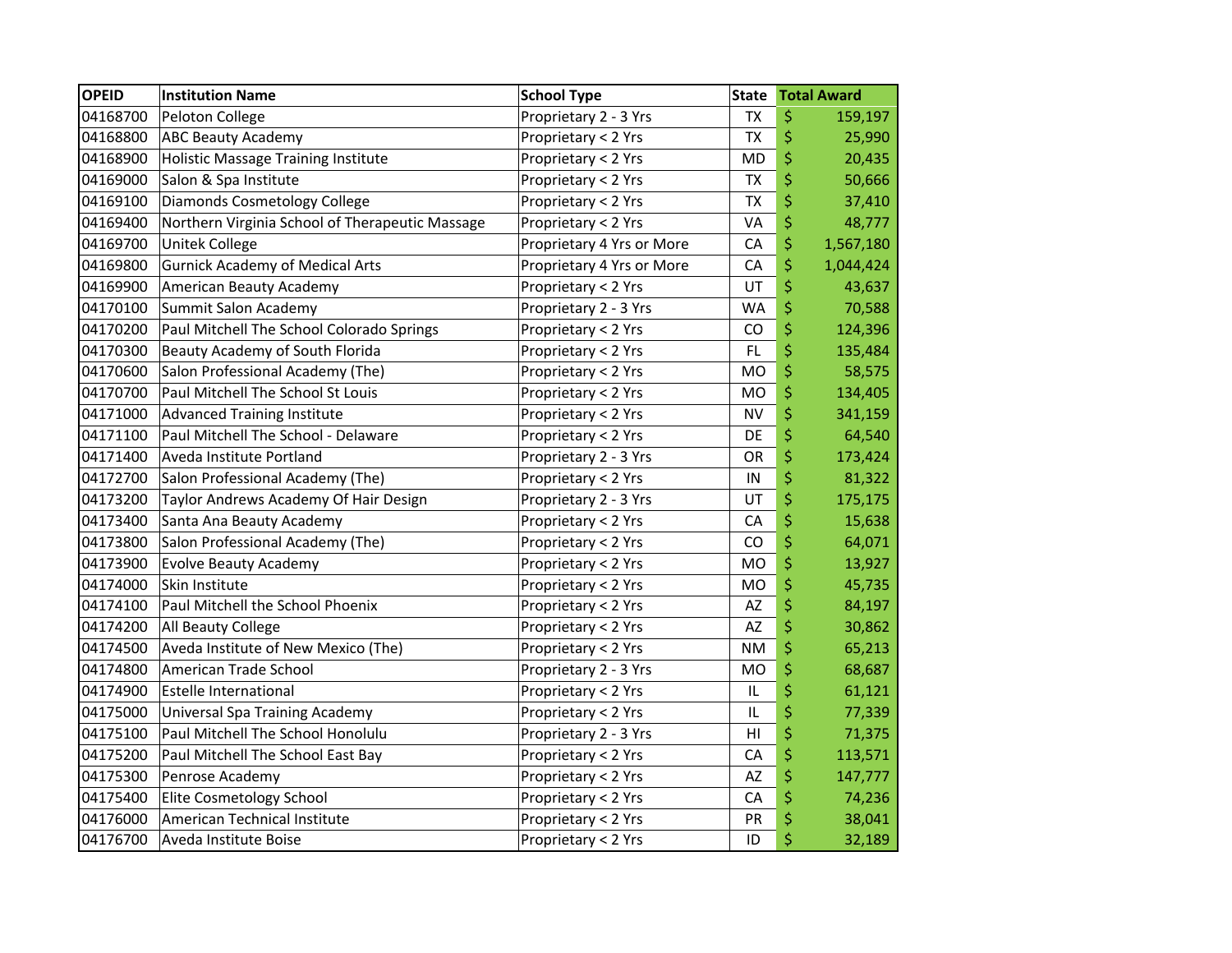| OPEID | Institution Name | School Type | State | Total Award |
| --- | --- | --- | --- | --- |
| 04168700 | Peloton College | Proprietary 2 - 3 Yrs | TX | $ 159,197 |
| 04168800 | ABC Beauty Academy | Proprietary < 2 Yrs | TX | $ 25,990 |
| 04168900 | Holistic Massage Training Institute | Proprietary < 2 Yrs | MD | $ 20,435 |
| 04169000 | Salon & Spa Institute | Proprietary < 2 Yrs | TX | $ 50,666 |
| 04169100 | Diamonds Cosmetology College | Proprietary < 2 Yrs | TX | $ 37,410 |
| 04169400 | Northern Virginia School of Therapeutic Massage | Proprietary < 2 Yrs | VA | $ 48,777 |
| 04169700 | Unitek College | Proprietary 4 Yrs or More | CA | $ 1,567,180 |
| 04169800 | Gurnick Academy of Medical Arts | Proprietary 4 Yrs or More | CA | $ 1,044,424 |
| 04169900 | American Beauty Academy | Proprietary < 2 Yrs | UT | $ 43,637 |
| 04170100 | Summit Salon Academy | Proprietary 2 - 3 Yrs | WA | $ 70,588 |
| 04170200 | Paul Mitchell The School Colorado Springs | Proprietary < 2 Yrs | CO | $ 124,396 |
| 04170300 | Beauty Academy of South Florida | Proprietary < 2 Yrs | FL | $ 135,484 |
| 04170600 | Salon Professional Academy (The) | Proprietary < 2 Yrs | MO | $ 58,575 |
| 04170700 | Paul Mitchell The School St Louis | Proprietary < 2 Yrs | MO | $ 134,405 |
| 04171000 | Advanced Training Institute | Proprietary < 2 Yrs | NV | $ 341,159 |
| 04171100 | Paul Mitchell The School - Delaware | Proprietary < 2 Yrs | DE | $ 64,540 |
| 04171400 | Aveda Institute Portland | Proprietary 2 - 3 Yrs | OR | $ 173,424 |
| 04172700 | Salon Professional Academy (The) | Proprietary < 2 Yrs | IN | $ 81,322 |
| 04173200 | Taylor Andrews Academy Of Hair Design | Proprietary 2 - 3 Yrs | UT | $ 175,175 |
| 04173400 | Santa Ana Beauty Academy | Proprietary < 2 Yrs | CA | $ 15,638 |
| 04173800 | Salon Professional Academy (The) | Proprietary < 2 Yrs | CO | $ 64,071 |
| 04173900 | Evolve Beauty Academy | Proprietary < 2 Yrs | MO | $ 13,927 |
| 04174000 | Skin Institute | Proprietary < 2 Yrs | MO | $ 45,735 |
| 04174100 | Paul Mitchell the School Phoenix | Proprietary < 2 Yrs | AZ | $ 84,197 |
| 04174200 | All Beauty College | Proprietary < 2 Yrs | AZ | $ 30,862 |
| 04174500 | Aveda Institute of New Mexico (The) | Proprietary < 2 Yrs | NM | $ 65,213 |
| 04174800 | American Trade School | Proprietary 2 - 3 Yrs | MO | $ 68,687 |
| 04174900 | Estelle International | Proprietary < 2 Yrs | IL | $ 61,121 |
| 04175000 | Universal Spa Training Academy | Proprietary < 2 Yrs | IL | $ 77,339 |
| 04175100 | Paul Mitchell The School Honolulu | Proprietary 2 - 3 Yrs | HI | $ 71,375 |
| 04175200 | Paul Mitchell The School East Bay | Proprietary < 2 Yrs | CA | $ 113,571 |
| 04175300 | Penrose Academy | Proprietary < 2 Yrs | AZ | $ 147,777 |
| 04175400 | Elite Cosmetology School | Proprietary < 2 Yrs | CA | $ 74,236 |
| 04176000 | American Technical Institute | Proprietary < 2 Yrs | PR | $ 38,041 |
| 04176700 | Aveda Institute Boise | Proprietary < 2 Yrs | ID | $ 32,189 |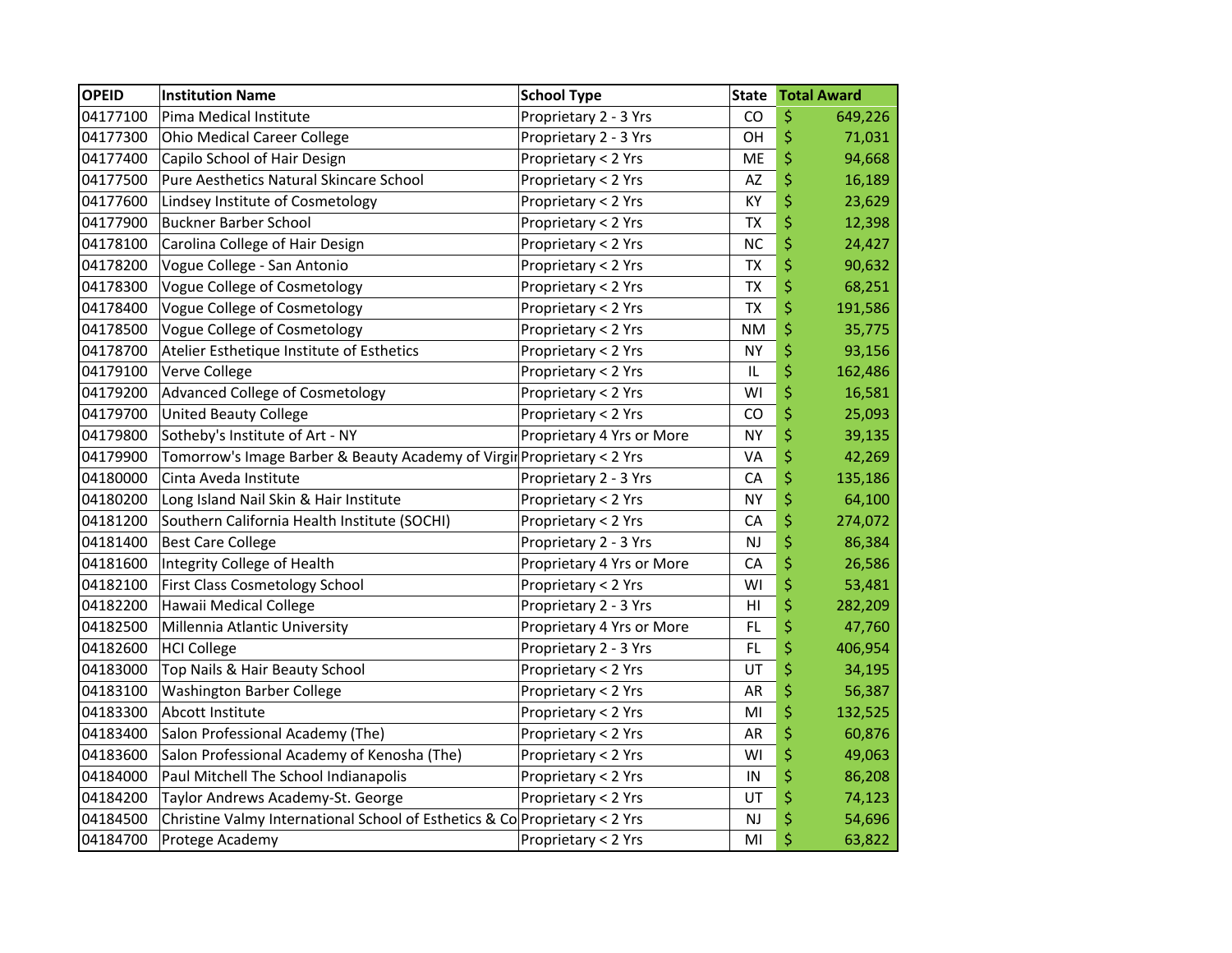| OPEID | Institution Name | School Type | State | Total Award |
|---|---|---|---|---|
| 04177100 | Pima Medical Institute | Proprietary 2 - 3 Yrs | CO | $ 649,226 |
| 04177300 | Ohio Medical Career College | Proprietary 2 - 3 Yrs | OH | $ 71,031 |
| 04177400 | Capilo School of Hair Design | Proprietary < 2 Yrs | ME | $ 94,668 |
| 04177500 | Pure Aesthetics Natural Skincare School | Proprietary < 2 Yrs | AZ | $ 16,189 |
| 04177600 | Lindsey Institute of Cosmetology | Proprietary < 2 Yrs | KY | $ 23,629 |
| 04177900 | Buckner Barber School | Proprietary < 2 Yrs | TX | $ 12,398 |
| 04178100 | Carolina College of Hair Design | Proprietary < 2 Yrs | NC | $ 24,427 |
| 04178200 | Vogue College - San Antonio | Proprietary < 2 Yrs | TX | $ 90,632 |
| 04178300 | Vogue College of Cosmetology | Proprietary < 2 Yrs | TX | $ 68,251 |
| 04178400 | Vogue College of Cosmetology | Proprietary < 2 Yrs | TX | $ 191,586 |
| 04178500 | Vogue College of Cosmetology | Proprietary < 2 Yrs | NM | $ 35,775 |
| 04178700 | Atelier Esthetique Institute of Esthetics | Proprietary < 2 Yrs | NY | $ 93,156 |
| 04179100 | Verve College | Proprietary < 2 Yrs | IL | $ 162,486 |
| 04179200 | Advanced College of Cosmetology | Proprietary < 2 Yrs | WI | $ 16,581 |
| 04179700 | United Beauty College | Proprietary < 2 Yrs | CO | $ 25,093 |
| 04179800 | Sotheby's Institute of Art - NY | Proprietary 4 Yrs or More | NY | $ 39,135 |
| 04179900 | Tomorrow's Image Barber & Beauty Academy of Virgir | Proprietary < 2 Yrs | VA | $ 42,269 |
| 04180000 | Cinta Aveda Institute | Proprietary 2 - 3 Yrs | CA | $ 135,186 |
| 04180200 | Long Island Nail Skin & Hair Institute | Proprietary < 2 Yrs | NY | $ 64,100 |
| 04181200 | Southern California Health Institute (SOCHI) | Proprietary < 2 Yrs | CA | $ 274,072 |
| 04181400 | Best Care College | Proprietary 2 - 3 Yrs | NJ | $ 86,384 |
| 04181600 | Integrity College of Health | Proprietary 4 Yrs or More | CA | $ 26,586 |
| 04182100 | First Class Cosmetology School | Proprietary < 2 Yrs | WI | $ 53,481 |
| 04182200 | Hawaii Medical College | Proprietary 2 - 3 Yrs | HI | $ 282,209 |
| 04182500 | Millennia Atlantic University | Proprietary 4 Yrs or More | FL | $ 47,760 |
| 04182600 | HCI College | Proprietary 2 - 3 Yrs | FL | $ 406,954 |
| 04183000 | Top Nails & Hair Beauty School | Proprietary < 2 Yrs | UT | $ 34,195 |
| 04183100 | Washington Barber College | Proprietary < 2 Yrs | AR | $ 56,387 |
| 04183300 | Abcott Institute | Proprietary < 2 Yrs | MI | $ 132,525 |
| 04183400 | Salon Professional Academy (The) | Proprietary < 2 Yrs | AR | $ 60,876 |
| 04183600 | Salon Professional Academy of Kenosha (The) | Proprietary < 2 Yrs | WI | $ 49,063 |
| 04184000 | Paul Mitchell The School Indianapolis | Proprietary < 2 Yrs | IN | $ 86,208 |
| 04184200 | Taylor Andrews Academy-St. George | Proprietary < 2 Yrs | UT | $ 74,123 |
| 04184500 | Christine Valmy International School of Esthetics & Co | Proprietary < 2 Yrs | NJ | $ 54,696 |
| 04184700 | Protege Academy | Proprietary < 2 Yrs | MI | $ 63,822 |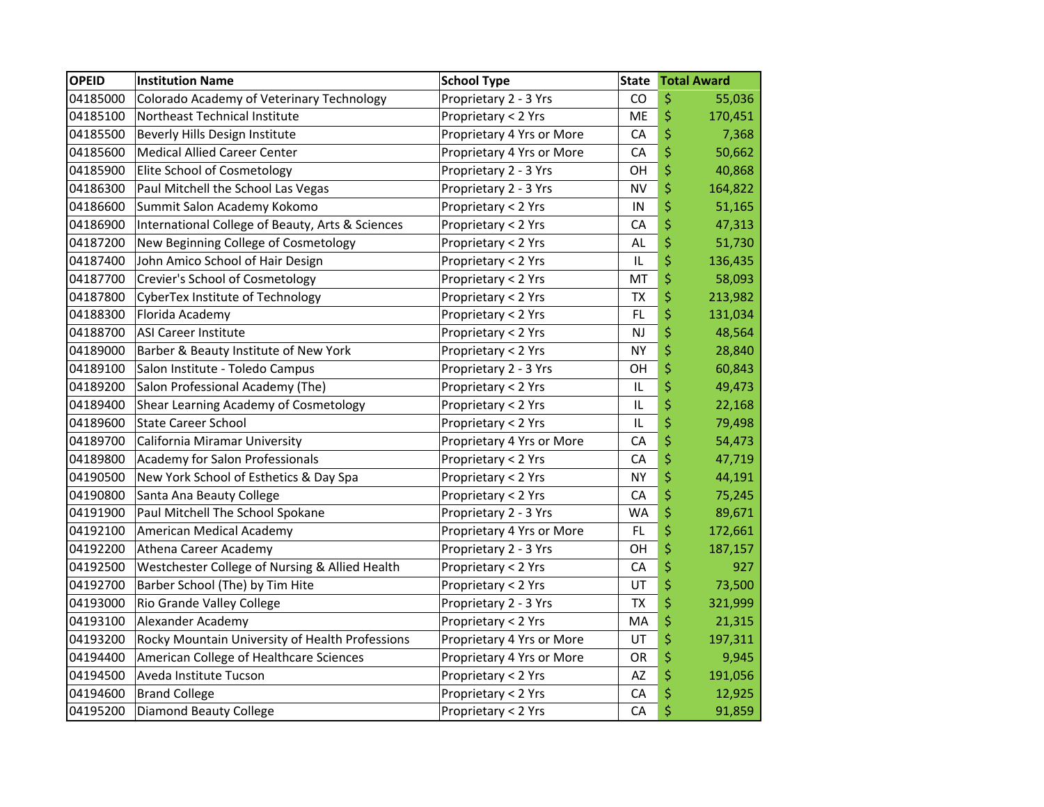| OPEID | Institution Name | School Type | State | Total Award |
| --- | --- | --- | --- | --- |
| 04185000 | Colorado Academy of Veterinary Technology | Proprietary 2 - 3 Yrs | CO | $ 55,036 |
| 04185100 | Northeast Technical Institute | Proprietary < 2 Yrs | ME | $ 170,451 |
| 04185500 | Beverly Hills Design Institute | Proprietary 4 Yrs or More | CA | $ 7,368 |
| 04185600 | Medical Allied Career Center | Proprietary 4 Yrs or More | CA | $ 50,662 |
| 04185900 | Elite School of Cosmetology | Proprietary 2 - 3 Yrs | OH | $ 40,868 |
| 04186300 | Paul Mitchell the School Las Vegas | Proprietary 2 - 3 Yrs | NV | $ 164,822 |
| 04186600 | Summit Salon Academy Kokomo | Proprietary < 2 Yrs | IN | $ 51,165 |
| 04186900 | International College of Beauty, Arts & Sciences | Proprietary < 2 Yrs | CA | $ 47,313 |
| 04187200 | New Beginning College of Cosmetology | Proprietary < 2 Yrs | AL | $ 51,730 |
| 04187400 | John Amico School of Hair Design | Proprietary < 2 Yrs | IL | $ 136,435 |
| 04187700 | Crevier's School of Cosmetology | Proprietary < 2 Yrs | MT | $ 58,093 |
| 04187800 | CyberTex Institute of Technology | Proprietary < 2 Yrs | TX | $ 213,982 |
| 04188300 | Florida Academy | Proprietary < 2 Yrs | FL | $ 131,034 |
| 04188700 | ASI Career Institute | Proprietary < 2 Yrs | NJ | $ 48,564 |
| 04189000 | Barber & Beauty Institute of New York | Proprietary < 2 Yrs | NY | $ 28,840 |
| 04189100 | Salon Institute - Toledo Campus | Proprietary 2 - 3 Yrs | OH | $ 60,843 |
| 04189200 | Salon Professional Academy (The) | Proprietary < 2 Yrs | IL | $ 49,473 |
| 04189400 | Shear Learning Academy of Cosmetology | Proprietary < 2 Yrs | IL | $ 22,168 |
| 04189600 | State Career School | Proprietary < 2 Yrs | IL | $ 79,498 |
| 04189700 | California Miramar University | Proprietary 4 Yrs or More | CA | $ 54,473 |
| 04189800 | Academy for Salon Professionals | Proprietary < 2 Yrs | CA | $ 47,719 |
| 04190500 | New York School of Esthetics & Day Spa | Proprietary < 2 Yrs | NY | $ 44,191 |
| 04190800 | Santa Ana Beauty College | Proprietary < 2 Yrs | CA | $ 75,245 |
| 04191900 | Paul Mitchell The School Spokane | Proprietary 2 - 3 Yrs | WA | $ 89,671 |
| 04192100 | American Medical Academy | Proprietary 4 Yrs or More | FL | $ 172,661 |
| 04192200 | Athena Career Academy | Proprietary 2 - 3 Yrs | OH | $ 187,157 |
| 04192500 | Westchester College of Nursing & Allied Health | Proprietary < 2 Yrs | CA | $ 927 |
| 04192700 | Barber School (The) by Tim Hite | Proprietary < 2 Yrs | UT | $ 73,500 |
| 04193000 | Rio Grande Valley College | Proprietary 2 - 3 Yrs | TX | $ 321,999 |
| 04193100 | Alexander Academy | Proprietary < 2 Yrs | MA | $ 21,315 |
| 04193200 | Rocky Mountain University of Health Professions | Proprietary 4 Yrs or More | UT | $ 197,311 |
| 04194400 | American College of Healthcare Sciences | Proprietary 4 Yrs or More | OR | $ 9,945 |
| 04194500 | Aveda Institute Tucson | Proprietary < 2 Yrs | AZ | $ 191,056 |
| 04194600 | Brand College | Proprietary < 2 Yrs | CA | $ 12,925 |
| 04195200 | Diamond Beauty College | Proprietary < 2 Yrs | CA | $ 91,859 |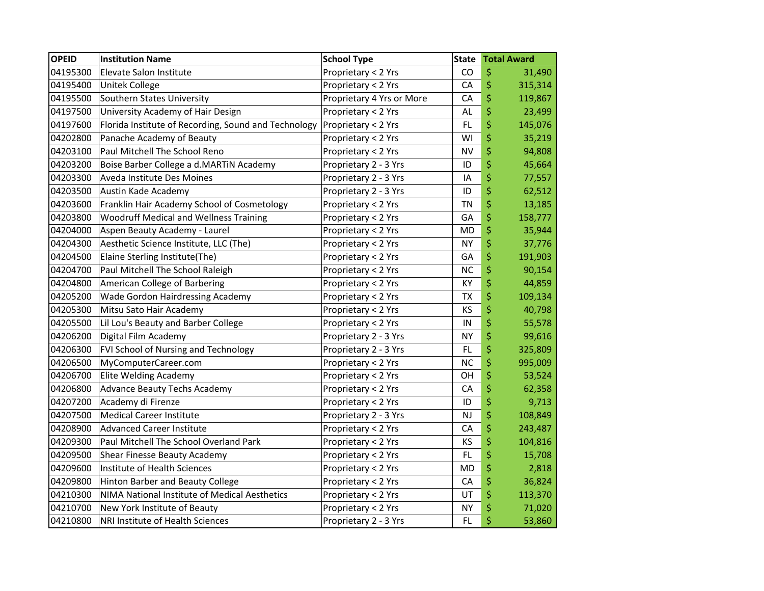| OPEID | Institution Name | School Type | State | Total Award |
|---|---|---|---|---|
| 04195300 | Elevate Salon Institute | Proprietary < 2 Yrs | CO | $ 31,490 |
| 04195400 | Unitek College | Proprietary < 2 Yrs | CA | $ 315,314 |
| 04195500 | Southern States University | Proprietary 4 Yrs or More | CA | $ 119,867 |
| 04197500 | University Academy of Hair Design | Proprietary < 2 Yrs | AL | $ 23,499 |
| 04197600 | Florida Institute of Recording, Sound and Technology | Proprietary < 2 Yrs | FL | $ 145,076 |
| 04202800 | Panache Academy of Beauty | Proprietary < 2 Yrs | WI | $ 35,219 |
| 04203100 | Paul Mitchell The School Reno | Proprietary < 2 Yrs | NV | $ 94,808 |
| 04203200 | Boise Barber College a d.MARTiN Academy | Proprietary 2 - 3 Yrs | ID | $ 45,664 |
| 04203300 | Aveda Institute Des Moines | Proprietary 2 - 3 Yrs | IA | $ 77,557 |
| 04203500 | Austin Kade Academy | Proprietary 2 - 3 Yrs | ID | $ 62,512 |
| 04203600 | Franklin Hair Academy School of Cosmetology | Proprietary < 2 Yrs | TN | $ 13,185 |
| 04203800 | Woodruff Medical and Wellness Training | Proprietary < 2 Yrs | GA | $ 158,777 |
| 04204000 | Aspen Beauty Academy - Laurel | Proprietary < 2 Yrs | MD | $ 35,944 |
| 04204300 | Aesthetic Science Institute, LLC (The) | Proprietary < 2 Yrs | NY | $ 37,776 |
| 04204500 | Elaine Sterling Institute(The) | Proprietary < 2 Yrs | GA | $ 191,903 |
| 04204700 | Paul Mitchell The School Raleigh | Proprietary < 2 Yrs | NC | $ 90,154 |
| 04204800 | American College of Barbering | Proprietary < 2 Yrs | KY | $ 44,859 |
| 04205200 | Wade Gordon Hairdressing Academy | Proprietary < 2 Yrs | TX | $ 109,134 |
| 04205300 | Mitsu Sato Hair Academy | Proprietary < 2 Yrs | KS | $ 40,798 |
| 04205500 | Lil Lou's Beauty and Barber College | Proprietary < 2 Yrs | IN | $ 55,578 |
| 04206200 | Digital Film Academy | Proprietary 2 - 3 Yrs | NY | $ 99,616 |
| 04206300 | FVI School of Nursing and Technology | Proprietary 2 - 3 Yrs | FL | $ 325,809 |
| 04206500 | MyComputerCareer.com | Proprietary < 2 Yrs | NC | $ 995,009 |
| 04206700 | Elite Welding Academy | Proprietary < 2 Yrs | OH | $ 53,524 |
| 04206800 | Advance Beauty Techs Academy | Proprietary < 2 Yrs | CA | $ 62,358 |
| 04207200 | Academy di Firenze | Proprietary < 2 Yrs | ID | $ 9,713 |
| 04207500 | Medical Career Institute | Proprietary 2 - 3 Yrs | NJ | $ 108,849 |
| 04208900 | Advanced Career Institute | Proprietary < 2 Yrs | CA | $ 243,487 |
| 04209300 | Paul Mitchell The School Overland Park | Proprietary < 2 Yrs | KS | $ 104,816 |
| 04209500 | Shear Finesse Beauty Academy | Proprietary < 2 Yrs | FL | $ 15,708 |
| 04209600 | Institute of Health Sciences | Proprietary < 2 Yrs | MD | $ 2,818 |
| 04209800 | Hinton Barber and Beauty College | Proprietary < 2 Yrs | CA | $ 36,824 |
| 04210300 | NIMA National Institute of Medical Aesthetics | Proprietary < 2 Yrs | UT | $ 113,370 |
| 04210700 | New York Institute of Beauty | Proprietary < 2 Yrs | NY | $ 71,020 |
| 04210800 | NRI Institute of Health Sciences | Proprietary 2 - 3 Yrs | FL | $ 53,860 |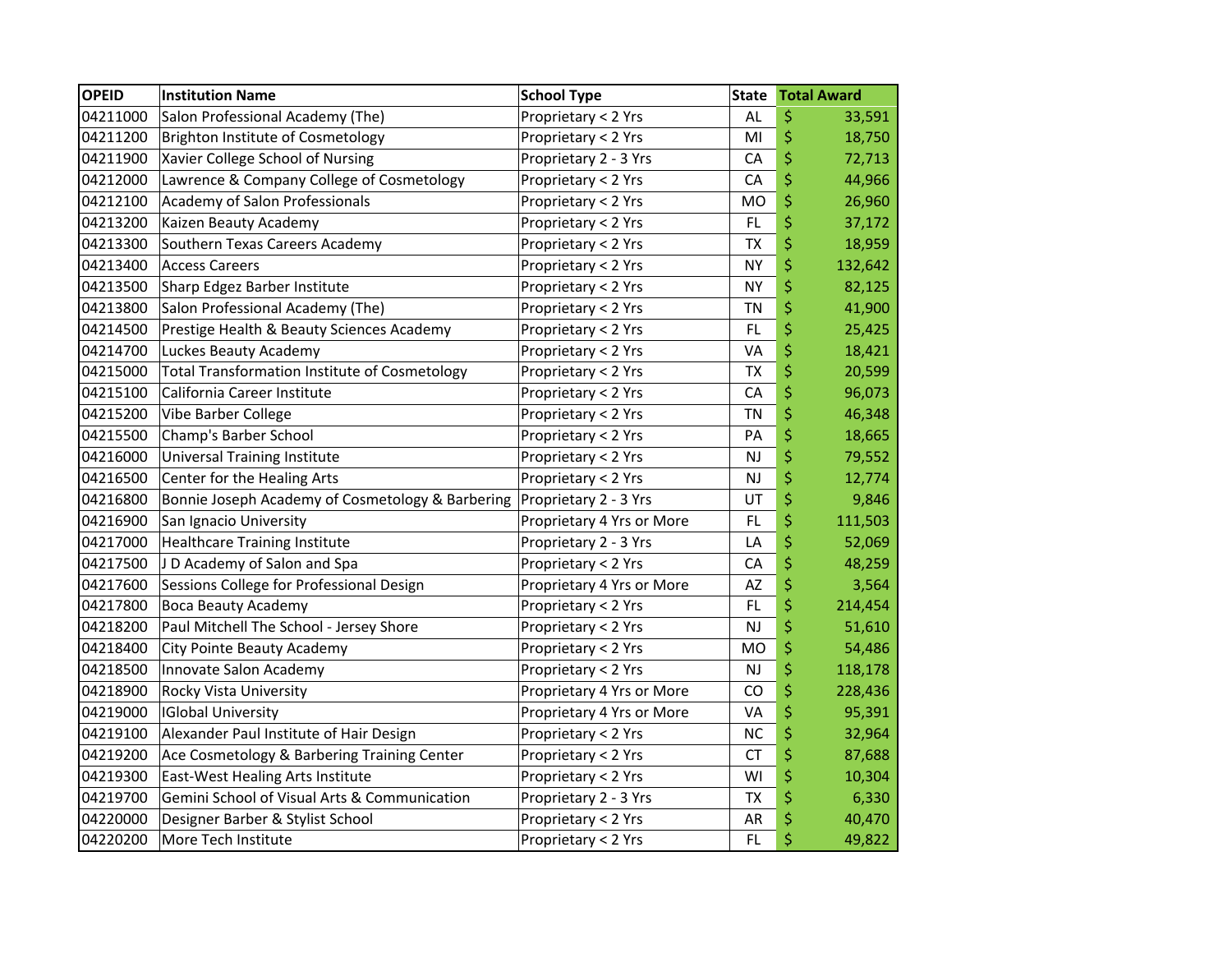| OPEID | Institution Name | School Type | State | Total Award |
|---|---|---|---|---|
| 04211000 | Salon Professional Academy (The) | Proprietary < 2 Yrs | AL | $ 33,591 |
| 04211200 | Brighton Institute of Cosmetology | Proprietary < 2 Yrs | MI | $ 18,750 |
| 04211900 | Xavier College School of Nursing | Proprietary 2 - 3 Yrs | CA | $ 72,713 |
| 04212000 | Lawrence & Company College of Cosmetology | Proprietary < 2 Yrs | CA | $ 44,966 |
| 04212100 | Academy of Salon Professionals | Proprietary < 2 Yrs | MO | $ 26,960 |
| 04213200 | Kaizen Beauty Academy | Proprietary < 2 Yrs | FL | $ 37,172 |
| 04213300 | Southern Texas Careers Academy | Proprietary < 2 Yrs | TX | $ 18,959 |
| 04213400 | Access Careers | Proprietary < 2 Yrs | NY | $ 132,642 |
| 04213500 | Sharp Edgez Barber Institute | Proprietary < 2 Yrs | NY | $ 82,125 |
| 04213800 | Salon Professional Academy (The) | Proprietary < 2 Yrs | TN | $ 41,900 |
| 04214500 | Prestige Health & Beauty Sciences Academy | Proprietary < 2 Yrs | FL | $ 25,425 |
| 04214700 | Luckes Beauty Academy | Proprietary < 2 Yrs | VA | $ 18,421 |
| 04215000 | Total Transformation Institute of Cosmetology | Proprietary < 2 Yrs | TX | $ 20,599 |
| 04215100 | California Career Institute | Proprietary < 2 Yrs | CA | $ 96,073 |
| 04215200 | Vibe Barber College | Proprietary < 2 Yrs | TN | $ 46,348 |
| 04215500 | Champ's Barber School | Proprietary < 2 Yrs | PA | $ 18,665 |
| 04216000 | Universal Training Institute | Proprietary < 2 Yrs | NJ | $ 79,552 |
| 04216500 | Center for the Healing Arts | Proprietary < 2 Yrs | NJ | $ 12,774 |
| 04216800 | Bonnie Joseph Academy of Cosmetology & Barbering | Proprietary 2 - 3 Yrs | UT | $ 9,846 |
| 04216900 | San Ignacio University | Proprietary 4 Yrs or More | FL | $ 111,503 |
| 04217000 | Healthcare Training Institute | Proprietary 2 - 3 Yrs | LA | $ 52,069 |
| 04217500 | J D Academy of Salon and Spa | Proprietary < 2 Yrs | CA | $ 48,259 |
| 04217600 | Sessions College for Professional Design | Proprietary 4 Yrs or More | AZ | $ 3,564 |
| 04217800 | Boca Beauty Academy | Proprietary < 2 Yrs | FL | $ 214,454 |
| 04218200 | Paul Mitchell The School - Jersey Shore | Proprietary < 2 Yrs | NJ | $ 51,610 |
| 04218400 | City Pointe Beauty Academy | Proprietary < 2 Yrs | MO | $ 54,486 |
| 04218500 | Innovate Salon Academy | Proprietary < 2 Yrs | NJ | $ 118,178 |
| 04218900 | Rocky Vista University | Proprietary 4 Yrs or More | CO | $ 228,436 |
| 04219000 | IGlobal University | Proprietary 4 Yrs or More | VA | $ 95,391 |
| 04219100 | Alexander Paul Institute of Hair Design | Proprietary < 2 Yrs | NC | $ 32,964 |
| 04219200 | Ace Cosmetology & Barbering Training Center | Proprietary < 2 Yrs | CT | $ 87,688 |
| 04219300 | East-West Healing Arts Institute | Proprietary < 2 Yrs | WI | $ 10,304 |
| 04219700 | Gemini School of Visual Arts & Communication | Proprietary 2 - 3 Yrs | TX | $ 6,330 |
| 04220000 | Designer Barber & Stylist School | Proprietary < 2 Yrs | AR | $ 40,470 |
| 04220200 | More Tech Institute | Proprietary < 2 Yrs | FL | $ 49,822 |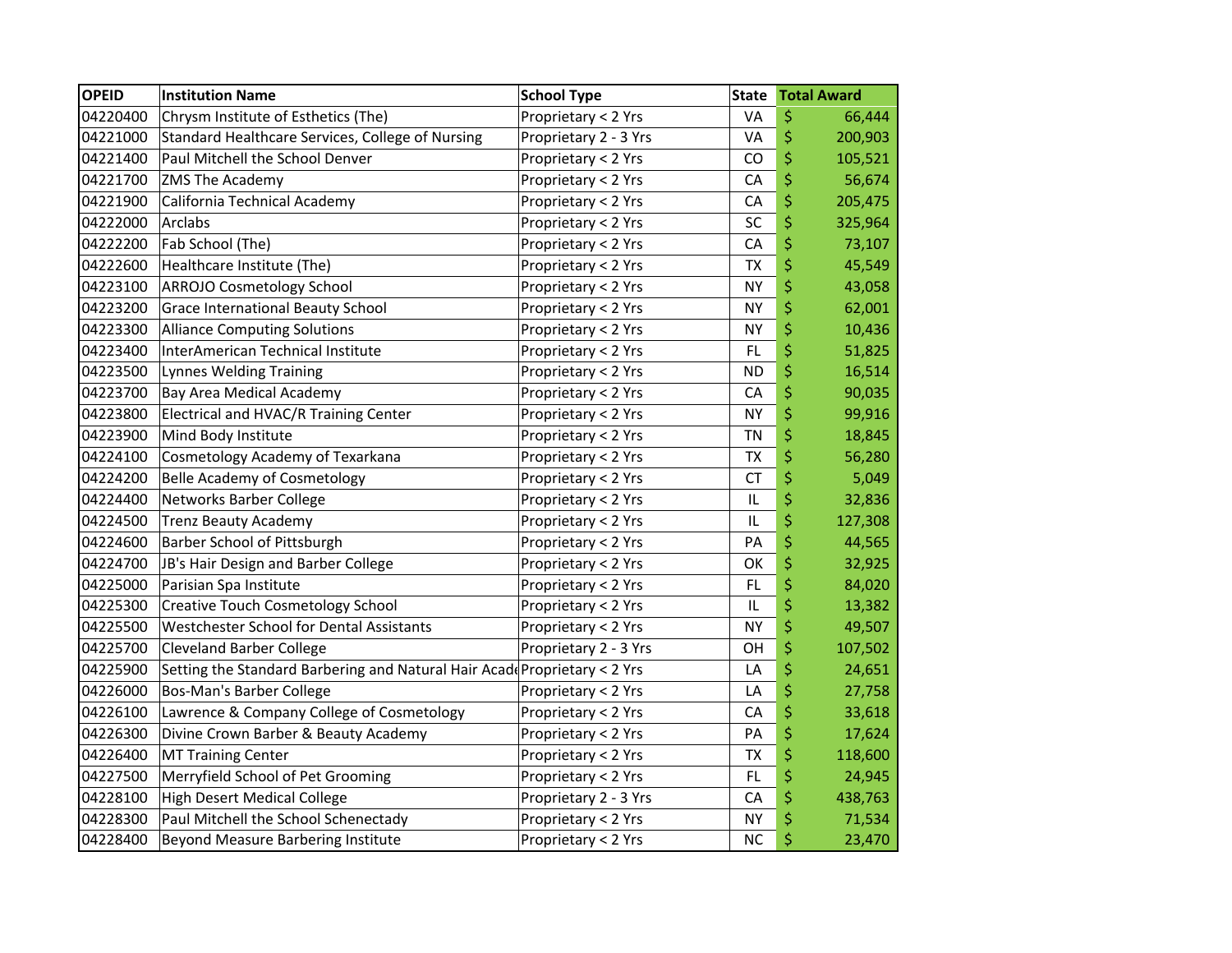| OPEID | Institution Name | School Type | State | Total Award |
|---|---|---|---|---|
| 04220400 | Chrysm Institute of Esthetics (The) | Proprietary < 2 Yrs | VA | $ 66,444 |
| 04221000 | Standard Healthcare Services, College of Nursing | Proprietary 2 - 3 Yrs | VA | $ 200,903 |
| 04221400 | Paul Mitchell the School Denver | Proprietary < 2 Yrs | CO | $ 105,521 |
| 04221700 | ZMS The Academy | Proprietary < 2 Yrs | CA | $ 56,674 |
| 04221900 | California Technical Academy | Proprietary < 2 Yrs | CA | $ 205,475 |
| 04222000 | Arclabs | Proprietary < 2 Yrs | SC | $ 325,964 |
| 04222200 | Fab School (The) | Proprietary < 2 Yrs | CA | $ 73,107 |
| 04222600 | Healthcare Institute (The) | Proprietary < 2 Yrs | TX | $ 45,549 |
| 04223100 | ARROJO Cosmetology School | Proprietary < 2 Yrs | NY | $ 43,058 |
| 04223200 | Grace International Beauty School | Proprietary < 2 Yrs | NY | $ 62,001 |
| 04223300 | Alliance Computing Solutions | Proprietary < 2 Yrs | NY | $ 10,436 |
| 04223400 | InterAmerican Technical Institute | Proprietary < 2 Yrs | FL | $ 51,825 |
| 04223500 | Lynnes Welding Training | Proprietary < 2 Yrs | ND | $ 16,514 |
| 04223700 | Bay Area Medical Academy | Proprietary < 2 Yrs | CA | $ 90,035 |
| 04223800 | Electrical and HVAC/R Training Center | Proprietary < 2 Yrs | NY | $ 99,916 |
| 04223900 | Mind Body Institute | Proprietary < 2 Yrs | TN | $ 18,845 |
| 04224100 | Cosmetology Academy of Texarkana | Proprietary < 2 Yrs | TX | $ 56,280 |
| 04224200 | Belle Academy of Cosmetology | Proprietary < 2 Yrs | CT | $ 5,049 |
| 04224400 | Networks Barber College | Proprietary < 2 Yrs | IL | $ 32,836 |
| 04224500 | Trenz Beauty Academy | Proprietary < 2 Yrs | IL | $ 127,308 |
| 04224600 | Barber School of Pittsburgh | Proprietary < 2 Yrs | PA | $ 44,565 |
| 04224700 | JB's Hair Design and Barber College | Proprietary < 2 Yrs | OK | $ 32,925 |
| 04225000 | Parisian Spa Institute | Proprietary < 2 Yrs | FL | $ 84,020 |
| 04225300 | Creative Touch Cosmetology School | Proprietary < 2 Yrs | IL | $ 13,382 |
| 04225500 | Westchester School for Dental Assistants | Proprietary < 2 Yrs | NY | $ 49,507 |
| 04225700 | Cleveland Barber College | Proprietary 2 - 3 Yrs | OH | $ 107,502 |
| 04225900 | Setting the Standard Barbering and Natural Hair Acad | Proprietary < 2 Yrs | LA | $ 24,651 |
| 04226000 | Bos-Man's Barber College | Proprietary < 2 Yrs | LA | $ 27,758 |
| 04226100 | Lawrence & Company College of Cosmetology | Proprietary < 2 Yrs | CA | $ 33,618 |
| 04226300 | Divine Crown Barber & Beauty Academy | Proprietary < 2 Yrs | PA | $ 17,624 |
| 04226400 | MT Training Center | Proprietary < 2 Yrs | TX | $ 118,600 |
| 04227500 | Merryfield School of Pet Grooming | Proprietary < 2 Yrs | FL | $ 24,945 |
| 04228100 | High Desert Medical College | Proprietary 2 - 3 Yrs | CA | $ 438,763 |
| 04228300 | Paul Mitchell the School Schenectady | Proprietary < 2 Yrs | NY | $ 71,534 |
| 04228400 | Beyond Measure Barbering Institute | Proprietary < 2 Yrs | NC | $ 23,470 |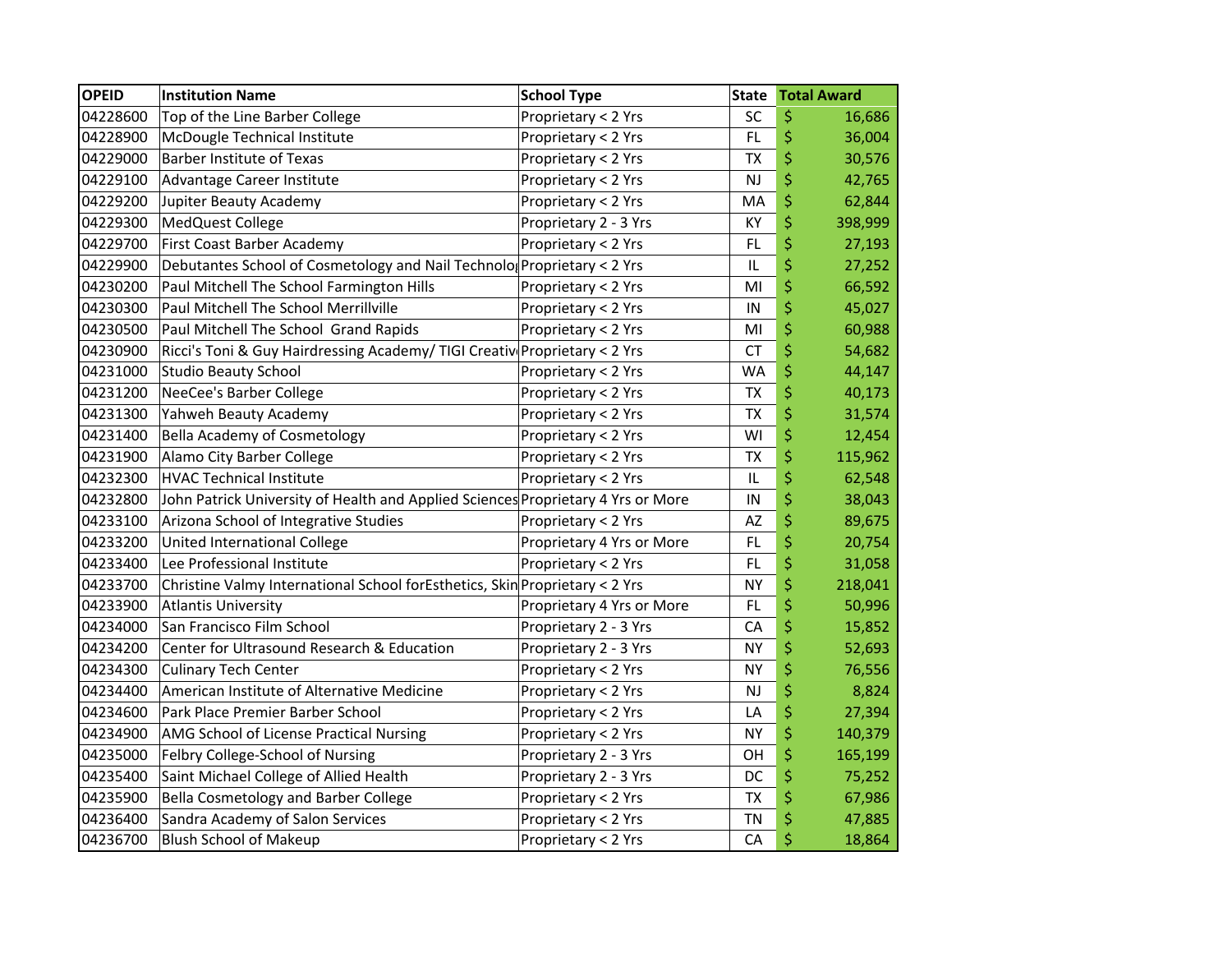| OPEID | Institution Name | School Type | State | Total Award |
|---|---|---|---|---|
| 04228600 | Top of the Line Barber College | Proprietary < 2 Yrs | SC | $ 16,686 |
| 04228900 | McDougle Technical Institute | Proprietary < 2 Yrs | FL | $ 36,004 |
| 04229000 | Barber Institute of Texas | Proprietary < 2 Yrs | TX | $ 30,576 |
| 04229100 | Advantage Career Institute | Proprietary < 2 Yrs | NJ | $ 42,765 |
| 04229200 | Jupiter Beauty Academy | Proprietary < 2 Yrs | MA | $ 62,844 |
| 04229300 | MedQuest College | Proprietary 2 - 3 Yrs | KY | $ 398,999 |
| 04229700 | First Coast Barber Academy | Proprietary < 2 Yrs | FL | $ 27,193 |
| 04229900 | Debutantes School of Cosmetology and Nail Technolo | Proprietary < 2 Yrs | IL | $ 27,252 |
| 04230200 | Paul Mitchell The School Farmington Hills | Proprietary < 2 Yrs | MI | $ 66,592 |
| 04230300 | Paul Mitchell The School Merrillville | Proprietary < 2 Yrs | IN | $ 45,027 |
| 04230500 | Paul Mitchell The School Grand Rapids | Proprietary < 2 Yrs | MI | $ 60,988 |
| 04230900 | Ricci's Toni & Guy Hairdressing Academy/ TIGI Creativ | Proprietary < 2 Yrs | CT | $ 54,682 |
| 04231000 | Studio Beauty School | Proprietary < 2 Yrs | WA | $ 44,147 |
| 04231200 | NeeCee's Barber College | Proprietary < 2 Yrs | TX | $ 40,173 |
| 04231300 | Yahweh Beauty Academy | Proprietary < 2 Yrs | TX | $ 31,574 |
| 04231400 | Bella Academy of Cosmetology | Proprietary < 2 Yrs | WI | $ 12,454 |
| 04231900 | Alamo City Barber College | Proprietary < 2 Yrs | TX | $ 115,962 |
| 04232300 | HVAC Technical Institute | Proprietary < 2 Yrs | IL | $ 62,548 |
| 04232800 | John Patrick University of Health and Applied Sciences | Proprietary 4 Yrs or More | IN | $ 38,043 |
| 04233100 | Arizona School of Integrative Studies | Proprietary < 2 Yrs | AZ | $ 89,675 |
| 04233200 | United International College | Proprietary 4 Yrs or More | FL | $ 20,754 |
| 04233400 | Lee Professional Institute | Proprietary < 2 Yrs | FL | $ 31,058 |
| 04233700 | Christine Valmy International School forEsthetics, Skin | Proprietary < 2 Yrs | NY | $ 218,041 |
| 04233900 | Atlantis University | Proprietary 4 Yrs or More | FL | $ 50,996 |
| 04234000 | San Francisco Film School | Proprietary 2 - 3 Yrs | CA | $ 15,852 |
| 04234200 | Center for Ultrasound Research & Education | Proprietary 2 - 3 Yrs | NY | $ 52,693 |
| 04234300 | Culinary Tech Center | Proprietary < 2 Yrs | NY | $ 76,556 |
| 04234400 | American Institute of Alternative Medicine | Proprietary < 2 Yrs | NJ | $ 8,824 |
| 04234600 | Park Place Premier Barber School | Proprietary < 2 Yrs | LA | $ 27,394 |
| 04234900 | AMG School of License Practical Nursing | Proprietary < 2 Yrs | NY | $ 140,379 |
| 04235000 | Felbry College-School of Nursing | Proprietary 2 - 3 Yrs | OH | $ 165,199 |
| 04235400 | Saint Michael College of Allied Health | Proprietary 2 - 3 Yrs | DC | $ 75,252 |
| 04235900 | Bella Cosmetology and Barber College | Proprietary < 2 Yrs | TX | $ 67,986 |
| 04236400 | Sandra Academy of Salon Services | Proprietary < 2 Yrs | TN | $ 47,885 |
| 04236700 | Blush School of Makeup | Proprietary < 2 Yrs | CA | $ 18,864 |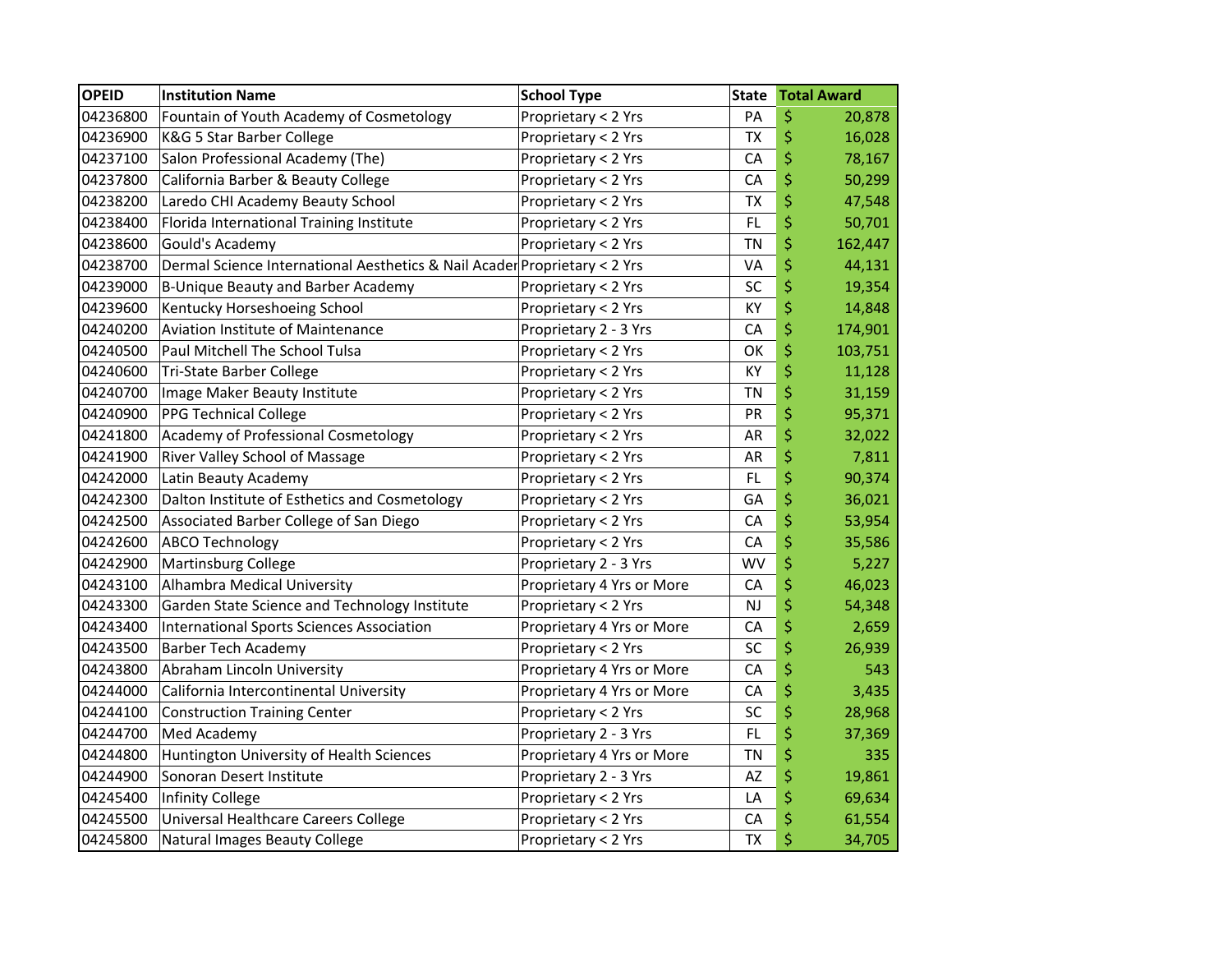| OPEID | Institution Name | School Type | State | Total Award |
|---|---|---|---|---|
| 04236800 | Fountain of Youth Academy of Cosmetology | Proprietary < 2 Yrs | PA | $ 20,878 |
| 04236900 | K&G 5 Star Barber College | Proprietary < 2 Yrs | TX | $ 16,028 |
| 04237100 | Salon Professional Academy (The) | Proprietary < 2 Yrs | CA | $ 78,167 |
| 04237800 | California Barber & Beauty College | Proprietary < 2 Yrs | CA | $ 50,299 |
| 04238200 | Laredo CHI Academy Beauty School | Proprietary < 2 Yrs | TX | $ 47,548 |
| 04238400 | Florida International Training Institute | Proprietary < 2 Yrs | FL | $ 50,701 |
| 04238600 | Gould's Academy | Proprietary < 2 Yrs | TN | $ 162,447 |
| 04238700 | Dermal Science International Aesthetics & Nail Acader | Proprietary < 2 Yrs | VA | $ 44,131 |
| 04239000 | B-Unique Beauty and Barber Academy | Proprietary < 2 Yrs | SC | $ 19,354 |
| 04239600 | Kentucky Horseshoeing School | Proprietary < 2 Yrs | KY | $ 14,848 |
| 04240200 | Aviation Institute of Maintenance | Proprietary 2 - 3 Yrs | CA | $ 174,901 |
| 04240500 | Paul Mitchell The School Tulsa | Proprietary < 2 Yrs | OK | $ 103,751 |
| 04240600 | Tri-State Barber College | Proprietary < 2 Yrs | KY | $ 11,128 |
| 04240700 | Image Maker Beauty Institute | Proprietary < 2 Yrs | TN | $ 31,159 |
| 04240900 | PPG Technical College | Proprietary < 2 Yrs | PR | $ 95,371 |
| 04241800 | Academy of Professional Cosmetology | Proprietary < 2 Yrs | AR | $ 32,022 |
| 04241900 | River Valley School of Massage | Proprietary < 2 Yrs | AR | $ 7,811 |
| 04242000 | Latin Beauty Academy | Proprietary < 2 Yrs | FL | $ 90,374 |
| 04242300 | Dalton Institute of Esthetics and Cosmetology | Proprietary < 2 Yrs | GA | $ 36,021 |
| 04242500 | Associated Barber College of San Diego | Proprietary < 2 Yrs | CA | $ 53,954 |
| 04242600 | ABCO Technology | Proprietary < 2 Yrs | CA | $ 35,586 |
| 04242900 | Martinsburg College | Proprietary 2 - 3 Yrs | WV | $ 5,227 |
| 04243100 | Alhambra Medical University | Proprietary 4 Yrs or More | CA | $ 46,023 |
| 04243300 | Garden State Science and Technology Institute | Proprietary < 2 Yrs | NJ | $ 54,348 |
| 04243400 | International Sports Sciences Association | Proprietary 4 Yrs or More | CA | $ 2,659 |
| 04243500 | Barber Tech Academy | Proprietary < 2 Yrs | SC | $ 26,939 |
| 04243800 | Abraham Lincoln University | Proprietary 4 Yrs or More | CA | $ 543 |
| 04244000 | California Intercontinental University | Proprietary 4 Yrs or More | CA | $ 3,435 |
| 04244100 | Construction Training Center | Proprietary < 2 Yrs | SC | $ 28,968 |
| 04244700 | Med Academy | Proprietary 2 - 3 Yrs | FL | $ 37,369 |
| 04244800 | Huntington University of Health Sciences | Proprietary 4 Yrs or More | TN | $ 335 |
| 04244900 | Sonoran Desert Institute | Proprietary 2 - 3 Yrs | AZ | $ 19,861 |
| 04245400 | Infinity College | Proprietary < 2 Yrs | LA | $ 69,634 |
| 04245500 | Universal Healthcare Careers College | Proprietary < 2 Yrs | CA | $ 61,554 |
| 04245800 | Natural Images Beauty College | Proprietary < 2 Yrs | TX | $ 34,705 |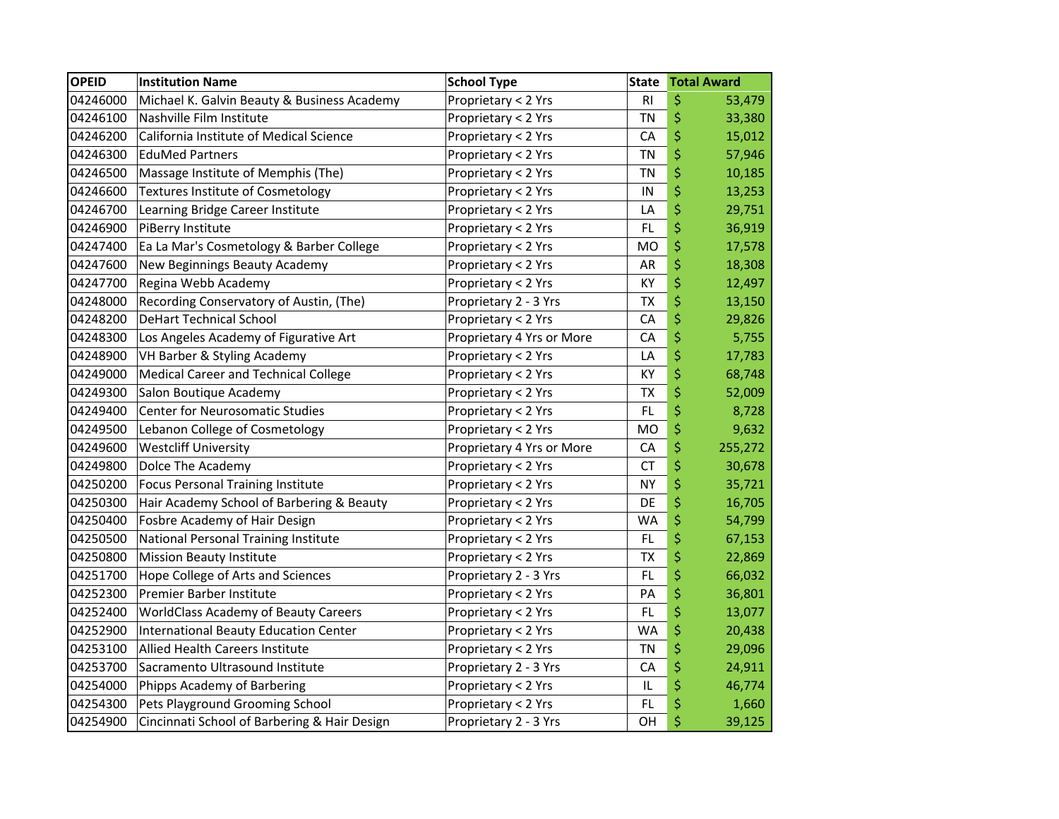| OPEID | Institution Name | School Type | State | Total Award |
|---|---|---|---|---|
| 04246000 | Michael K. Galvin Beauty & Business Academy | Proprietary < 2 Yrs | RI | $ 53,479 |
| 04246100 | Nashville Film Institute | Proprietary < 2 Yrs | TN | $ 33,380 |
| 04246200 | California Institute of Medical Science | Proprietary < 2 Yrs | CA | $ 15,012 |
| 04246300 | EduMed Partners | Proprietary < 2 Yrs | TN | $ 57,946 |
| 04246500 | Massage Institute of Memphis (The) | Proprietary < 2 Yrs | TN | $ 10,185 |
| 04246600 | Textures Institute of Cosmetology | Proprietary < 2 Yrs | IN | $ 13,253 |
| 04246700 | Learning Bridge Career Institute | Proprietary < 2 Yrs | LA | $ 29,751 |
| 04246900 | PiBerry Institute | Proprietary < 2 Yrs | FL | $ 36,919 |
| 04247400 | Ea La Mar's Cosmetology & Barber College | Proprietary < 2 Yrs | MO | $ 17,578 |
| 04247600 | New Beginnings Beauty Academy | Proprietary < 2 Yrs | AR | $ 18,308 |
| 04247700 | Regina Webb Academy | Proprietary < 2 Yrs | KY | $ 12,497 |
| 04248000 | Recording Conservatory of Austin, (The) | Proprietary 2 - 3 Yrs | TX | $ 13,150 |
| 04248200 | DeHart Technical School | Proprietary < 2 Yrs | CA | $ 29,826 |
| 04248300 | Los Angeles Academy of Figurative Art | Proprietary 4 Yrs or More | CA | $ 5,755 |
| 04248900 | VH Barber & Styling Academy | Proprietary < 2 Yrs | LA | $ 17,783 |
| 04249000 | Medical Career and Technical College | Proprietary < 2 Yrs | KY | $ 68,748 |
| 04249300 | Salon Boutique Academy | Proprietary < 2 Yrs | TX | $ 52,009 |
| 04249400 | Center for Neurosomatic Studies | Proprietary < 2 Yrs | FL | $ 8,728 |
| 04249500 | Lebanon College of Cosmetology | Proprietary < 2 Yrs | MO | $ 9,632 |
| 04249600 | Westcliff University | Proprietary 4 Yrs or More | CA | $ 255,272 |
| 04249800 | Dolce The Academy | Proprietary < 2 Yrs | CT | $ 30,678 |
| 04250200 | Focus Personal Training Institute | Proprietary < 2 Yrs | NY | $ 35,721 |
| 04250300 | Hair Academy School of Barbering & Beauty | Proprietary < 2 Yrs | DE | $ 16,705 |
| 04250400 | Fosbre Academy of Hair Design | Proprietary < 2 Yrs | WA | $ 54,799 |
| 04250500 | National Personal Training Institute | Proprietary < 2 Yrs | FL | $ 67,153 |
| 04250800 | Mission Beauty Institute | Proprietary < 2 Yrs | TX | $ 22,869 |
| 04251700 | Hope College of Arts and Sciences | Proprietary 2 - 3 Yrs | FL | $ 66,032 |
| 04252300 | Premier Barber Institute | Proprietary < 2 Yrs | PA | $ 36,801 |
| 04252400 | WorldClass Academy of Beauty Careers | Proprietary < 2 Yrs | FL | $ 13,077 |
| 04252900 | International Beauty Education Center | Proprietary < 2 Yrs | WA | $ 20,438 |
| 04253100 | Allied Health Careers Institute | Proprietary < 2 Yrs | TN | $ 29,096 |
| 04253700 | Sacramento Ultrasound Institute | Proprietary 2 - 3 Yrs | CA | $ 24,911 |
| 04254000 | Phipps Academy of Barbering | Proprietary < 2 Yrs | IL | $ 46,774 |
| 04254300 | Pets Playground Grooming School | Proprietary < 2 Yrs | FL | $ 1,660 |
| 04254900 | Cincinnati School of Barbering & Hair Design | Proprietary 2 - 3 Yrs | OH | $ 39,125 |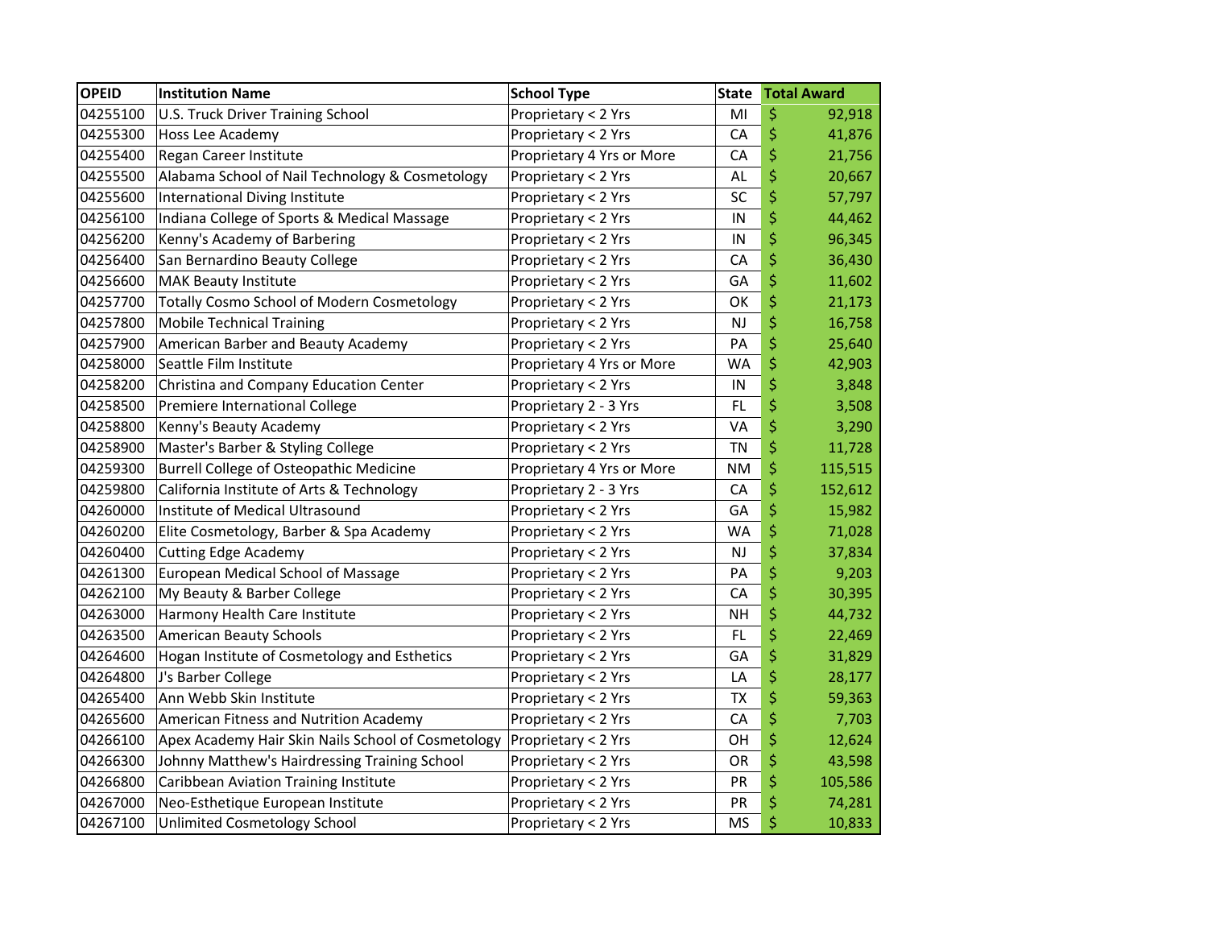| OPEID | Institution Name | School Type | State | Total Award |
|---|---|---|---|---|
| 04255100 | U.S. Truck Driver Training School | Proprietary < 2 Yrs | MI | $ 92,918 |
| 04255300 | Hoss Lee Academy | Proprietary < 2 Yrs | CA | $ 41,876 |
| 04255400 | Regan Career Institute | Proprietary 4 Yrs or More | CA | $ 21,756 |
| 04255500 | Alabama School of Nail Technology & Cosmetology | Proprietary < 2 Yrs | AL | $ 20,667 |
| 04255600 | International Diving Institute | Proprietary < 2 Yrs | SC | $ 57,797 |
| 04256100 | Indiana College of Sports & Medical Massage | Proprietary < 2 Yrs | IN | $ 44,462 |
| 04256200 | Kenny's Academy of Barbering | Proprietary < 2 Yrs | IN | $ 96,345 |
| 04256400 | San Bernardino Beauty College | Proprietary < 2 Yrs | CA | $ 36,430 |
| 04256600 | MAK Beauty Institute | Proprietary < 2 Yrs | GA | $ 11,602 |
| 04257700 | Totally Cosmo School of Modern Cosmetology | Proprietary < 2 Yrs | OK | $ 21,173 |
| 04257800 | Mobile Technical Training | Proprietary < 2 Yrs | NJ | $ 16,758 |
| 04257900 | American Barber and Beauty Academy | Proprietary < 2 Yrs | PA | $ 25,640 |
| 04258000 | Seattle Film Institute | Proprietary 4 Yrs or More | WA | $ 42,903 |
| 04258200 | Christina and Company Education Center | Proprietary < 2 Yrs | IN | $ 3,848 |
| 04258500 | Premiere International College | Proprietary 2 - 3 Yrs | FL | $ 3,508 |
| 04258800 | Kenny's Beauty Academy | Proprietary < 2 Yrs | VA | $ 3,290 |
| 04258900 | Master's Barber & Styling College | Proprietary < 2 Yrs | TN | $ 11,728 |
| 04259300 | Burrell College of Osteopathic Medicine | Proprietary 4 Yrs or More | NM | $ 115,515 |
| 04259800 | California Institute of Arts & Technology | Proprietary 2 - 3 Yrs | CA | $ 152,612 |
| 04260000 | Institute of Medical Ultrasound | Proprietary < 2 Yrs | GA | $ 15,982 |
| 04260200 | Elite Cosmetology, Barber & Spa Academy | Proprietary < 2 Yrs | WA | $ 71,028 |
| 04260400 | Cutting Edge Academy | Proprietary < 2 Yrs | NJ | $ 37,834 |
| 04261300 | European Medical School of Massage | Proprietary < 2 Yrs | PA | $ 9,203 |
| 04262100 | My Beauty & Barber College | Proprietary < 2 Yrs | CA | $ 30,395 |
| 04263000 | Harmony Health Care Institute | Proprietary < 2 Yrs | NH | $ 44,732 |
| 04263500 | American Beauty Schools | Proprietary < 2 Yrs | FL | $ 22,469 |
| 04264600 | Hogan Institute of Cosmetology and Esthetics | Proprietary < 2 Yrs | GA | $ 31,829 |
| 04264800 | J's Barber College | Proprietary < 2 Yrs | LA | $ 28,177 |
| 04265400 | Ann Webb Skin Institute | Proprietary < 2 Yrs | TX | $ 59,363 |
| 04265600 | American Fitness and Nutrition Academy | Proprietary < 2 Yrs | CA | $ 7,703 |
| 04266100 | Apex Academy Hair Skin Nails School of Cosmetology | Proprietary < 2 Yrs | OH | $ 12,624 |
| 04266300 | Johnny Matthew's Hairdressing Training School | Proprietary < 2 Yrs | OR | $ 43,598 |
| 04266800 | Caribbean Aviation Training Institute | Proprietary < 2 Yrs | PR | $ 105,586 |
| 04267000 | Neo-Esthetique European Institute | Proprietary < 2 Yrs | PR | $ 74,281 |
| 04267100 | Unlimited Cosmetology School | Proprietary < 2 Yrs | MS | $ 10,833 |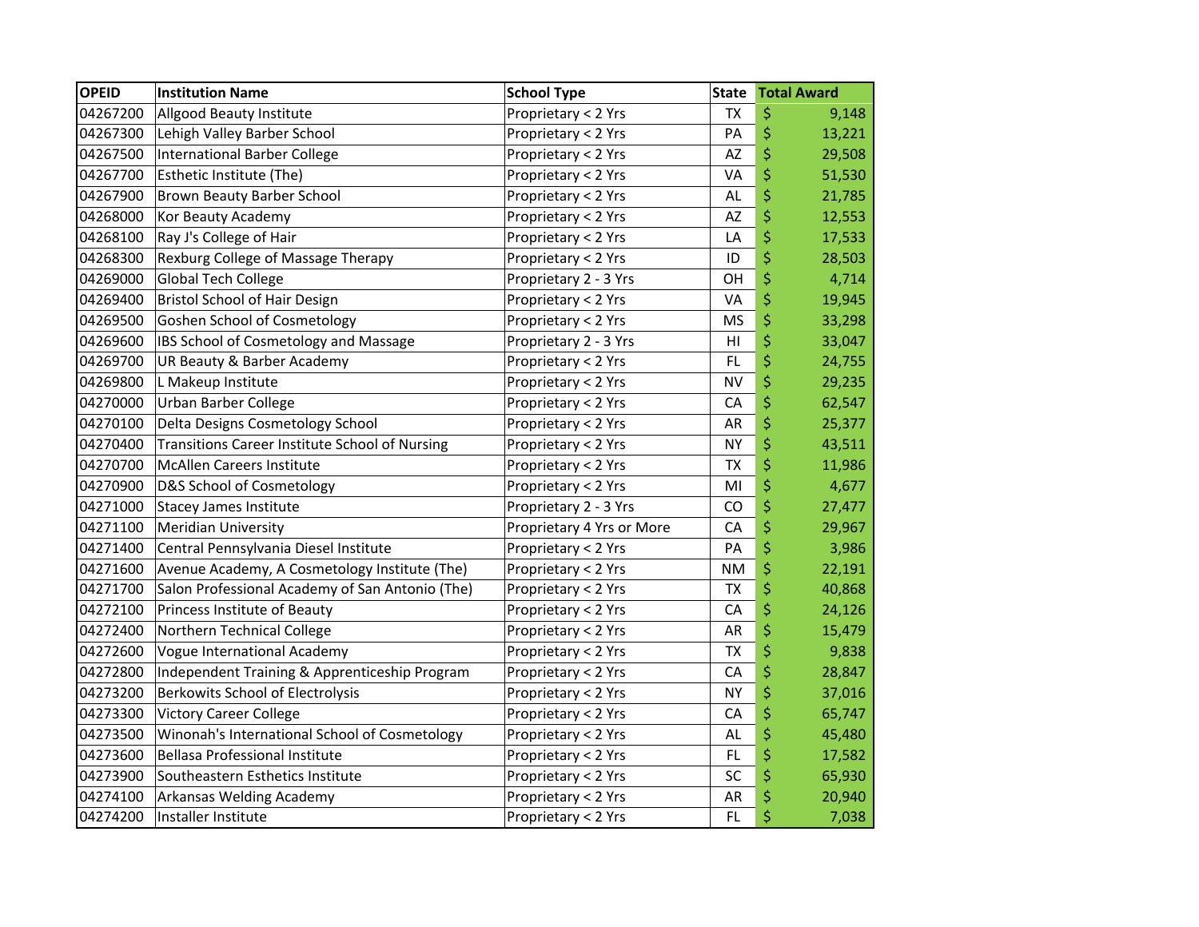| OPEID | Institution Name | School Type | State | Total Award |
|---|---|---|---|---|
| 04267200 | Allgood Beauty Institute | Proprietary < 2 Yrs | TX | $ 9,148 |
| 04267300 | Lehigh Valley Barber School | Proprietary < 2 Yrs | PA | $ 13,221 |
| 04267500 | International Barber College | Proprietary < 2 Yrs | AZ | $ 29,508 |
| 04267700 | Esthetic Institute (The) | Proprietary < 2 Yrs | VA | $ 51,530 |
| 04267900 | Brown Beauty Barber School | Proprietary < 2 Yrs | AL | $ 21,785 |
| 04268000 | Kor Beauty Academy | Proprietary < 2 Yrs | AZ | $ 12,553 |
| 04268100 | Ray J's College of Hair | Proprietary < 2 Yrs | LA | $ 17,533 |
| 04268300 | Rexburg College of Massage Therapy | Proprietary < 2 Yrs | ID | $ 28,503 |
| 04269000 | Global Tech College | Proprietary 2 - 3 Yrs | OH | $ 4,714 |
| 04269400 | Bristol School of Hair Design | Proprietary < 2 Yrs | VA | $ 19,945 |
| 04269500 | Goshen School of Cosmetology | Proprietary < 2 Yrs | MS | $ 33,298 |
| 04269600 | IBS School of Cosmetology and Massage | Proprietary 2 - 3 Yrs | HI | $ 33,047 |
| 04269700 | UR Beauty & Barber Academy | Proprietary < 2 Yrs | FL | $ 24,755 |
| 04269800 | L Makeup Institute | Proprietary < 2 Yrs | NV | $ 29,235 |
| 04270000 | Urban Barber College | Proprietary < 2 Yrs | CA | $ 62,547 |
| 04270100 | Delta Designs Cosmetology School | Proprietary < 2 Yrs | AR | $ 25,377 |
| 04270400 | Transitions Career Institute School of Nursing | Proprietary < 2 Yrs | NY | $ 43,511 |
| 04270700 | McAllen Careers Institute | Proprietary < 2 Yrs | TX | $ 11,986 |
| 04270900 | D&S School of Cosmetology | Proprietary < 2 Yrs | MI | $ 4,677 |
| 04271000 | Stacey James Institute | Proprietary 2 - 3 Yrs | CO | $ 27,477 |
| 04271100 | Meridian University | Proprietary 4 Yrs or More | CA | $ 29,967 |
| 04271400 | Central Pennsylvania Diesel Institute | Proprietary < 2 Yrs | PA | $ 3,986 |
| 04271600 | Avenue Academy, A Cosmetology Institute (The) | Proprietary < 2 Yrs | NM | $ 22,191 |
| 04271700 | Salon Professional Academy of San Antonio (The) | Proprietary < 2 Yrs | TX | $ 40,868 |
| 04272100 | Princess Institute of Beauty | Proprietary < 2 Yrs | CA | $ 24,126 |
| 04272400 | Northern Technical College | Proprietary < 2 Yrs | AR | $ 15,479 |
| 04272600 | Vogue International Academy | Proprietary < 2 Yrs | TX | $ 9,838 |
| 04272800 | Independent Training & Apprenticeship Program | Proprietary < 2 Yrs | CA | $ 28,847 |
| 04273200 | Berkowits School of Electrolysis | Proprietary < 2 Yrs | NY | $ 37,016 |
| 04273300 | Victory Career College | Proprietary < 2 Yrs | CA | $ 65,747 |
| 04273500 | Winonah's International School of Cosmetology | Proprietary < 2 Yrs | AL | $ 45,480 |
| 04273600 | Bellasa Professional Institute | Proprietary < 2 Yrs | FL | $ 17,582 |
| 04273900 | Southeastern Esthetics Institute | Proprietary < 2 Yrs | SC | $ 65,930 |
| 04274100 | Arkansas Welding Academy | Proprietary < 2 Yrs | AR | $ 20,940 |
| 04274200 | Installer Institute | Proprietary < 2 Yrs | FL | $ 7,038 |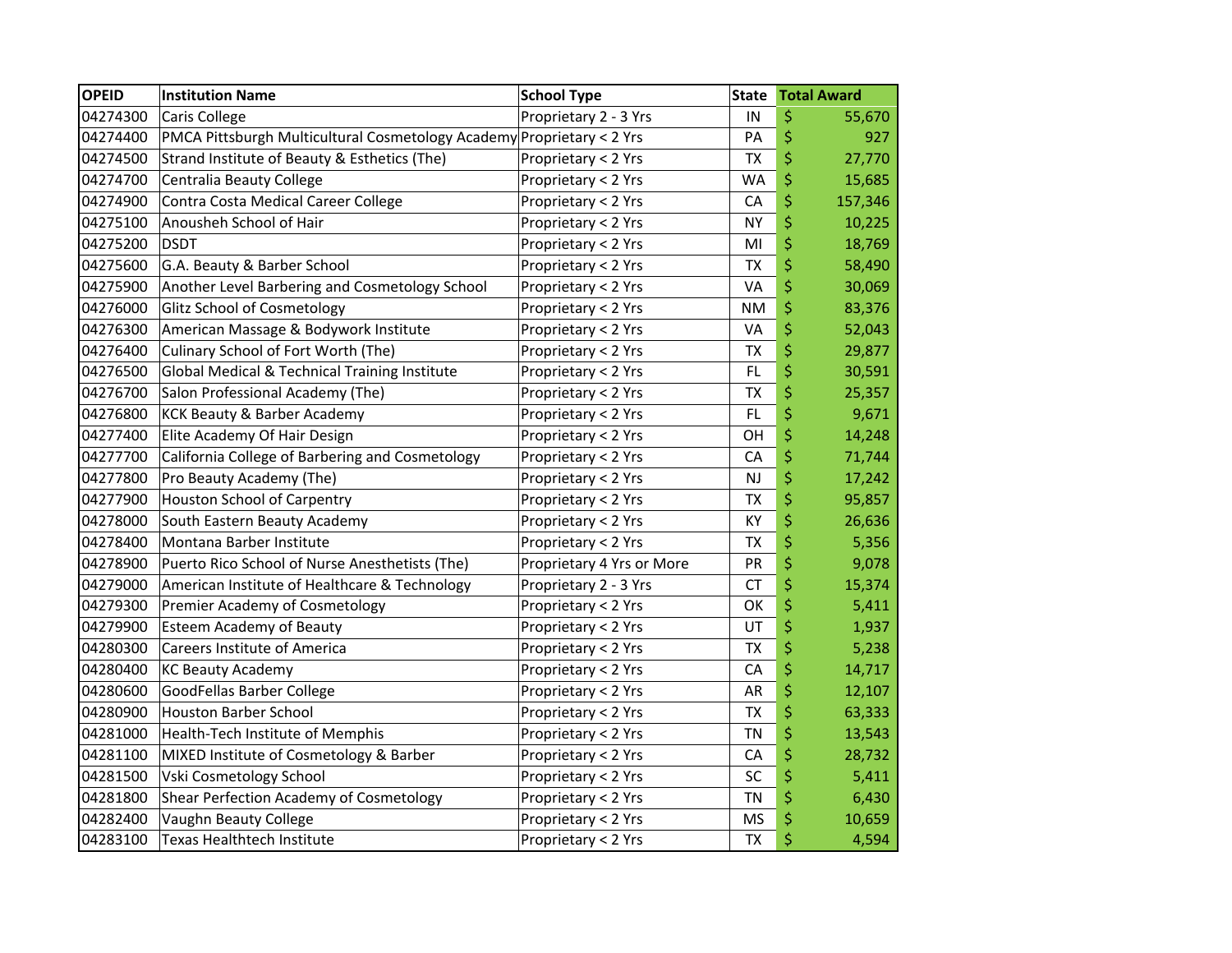| OPEID | Institution Name | School Type | State | Total Award |
| --- | --- | --- | --- | --- |
| 04274300 | Caris College | Proprietary 2 - 3 Yrs | IN | $ 55,670 |
| 04274400 | PMCA Pittsburgh Multicultural Cosmetology Academy | Proprietary < 2 Yrs | PA | $ 927 |
| 04274500 | Strand Institute of Beauty & Esthetics (The) | Proprietary < 2 Yrs | TX | $ 27,770 |
| 04274700 | Centralia Beauty College | Proprietary < 2 Yrs | WA | $ 15,685 |
| 04274900 | Contra Costa Medical Career College | Proprietary < 2 Yrs | CA | $ 157,346 |
| 04275100 | Anousheh School of Hair | Proprietary < 2 Yrs | NY | $ 10,225 |
| 04275200 | DSDT | Proprietary < 2 Yrs | MI | $ 18,769 |
| 04275600 | G.A. Beauty & Barber School | Proprietary < 2 Yrs | TX | $ 58,490 |
| 04275900 | Another Level Barbering and Cosmetology School | Proprietary < 2 Yrs | VA | $ 30,069 |
| 04276000 | Glitz School of Cosmetology | Proprietary < 2 Yrs | NM | $ 83,376 |
| 04276300 | American Massage & Bodywork Institute | Proprietary < 2 Yrs | VA | $ 52,043 |
| 04276400 | Culinary School of Fort Worth (The) | Proprietary < 2 Yrs | TX | $ 29,877 |
| 04276500 | Global Medical & Technical Training Institute | Proprietary < 2 Yrs | FL | $ 30,591 |
| 04276700 | Salon Professional Academy (The) | Proprietary < 2 Yrs | TX | $ 25,357 |
| 04276800 | KCK Beauty & Barber Academy | Proprietary < 2 Yrs | FL | $ 9,671 |
| 04277400 | Elite Academy Of Hair Design | Proprietary < 2 Yrs | OH | $ 14,248 |
| 04277700 | California College of Barbering and Cosmetology | Proprietary < 2 Yrs | CA | $ 71,744 |
| 04277800 | Pro Beauty Academy (The) | Proprietary < 2 Yrs | NJ | $ 17,242 |
| 04277900 | Houston School of Carpentry | Proprietary < 2 Yrs | TX | $ 95,857 |
| 04278000 | South Eastern Beauty Academy | Proprietary < 2 Yrs | KY | $ 26,636 |
| 04278400 | Montana Barber Institute | Proprietary < 2 Yrs | TX | $ 5,356 |
| 04278900 | Puerto Rico School of Nurse Anesthetists (The) | Proprietary 4 Yrs or More | PR | $ 9,078 |
| 04279000 | American Institute of Healthcare & Technology | Proprietary 2 - 3 Yrs | CT | $ 15,374 |
| 04279300 | Premier Academy of Cosmetology | Proprietary < 2 Yrs | OK | $ 5,411 |
| 04279900 | Esteem Academy of Beauty | Proprietary < 2 Yrs | UT | $ 1,937 |
| 04280300 | Careers Institute of America | Proprietary < 2 Yrs | TX | $ 5,238 |
| 04280400 | KC Beauty Academy | Proprietary < 2 Yrs | CA | $ 14,717 |
| 04280600 | GoodFellas Barber College | Proprietary < 2 Yrs | AR | $ 12,107 |
| 04280900 | Houston Barber School | Proprietary < 2 Yrs | TX | $ 63,333 |
| 04281000 | Health-Tech Institute of Memphis | Proprietary < 2 Yrs | TN | $ 13,543 |
| 04281100 | MIXED Institute of Cosmetology & Barber | Proprietary < 2 Yrs | CA | $ 28,732 |
| 04281500 | Vski Cosmetology School | Proprietary < 2 Yrs | SC | $ 5,411 |
| 04281800 | Shear Perfection Academy of Cosmetology | Proprietary < 2 Yrs | TN | $ 6,430 |
| 04282400 | Vaughn Beauty College | Proprietary < 2 Yrs | MS | $ 10,659 |
| 04283100 | Texas Healthtech Institute | Proprietary < 2 Yrs | TX | $ 4,594 |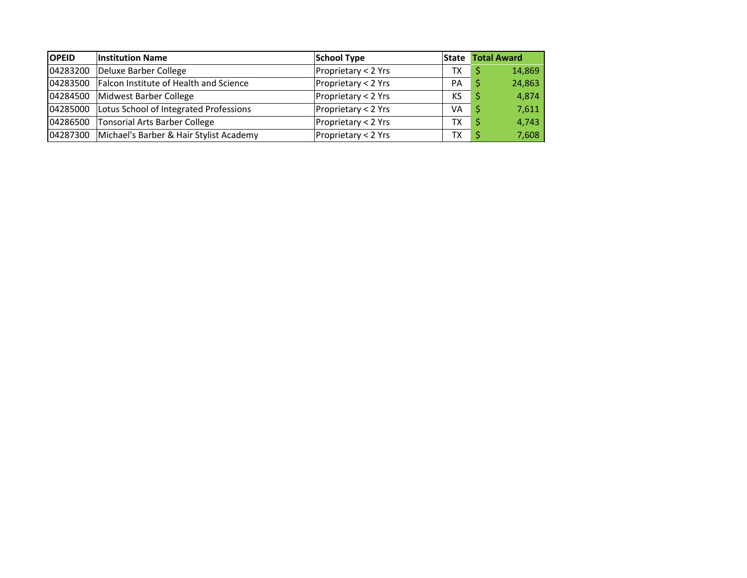| OPEID | Institution Name | School Type | State | Total Award |
|---|---|---|---|---|
| 04283200 | Deluxe Barber College | Proprietary < 2 Yrs | TX | $ 14,869 |
| 04283500 | Falcon Institute of Health and Science | Proprietary < 2 Yrs | PA | $ 24,863 |
| 04284500 | Midwest Barber College | Proprietary < 2 Yrs | KS | $ 4,874 |
| 04285000 | Lotus School of Integrated Professions | Proprietary < 2 Yrs | VA | $ 7,611 |
| 04286500 | Tonsorial Arts Barber College | Proprietary < 2 Yrs | TX | $ 4,743 |
| 04287300 | Michael's Barber & Hair Stylist Academy | Proprietary < 2 Yrs | TX | $ 7,608 |